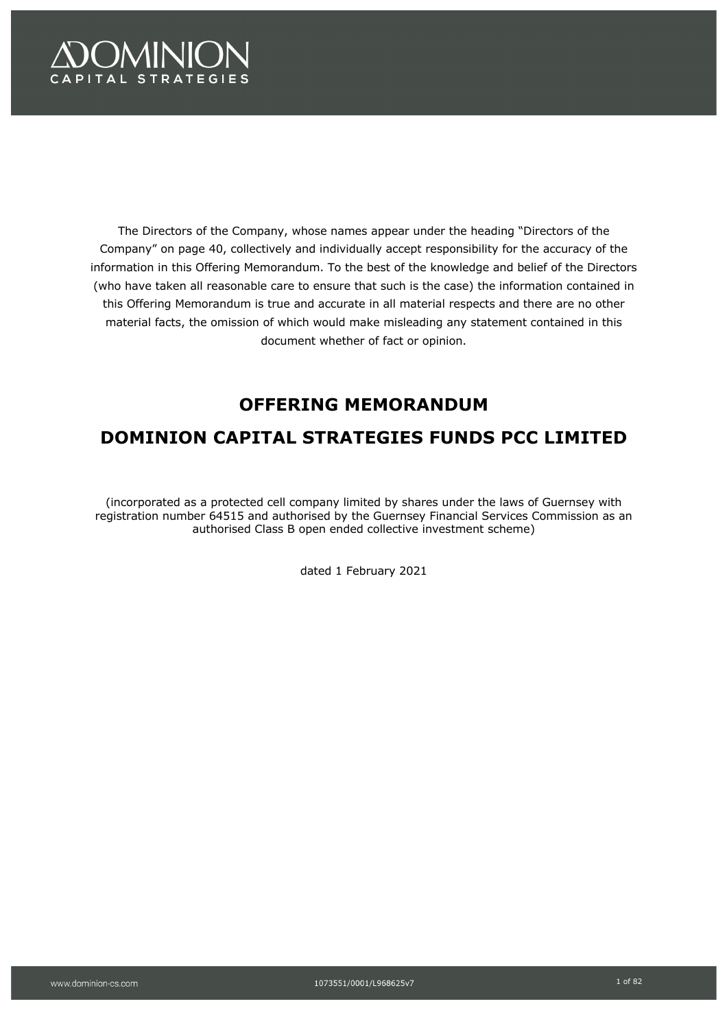# DOMINION CAPITAL STRATEGIES

The Directors of the Company, whose names appear under the heading "Directors of the Company" on page 40, collectively and individually accept responsibility for the accuracy of the information in this Offering Memorandum. To the best of the knowledge and belief of the Directors (who have taken all reasonable care to ensure that such is the case) the information contained in this Offering Memorandum is true and accurate in all material respects and there are no other material facts, the omission of which would make misleading any statement contained in this document whether of fact or opinion.

## OFFERING MEMORANDUM

## DOMINION CAPITAL STRATEGIES FUNDS PCC LIMITED

(incorporated as a protected cell company limited by shares under the laws of Guernsey with registration number 64515 and authorised by the Guernsey Financial Services Commission as an authorised Class B open ended collective investment scheme)

dated 1 February 2021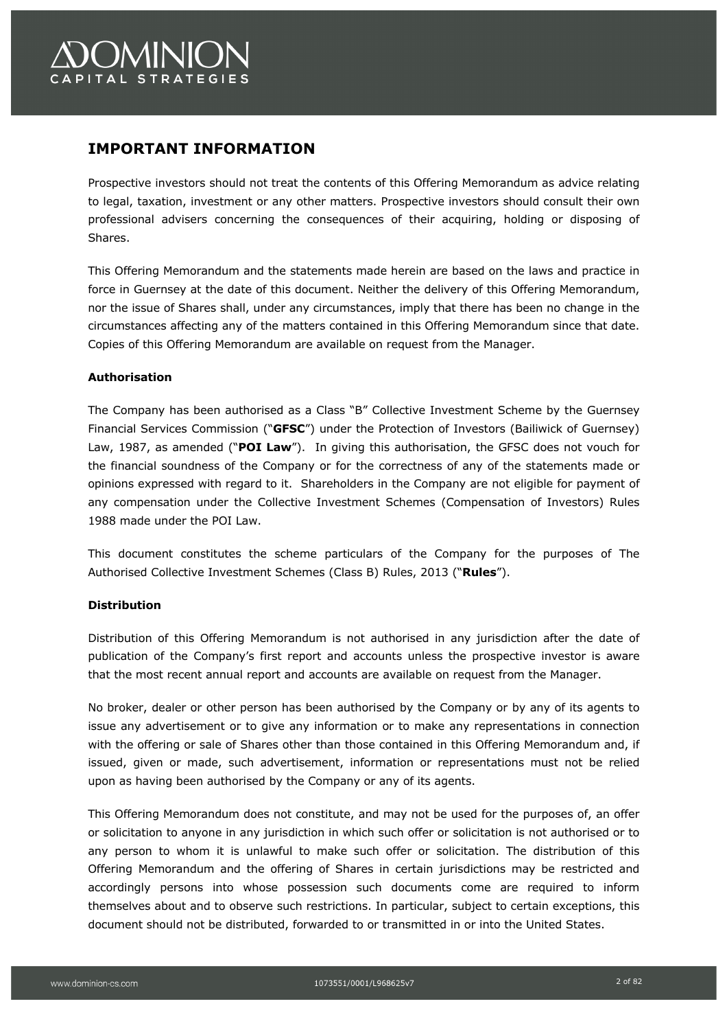## IMPORTANT INFORMATION

Prospective investors should not treat the contents of this Offering Memorandum as advice relating to legal, taxation, investment or any other matters. Prospective investors should consult their own professional advisers concerning the consequences of their acquiring, holding or disposing of Shares.

This Offering Memorandum and the statements made herein are based on the laws and practice in force in Guernsey at the date of this document. Neither the delivery of this Offering Memorandum, nor the issue of Shares shall, under any circumstances, imply that there has been no change in the circumstances affecting any of the matters contained in this Offering Memorandum since that date. Copies of this Offering Memorandum are available on request from the Manager.

**Authorisation**

The Company has been authorised as a Class "B" Collective Investment Scheme by the Guernsey Financial Services Commission ("**GFSC**") under the Protection of Investors (Bailiwick of Guernsey) Law, 1987, as amended ("**POI Law**"). In giving this authorisation, the GFSC does not vouch for the financial soundness of the Company or for the correctness of any of the statements made or opinions expressed with regard to it. Shareholders in the Company are not eligible for payment of any compensation under the Collective Investment Schemes (Compensation of Investors) Rules 1988 made under the POI Law.

This document constitutes the scheme particulars of the Company for the purposes of The Authorised Collective Investment Schemes (Class B) Rules, 2013 ("**Rules**").

**Distribution**

Distribution of this Offering Memorandum is not authorised in any jurisdiction after the date of publication of the Company's first report and accounts unless the prospective investor is aware that the most recent annual report and accounts are available on request from the Manager.

No broker, dealer or other person has been authorised by the Company or by any of its agents to issue any advertisement or to give any information or to make any representations in connection with the offering or sale of Shares other than those contained in this Offering Memorandum and, if issued, given or made, such advertisement, information or representations must not be relied upon as having been authorised by the Company or any of its agents.

This Offering Memorandum does not constitute, and may not be used for the purposes of, an offer or solicitation to anyone in any jurisdiction in which such offer or solicitation is not authorised or to any person to whom it is unlawful to make such offer or solicitation. The distribution of this Offering Memorandum and the offering of Shares in certain jurisdictions may be restricted and accordingly persons into whose possession such documents come are required to inform themselves about and to observe such restrictions. In particular, subject to certain exceptions, this document should not be distributed, forwarded to or transmitted in or into the United States.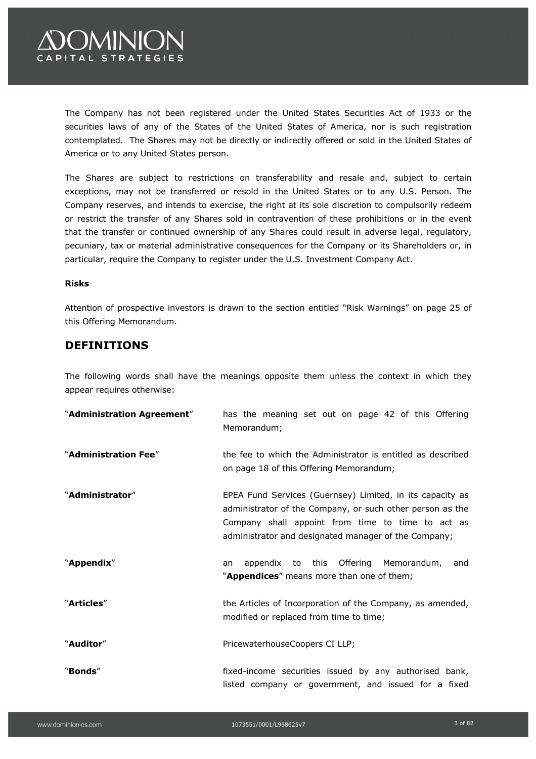The Company has not been registered under the United States Securities Act of 1933 or the securities laws of any of the States of the United States of America, nor is such registration contemplated. The Shares may not be directly or indirectly offered or sold in the United States of America or to any United States person.

The Shares are subject to restrictions on transferability and resale and, subject to certain exceptions, may not be transferred or resold in the United States or to any U.S. Person. The Company reserves, and intends to exercise, the right at its sole discretion to compulsorily redeem or restrict the transfer of any Shares sold in contravention of these prohibitions or in the event that the transfer or continued ownership of any Shares could result in adverse legal, regulatory, pecuniary, tax or material administrative consequences for the Company or its Shareholders or, in particular, require the Company to register under the U.S. Investment Company Act.

**Risks**

Attention of prospective investors is drawn to the section entitled "Risk Warnings" on page 25 of this Offering Memorandum.

## DEFINITIONS

The following words shall have the meanings opposite them unless the context in which they appear requires otherwise:

| | |
|---|---|
| "**Administration Agreement**" | has the meaning set out on page 42 of this Offering Memorandum; |
| "**Administration Fee**" | the fee to which the Administrator is entitled as described on page 18 of this Offering Memorandum; |
| "**Administrator**" | EPEA Fund Services (Guernsey) Limited, in its capacity as administrator of the Company, or such other person as the Company shall appoint from time to time to act as administrator and designated manager of the Company; |
| "**Appendix**" | an appendix to this Offering Memorandum, and "**Appendices**" means more than one of them; |
| "**Articles**" | the Articles of Incorporation of the Company, as amended, modified or replaced from time to time; |
| "**Auditor**" | PricewaterhouseCoopers CI LLP; |
| "**Bonds**" | fixed-income securities issued by any authorised bank, listed company or government, and issued for a fixed |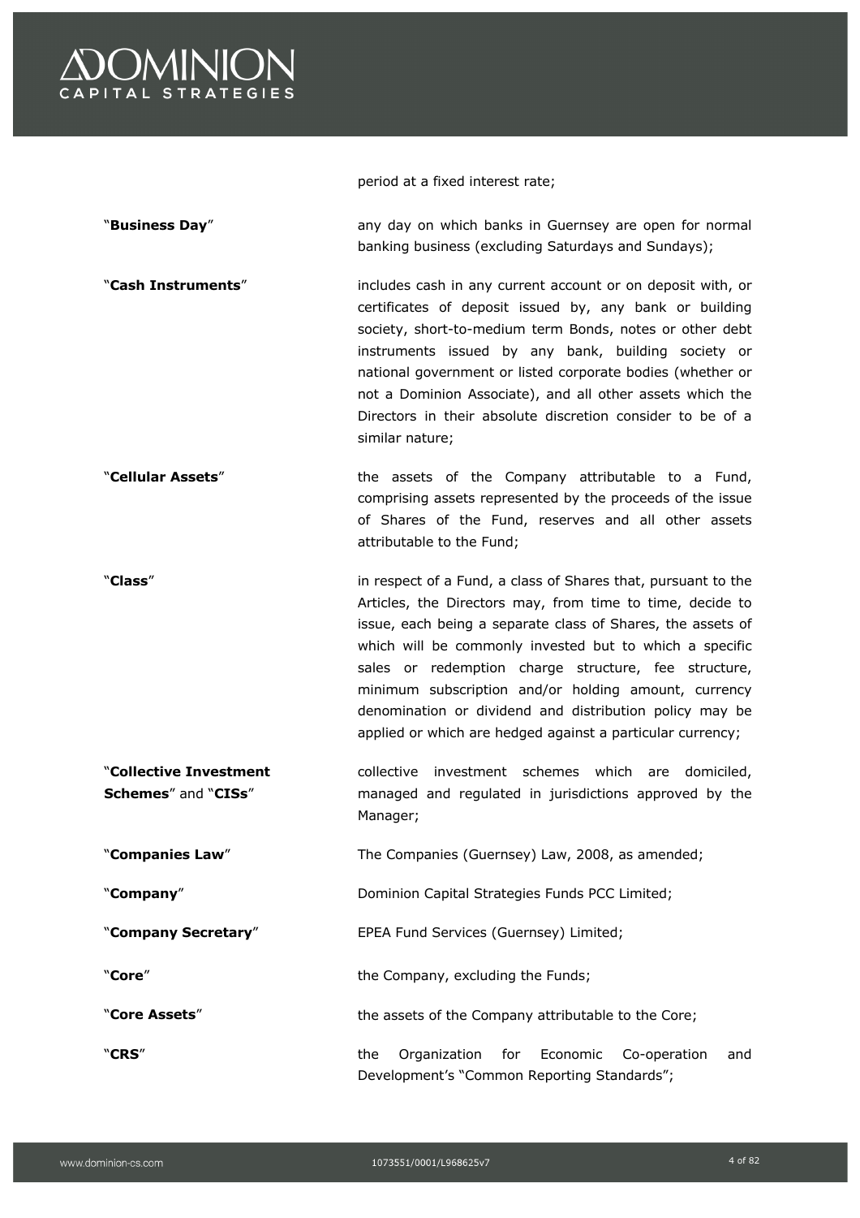period at a fixed interest rate;

| | |
|---|---|
| "**Business Day**" | any day on which banks in Guernsey are open for normal banking business (excluding Saturdays and Sundays); |
| "**Cash Instruments**" | includes cash in any current account or on deposit with, or certificates of deposit issued by, any bank or building society, short-to-medium term Bonds, notes or other debt instruments issued by any bank, building society or national government or listed corporate bodies (whether or not a Dominion Associate), and all other assets which the Directors in their absolute discretion consider to be of a similar nature; |
| "**Cellular Assets**" | the assets of the Company attributable to a Fund, comprising assets represented by the proceeds of the issue of Shares of the Fund, reserves and all other assets attributable to the Fund; |
| "**Class**" | in respect of a Fund, a class of Shares that, pursuant to the Articles, the Directors may, from time to time, decide to issue, each being a separate class of Shares, the assets of which will be commonly invested but to which a specific sales or redemption charge structure, fee structure, minimum subscription and/or holding amount, currency denomination or dividend and distribution policy may be applied or which are hedged against a particular currency; |
| "**Collective Investment Schemes**" and "**CISs**" | collective investment schemes which are domiciled, managed and regulated in jurisdictions approved by the Manager; |
| "**Companies Law**" | The Companies (Guernsey) Law, 2008, as amended; |
| "**Company**" | Dominion Capital Strategies Funds PCC Limited; |
| "**Company Secretary**" | EPEA Fund Services (Guernsey) Limited; |
| "**Core**" | the Company, excluding the Funds; |
| "**Core Assets**" | the assets of the Company attributable to the Core; |
| "**CRS**" | the Organization for Economic Co-operation and Development's "Common Reporting Standards"; |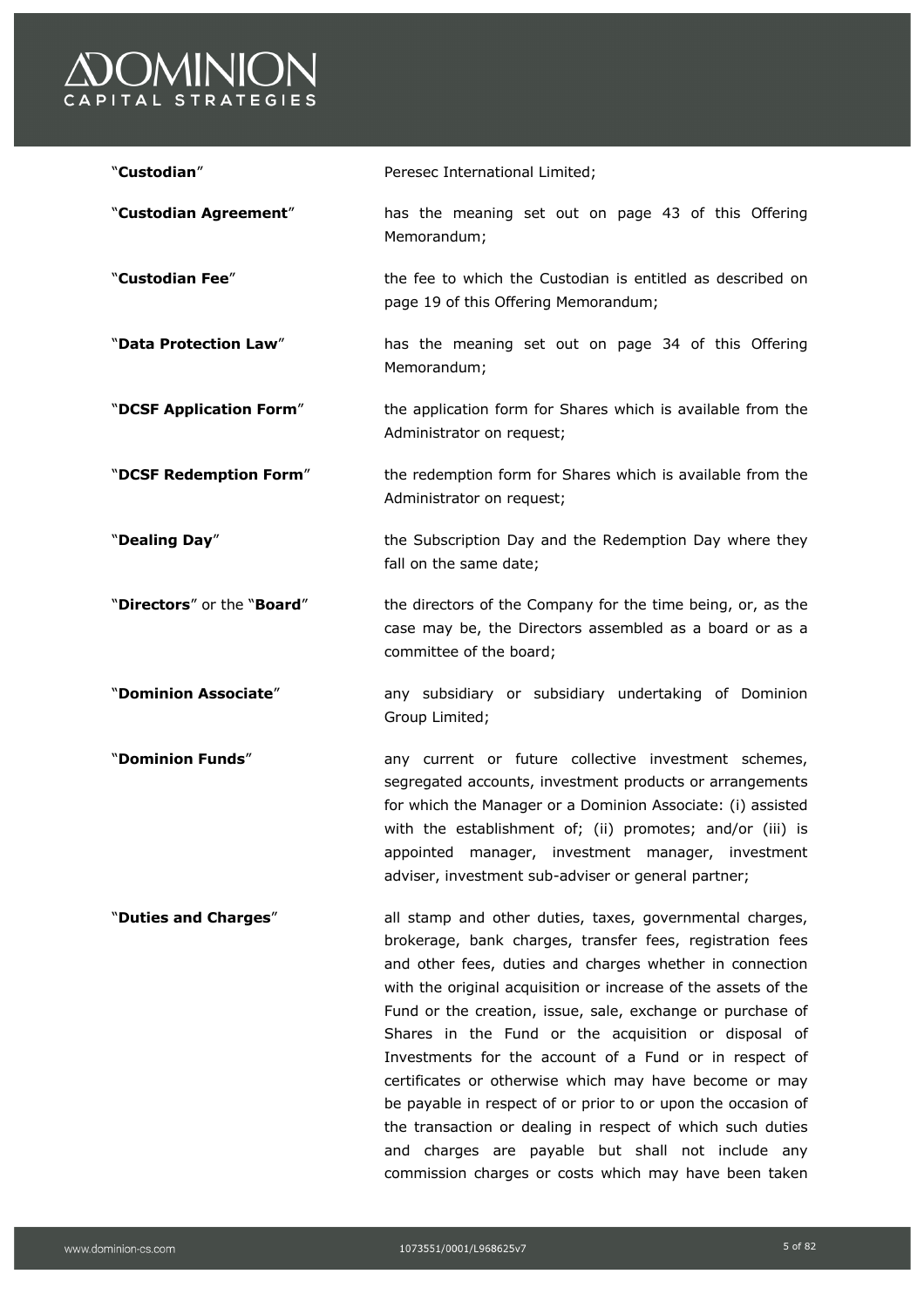| | |
|---|---|
| "**Custodian**" | Peresec International Limited; |
| "**Custodian Agreement**" | has the meaning set out on page 43 of this Offering Memorandum; |
| "**Custodian Fee**" | the fee to which the Custodian is entitled as described on page 19 of this Offering Memorandum; |
| "**Data Protection Law**" | has the meaning set out on page 34 of this Offering Memorandum; |
| "**DCSF Application Form**" | the application form for Shares which is available from the Administrator on request; |
| "**DCSF Redemption Form**" | the redemption form for Shares which is available from the Administrator on request; |
| "**Dealing Day**" | the Subscription Day and the Redemption Day where they fall on the same date; |
| "**Directors**" or the "**Board**" | the directors of the Company for the time being, or, as the case may be, the Directors assembled as a board or as a committee of the board; |
| "**Dominion Associate**" | any subsidiary or subsidiary undertaking of Dominion Group Limited; |
| "**Dominion Funds**" | any current or future collective investment schemes, segregated accounts, investment products or arrangements for which the Manager or a Dominion Associate: (i) assisted with the establishment of; (ii) promotes; and/or (iii) is appointed manager, investment manager, investment adviser, investment sub-adviser or general partner; |
| "**Duties and Charges**" | all stamp and other duties, taxes, governmental charges, brokerage, bank charges, transfer fees, registration fees and other fees, duties and charges whether in connection with the original acquisition or increase of the assets of the Fund or the creation, issue, sale, exchange or purchase of Shares in the Fund or the acquisition or disposal of Investments for the account of a Fund or in respect of certificates or otherwise which may have become or may be payable in respect of or prior to or upon the occasion of the transaction or dealing in respect of which such duties and charges are payable but shall not include any commission charges or costs which may have been taken |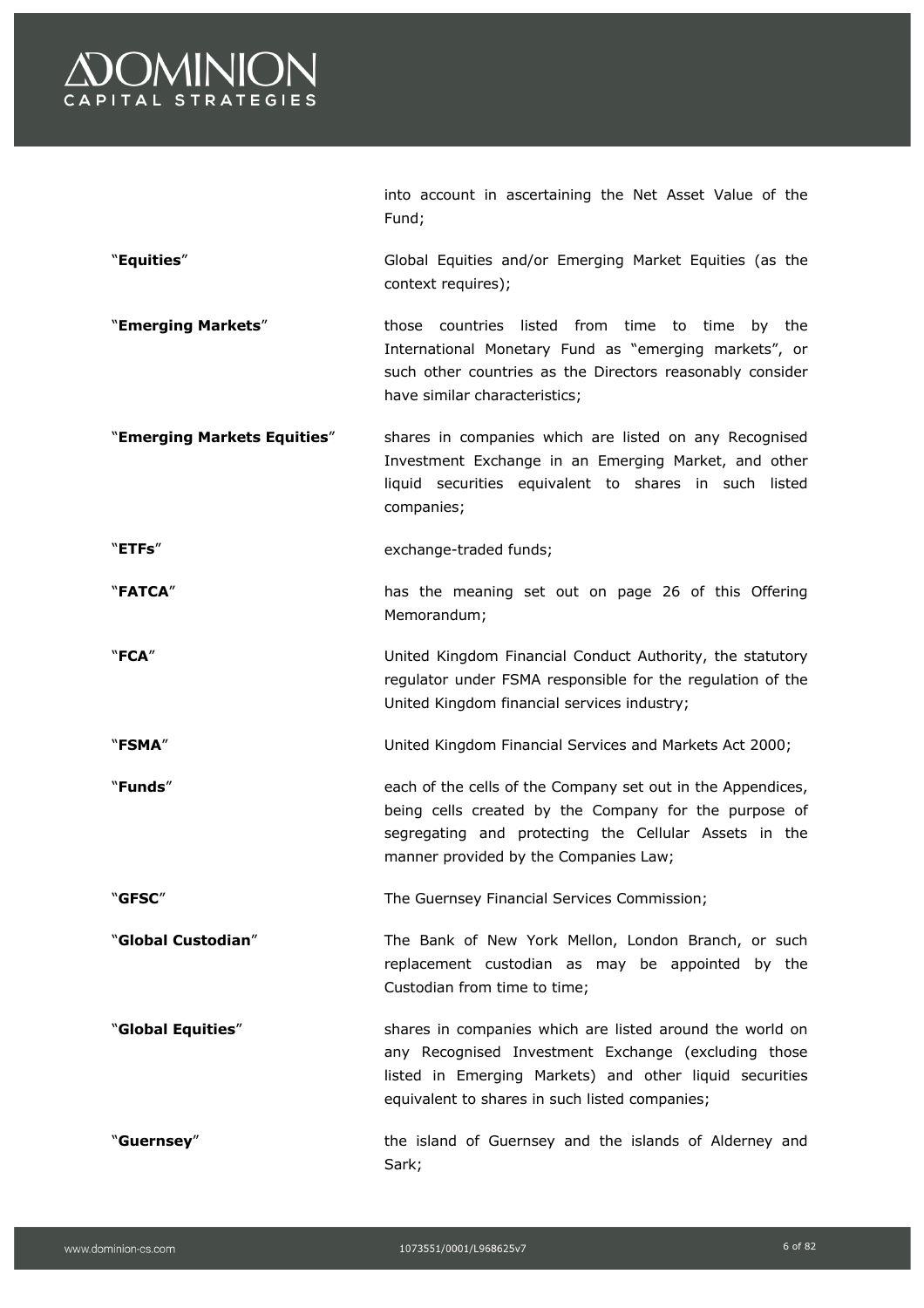into account in ascertaining the Net Asset Value of the Fund;

| | |
|---|---|
| "**Equities**" | Global Equities and/or Emerging Market Equities (as the context requires); |
| "**Emerging Markets**" | those countries listed from time to time by the International Monetary Fund as "emerging markets", or such other countries as the Directors reasonably consider have similar characteristics; |
| "**Emerging Markets Equities**" | shares in companies which are listed on any Recognised Investment Exchange in an Emerging Market, and other liquid securities equivalent to shares in such listed companies; |
| "**ETFs**" | exchange-traded funds; |
| "**FATCA**" | has the meaning set out on page 26 of this Offering Memorandum; |
| "**FCA**" | United Kingdom Financial Conduct Authority, the statutory regulator under FSMA responsible for the regulation of the United Kingdom financial services industry; |
| "**FSMA**" | United Kingdom Financial Services and Markets Act 2000; |
| "**Funds**" | each of the cells of the Company set out in the Appendices, being cells created by the Company for the purpose of segregating and protecting the Cellular Assets in the manner provided by the Companies Law; |
| "**GFSC**" | The Guernsey Financial Services Commission; |
| "**Global Custodian**" | The Bank of New York Mellon, London Branch, or such replacement custodian as may be appointed by the Custodian from time to time; |
| "**Global Equities**" | shares in companies which are listed around the world on any Recognised Investment Exchange (excluding those listed in Emerging Markets) and other liquid securities equivalent to shares in such listed companies; |
| "**Guernsey**" | the island of Guernsey and the islands of Alderney and Sark; |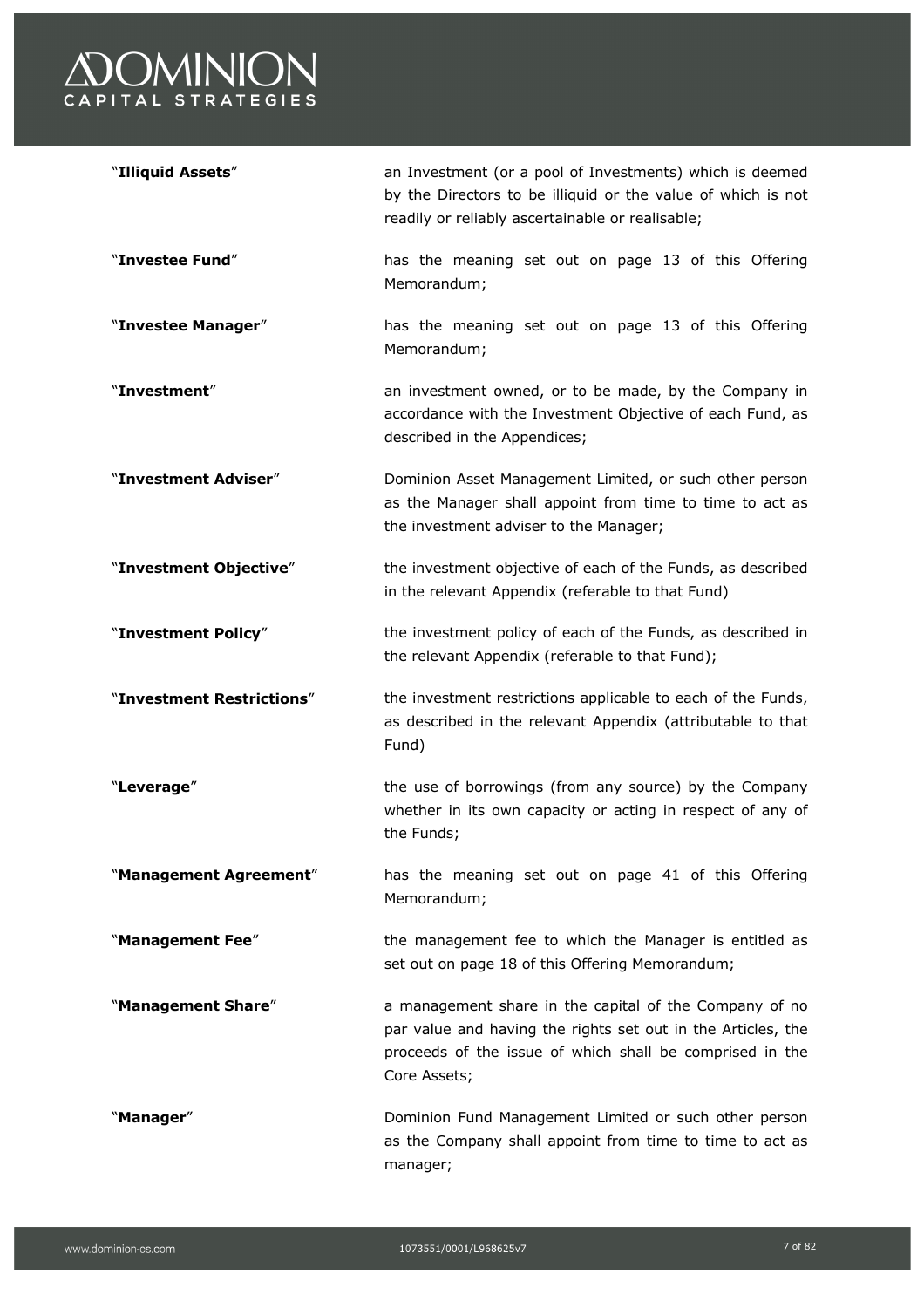"**Illiquid Assets**" an Investment (or a pool of Investments) which is deemed by the Directors to be illiquid or the value of which is not readily or reliably ascertainable or realisable;

"**Investee Fund**" has the meaning set out on page 13 of this Offering Memorandum;

"**Investee Manager**" has the meaning set out on page 13 of this Offering Memorandum;

"**Investment**" an investment owned, or to be made, by the Company in accordance with the Investment Objective of each Fund, as described in the Appendices;

"**Investment Adviser**" Dominion Asset Management Limited, or such other person as the Manager shall appoint from time to time to act as the investment adviser to the Manager;

"**Investment Objective**" the investment objective of each of the Funds, as described in the relevant Appendix (referable to that Fund)

"**Investment Policy**" the investment policy of each of the Funds, as described in the relevant Appendix (referable to that Fund);

"**Investment Restrictions**" the investment restrictions applicable to each of the Funds, as described in the relevant Appendix (attributable to that Fund)

"**Leverage**" the use of borrowings (from any source) by the Company whether in its own capacity or acting in respect of any of the Funds;

"**Management Agreement**" has the meaning set out on page 41 of this Offering Memorandum;

"**Management Fee**" the management fee to which the Manager is entitled as set out on page 18 of this Offering Memorandum;

"**Management Share**" a management share in the capital of the Company of no par value and having the rights set out in the Articles, the proceeds of the issue of which shall be comprised in the Core Assets;

"**Manager**" Dominion Fund Management Limited or such other person as the Company shall appoint from time to time to act as manager;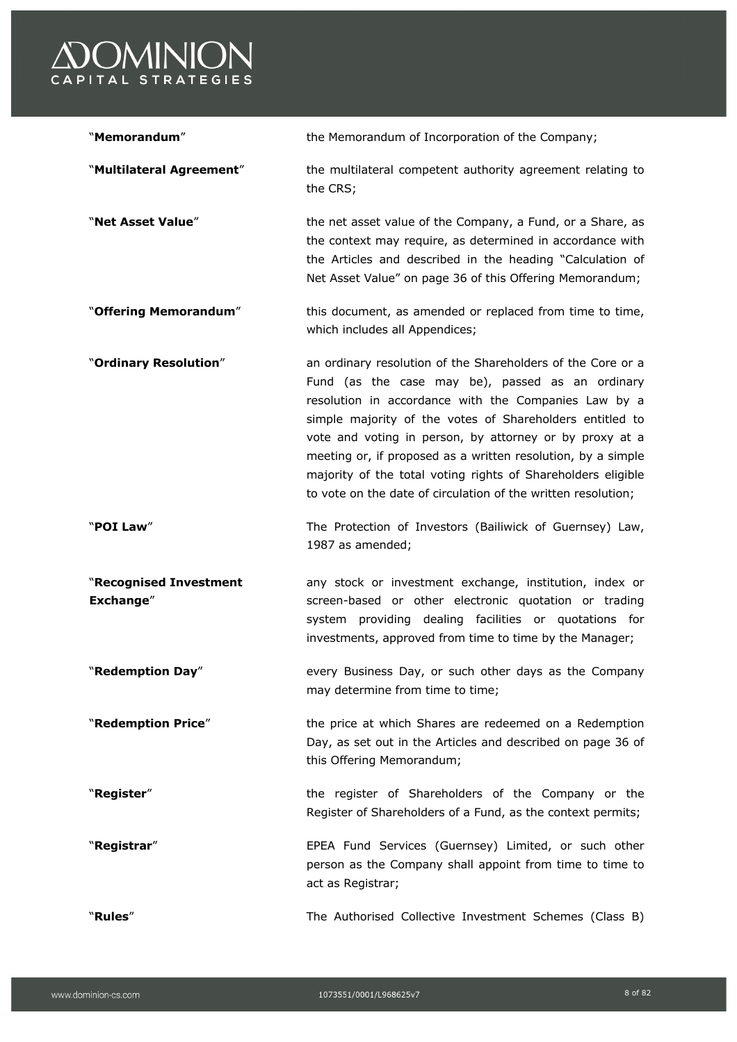"**Memorandum**" the Memorandum of Incorporation of the Company;

"**Multilateral Agreement**" the multilateral competent authority agreement relating to the CRS;

"**Net Asset Value**" the net asset value of the Company, a Fund, or a Share, as the context may require, as determined in accordance with the Articles and described in the heading "Calculation of Net Asset Value" on page 36 of this Offering Memorandum;

"**Offering Memorandum**" this document, as amended or replaced from time to time, which includes all Appendices;

"**Ordinary Resolution**" an ordinary resolution of the Shareholders of the Core or a Fund (as the case may be), passed as an ordinary resolution in accordance with the Companies Law by a simple majority of the votes of Shareholders entitled to vote and voting in person, by attorney or by proxy at a meeting or, if proposed as a written resolution, by a simple majority of the total voting rights of Shareholders eligible to vote on the date of circulation of the written resolution;

"**POI Law**" The Protection of Investors (Bailiwick of Guernsey) Law, 1987 as amended;

"**Recognised Investment Exchange**" any stock or investment exchange, institution, index or screen-based or other electronic quotation or trading system providing dealing facilities or quotations for investments, approved from time to time by the Manager;

"**Redemption Day**" every Business Day, or such other days as the Company may determine from time to time;

"**Redemption Price**" the price at which Shares are redeemed on a Redemption Day, as set out in the Articles and described on page 36 of this Offering Memorandum;

"**Register**" the register of Shareholders of the Company or the Register of Shareholders of a Fund, as the context permits;

"**Registrar**" EPEA Fund Services (Guernsey) Limited, or such other person as the Company shall appoint from time to time to act as Registrar;

"**Rules**" The Authorised Collective Investment Schemes (Class B)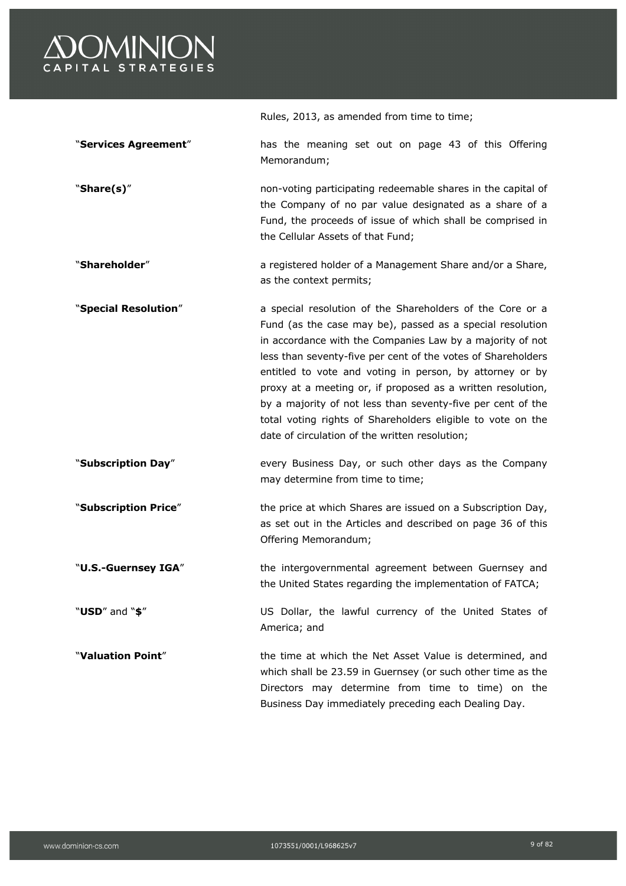Rules, 2013, as amended from time to time;

| | |
|---|---|
| "**Services Agreement**" | has the meaning set out on page 43 of this Offering Memorandum; |
| "**Share(s)**" | non-voting participating redeemable shares in the capital of the Company of no par value designated as a share of a Fund, the proceeds of issue of which shall be comprised in the Cellular Assets of that Fund; |
| "**Shareholder**" | a registered holder of a Management Share and/or a Share, as the context permits; |
| "**Special Resolution**" | a special resolution of the Shareholders of the Core or a Fund (as the case may be), passed as a special resolution in accordance with the Companies Law by a majority of not less than seventy-five per cent of the votes of Shareholders entitled to vote and voting in person, by attorney or by proxy at a meeting or, if proposed as a written resolution, by a majority of not less than seventy-five per cent of the total voting rights of Shareholders eligible to vote on the date of circulation of the written resolution; |
| "**Subscription Day**" | every Business Day, or such other days as the Company may determine from time to time; |
| "**Subscription Price**" | the price at which Shares are issued on a Subscription Day, as set out in the Articles and described on page 36 of this Offering Memorandum; |
| "**U.S.-Guernsey IGA**" | the intergovernmental agreement between Guernsey and the United States regarding the implementation of FATCA; |
| "**USD**" and "**$**" | US Dollar, the lawful currency of the United States of America; and |
| "**Valuation Point**" | the time at which the Net Asset Value is determined, and which shall be 23.59 in Guernsey (or such other time as the Directors may determine from time to time) on the Business Day immediately preceding each Dealing Day. |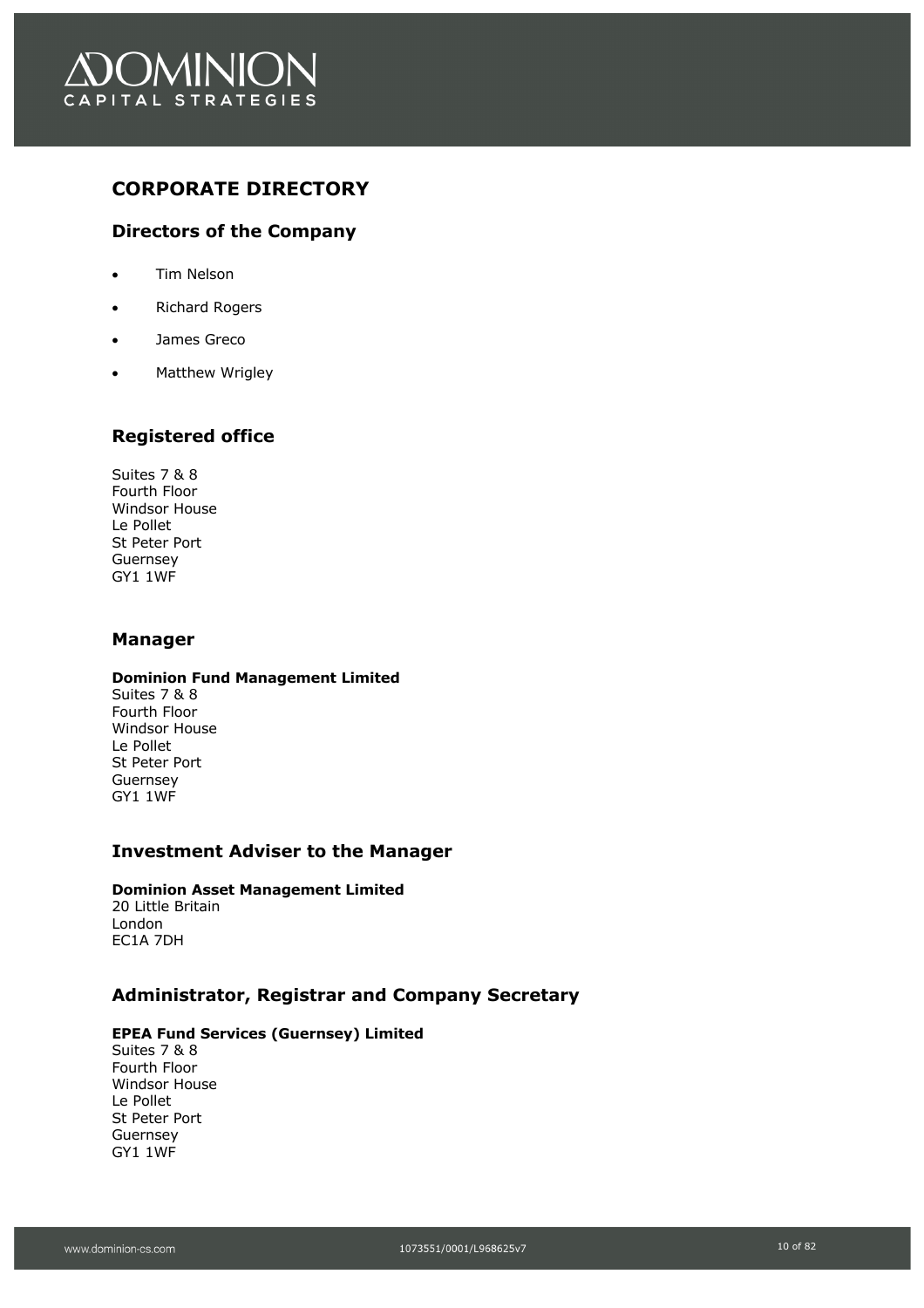## CORPORATE DIRECTORY

### Directors of the Company

- Tim Nelson
- Richard Rogers
- James Greco
- Matthew Wrigley

### Registered office

Suites 7 & 8
Fourth Floor
Windsor House
Le Pollet
St Peter Port
Guernsey
GY1 1WF

### Manager

**Dominion Fund Management Limited**
Suites 7 & 8
Fourth Floor
Windsor House
Le Pollet
St Peter Port
Guernsey
GY1 1WF

### Investment Adviser to the Manager

**Dominion Asset Management Limited**
20 Little Britain
London
EC1A 7DH

### Administrator, Registrar and Company Secretary

**EPEA Fund Services (Guernsey) Limited**
Suites 7 & 8
Fourth Floor
Windsor House
Le Pollet
St Peter Port
Guernsey
GY1 1WF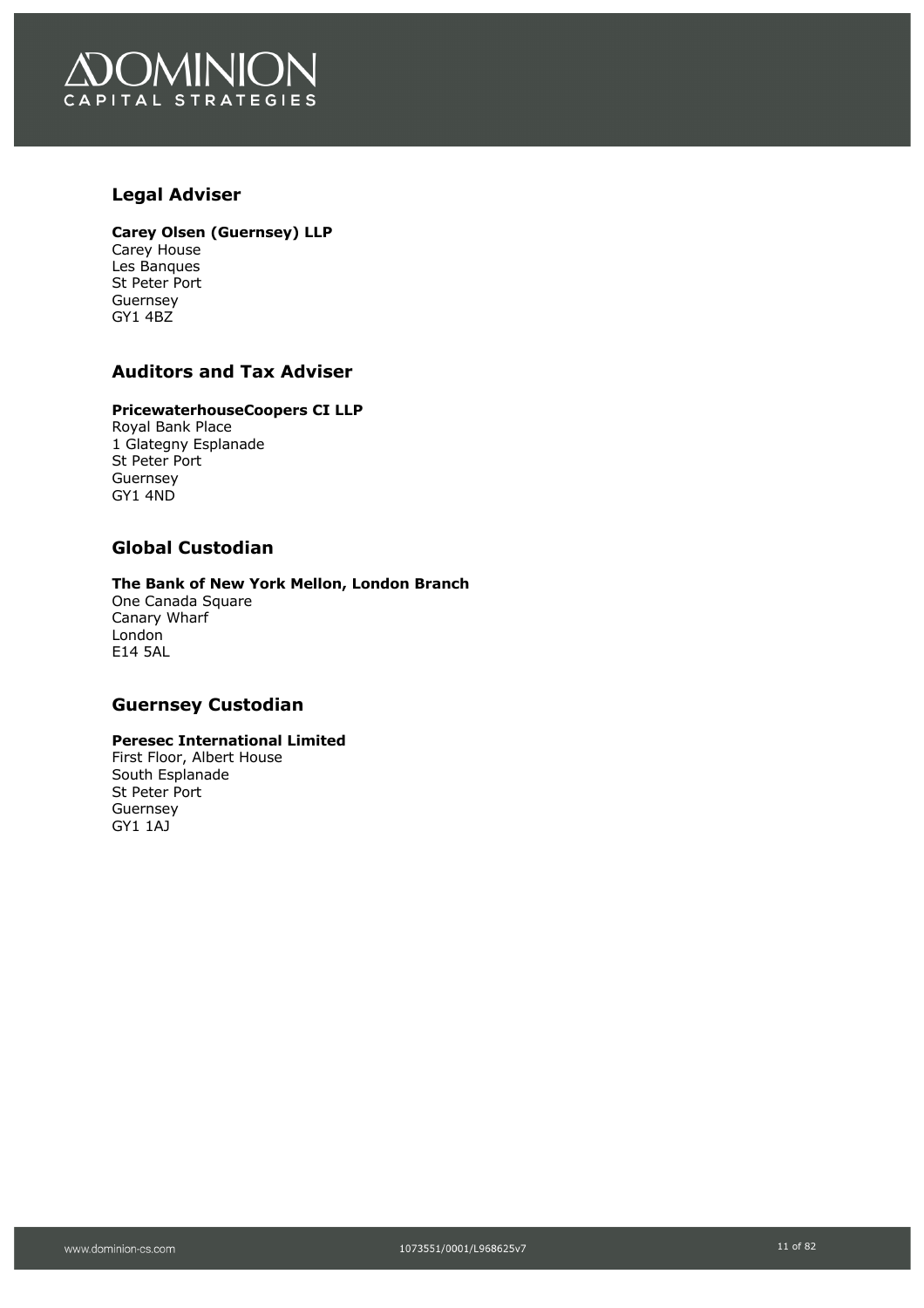## Legal Adviser

**Carey Olsen (Guernsey) LLP**
Carey House
Les Banques
St Peter Port
Guernsey
GY1 4BZ

## Auditors and Tax Adviser

**PricewaterhouseCoopers CI LLP**
Royal Bank Place
1 Glategny Esplanade
St Peter Port
Guernsey
GY1 4ND

## Global Custodian

**The Bank of New York Mellon, London Branch**
One Canada Square
Canary Wharf
London
E14 5AL

## Guernsey Custodian

**Peresec International Limited**
First Floor, Albert House
South Esplanade
St Peter Port
Guernsey
GY1 1AJ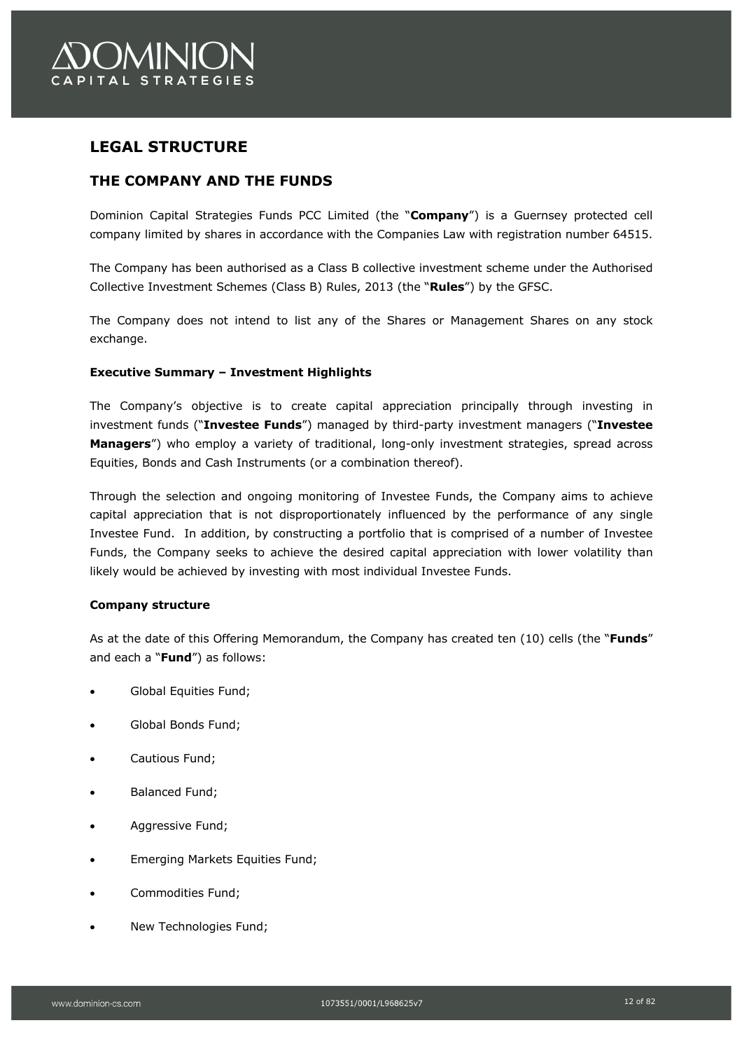# LEGAL STRUCTURE

## THE COMPANY AND THE FUNDS

Dominion Capital Strategies Funds PCC Limited (the "**Company**") is a Guernsey protected cell company limited by shares in accordance with the Companies Law with registration number 64515.

The Company has been authorised as a Class B collective investment scheme under the Authorised Collective Investment Schemes (Class B) Rules, 2013 (the "**Rules**") by the GFSC.

The Company does not intend to list any of the Shares or Management Shares on any stock exchange.

**Executive Summary – Investment Highlights**

The Company's objective is to create capital appreciation principally through investing in investment funds ("**Investee Funds**") managed by third-party investment managers ("**Investee Managers**") who employ a variety of traditional, long-only investment strategies, spread across Equities, Bonds and Cash Instruments (or a combination thereof).

Through the selection and ongoing monitoring of Investee Funds, the Company aims to achieve capital appreciation that is not disproportionately influenced by the performance of any single Investee Fund. In addition, by constructing a portfolio that is comprised of a number of Investee Funds, the Company seeks to achieve the desired capital appreciation with lower volatility than likely would be achieved by investing with most individual Investee Funds.

**Company structure**

As at the date of this Offering Memorandum, the Company has created ten (10) cells (the "**Funds**" and each a "**Fund**") as follows:

- Global Equities Fund;
- Global Bonds Fund;
- Cautious Fund;
- Balanced Fund;
- Aggressive Fund;
- Emerging Markets Equities Fund;
- Commodities Fund;
- New Technologies Fund;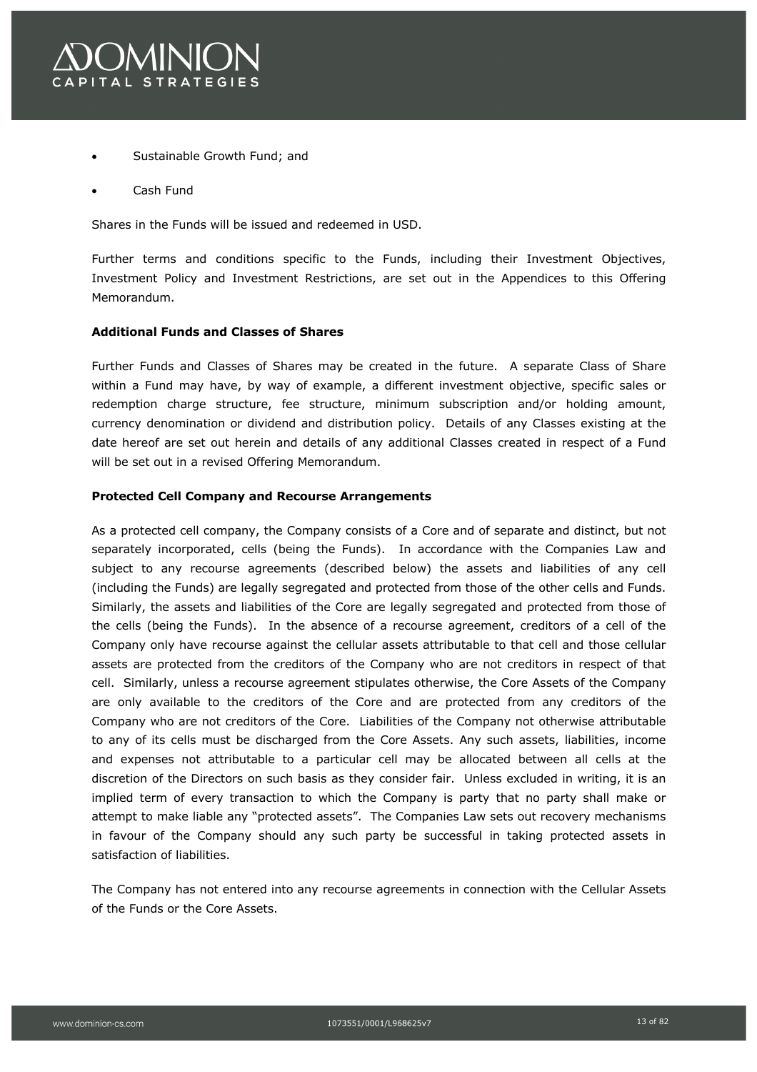- Sustainable Growth Fund; and
- Cash Fund

Shares in the Funds will be issued and redeemed in USD.

Further terms and conditions specific to the Funds, including their Investment Objectives, Investment Policy and Investment Restrictions, are set out in the Appendices to this Offering Memorandum.

**Additional Funds and Classes of Shares**

Further Funds and Classes of Shares may be created in the future. A separate Class of Share within a Fund may have, by way of example, a different investment objective, specific sales or redemption charge structure, fee structure, minimum subscription and/or holding amount, currency denomination or dividend and distribution policy. Details of any Classes existing at the date hereof are set out herein and details of any additional Classes created in respect of a Fund will be set out in a revised Offering Memorandum.

**Protected Cell Company and Recourse Arrangements**

As a protected cell company, the Company consists of a Core and of separate and distinct, but not separately incorporated, cells (being the Funds). In accordance with the Companies Law and subject to any recourse agreements (described below) the assets and liabilities of any cell (including the Funds) are legally segregated and protected from those of the other cells and Funds. Similarly, the assets and liabilities of the Core are legally segregated and protected from those of the cells (being the Funds). In the absence of a recourse agreement, creditors of a cell of the Company only have recourse against the cellular assets attributable to that cell and those cellular assets are protected from the creditors of the Company who are not creditors in respect of that cell. Similarly, unless a recourse agreement stipulates otherwise, the Core Assets of the Company are only available to the creditors of the Core and are protected from any creditors of the Company who are not creditors of the Core. Liabilities of the Company not otherwise attributable to any of its cells must be discharged from the Core Assets. Any such assets, liabilities, income and expenses not attributable to a particular cell may be allocated between all cells at the discretion of the Directors on such basis as they consider fair. Unless excluded in writing, it is an implied term of every transaction to which the Company is party that no party shall make or attempt to make liable any "protected assets". The Companies Law sets out recovery mechanisms in favour of the Company should any such party be successful in taking protected assets in satisfaction of liabilities.

The Company has not entered into any recourse agreements in connection with the Cellular Assets of the Funds or the Core Assets.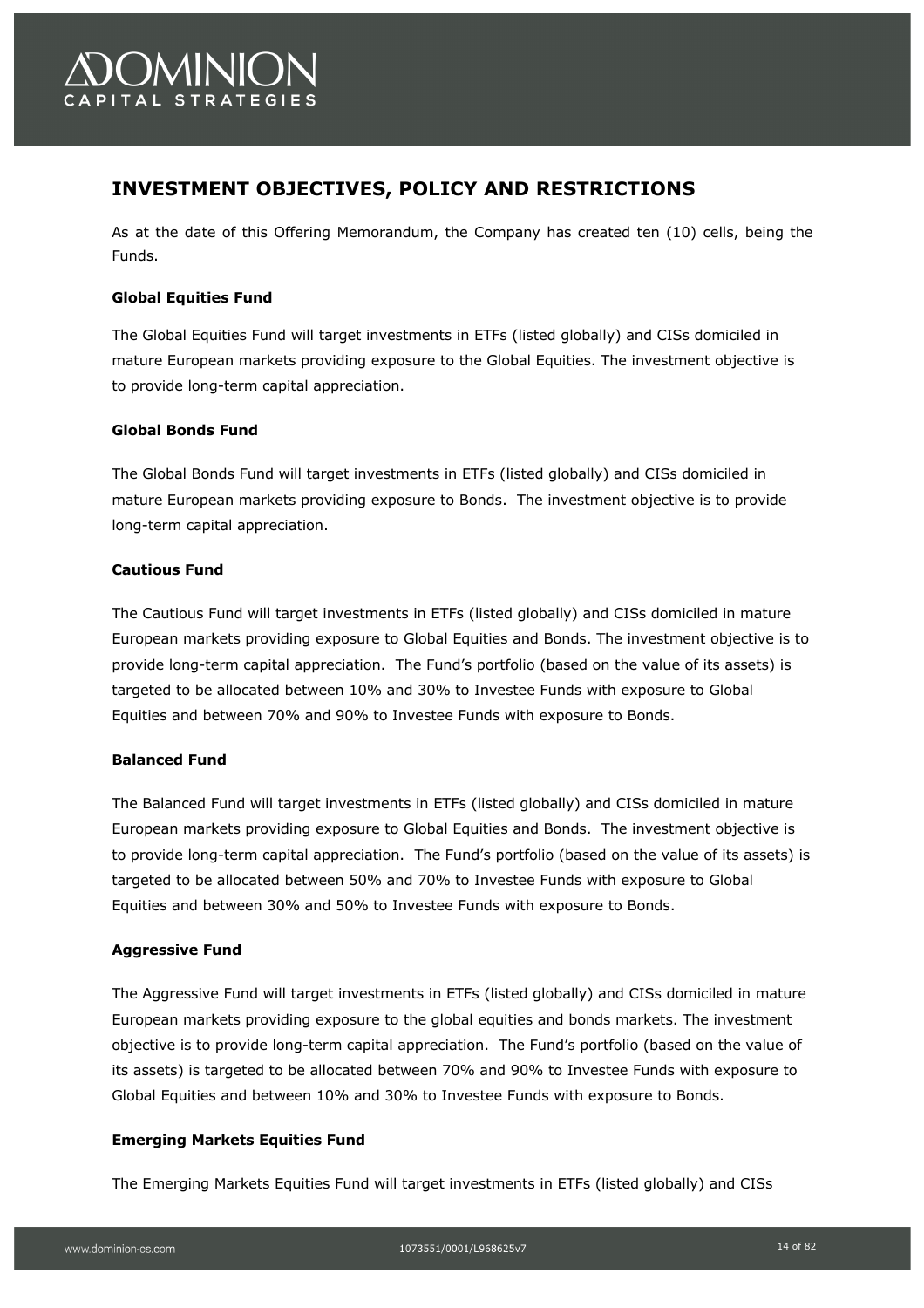## INVESTMENT OBJECTIVES, POLICY AND RESTRICTIONS

As at the date of this Offering Memorandum, the Company has created ten (10) cells, being the Funds.

**Global Equities Fund**

The Global Equities Fund will target investments in ETFs (listed globally) and CISs domiciled in mature European markets providing exposure to the Global Equities. The investment objective is to provide long-term capital appreciation.

**Global Bonds Fund**

The Global Bonds Fund will target investments in ETFs (listed globally) and CISs domiciled in mature European markets providing exposure to Bonds. The investment objective is to provide long-term capital appreciation.

**Cautious Fund**

The Cautious Fund will target investments in ETFs (listed globally) and CISs domiciled in mature European markets providing exposure to Global Equities and Bonds. The investment objective is to provide long-term capital appreciation. The Fund's portfolio (based on the value of its assets) is targeted to be allocated between 10% and 30% to Investee Funds with exposure to Global Equities and between 70% and 90% to Investee Funds with exposure to Bonds.

**Balanced Fund**

The Balanced Fund will target investments in ETFs (listed globally) and CISs domiciled in mature European markets providing exposure to Global Equities and Bonds. The investment objective is to provide long-term capital appreciation. The Fund's portfolio (based on the value of its assets) is targeted to be allocated between 50% and 70% to Investee Funds with exposure to Global Equities and between 30% and 50% to Investee Funds with exposure to Bonds.

**Aggressive Fund**

The Aggressive Fund will target investments in ETFs (listed globally) and CISs domiciled in mature European markets providing exposure to the global equities and bonds markets. The investment objective is to provide long-term capital appreciation. The Fund's portfolio (based on the value of its assets) is targeted to be allocated between 70% and 90% to Investee Funds with exposure to Global Equities and between 10% and 30% to Investee Funds with exposure to Bonds.

**Emerging Markets Equities Fund**

The Emerging Markets Equities Fund will target investments in ETFs (listed globally) and CISs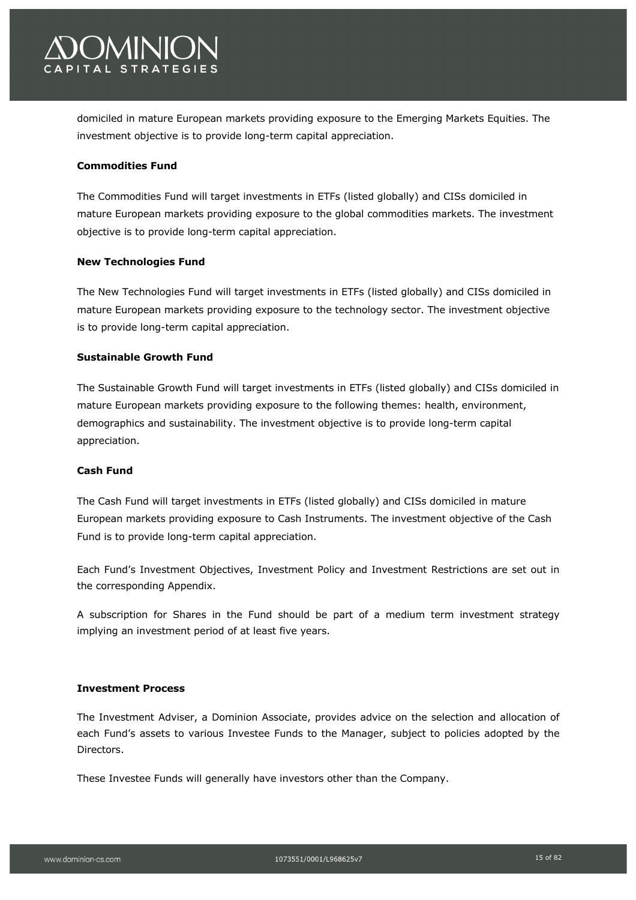domiciled in mature European markets providing exposure to the Emerging Markets Equities. The investment objective is to provide long-term capital appreciation.

**Commodities Fund**

The Commodities Fund will target investments in ETFs (listed globally) and CISs domiciled in mature European markets providing exposure to the global commodities markets. The investment objective is to provide long-term capital appreciation.

**New Technologies Fund**

The New Technologies Fund will target investments in ETFs (listed globally) and CISs domiciled in mature European markets providing exposure to the technology sector. The investment objective is to provide long-term capital appreciation.

**Sustainable Growth Fund**

The Sustainable Growth Fund will target investments in ETFs (listed globally) and CISs domiciled in mature European markets providing exposure to the following themes: health, environment, demographics and sustainability. The investment objective is to provide long-term capital appreciation.

**Cash Fund**

The Cash Fund will target investments in ETFs (listed globally) and CISs domiciled in mature European markets providing exposure to Cash Instruments. The investment objective of the Cash Fund is to provide long-term capital appreciation.

Each Fund's Investment Objectives, Investment Policy and Investment Restrictions are set out in the corresponding Appendix.

A subscription for Shares in the Fund should be part of a medium term investment strategy implying an investment period of at least five years.

**Investment Process**

The Investment Adviser, a Dominion Associate, provides advice on the selection and allocation of each Fund's assets to various Investee Funds to the Manager, subject to policies adopted by the Directors.

These Investee Funds will generally have investors other than the Company.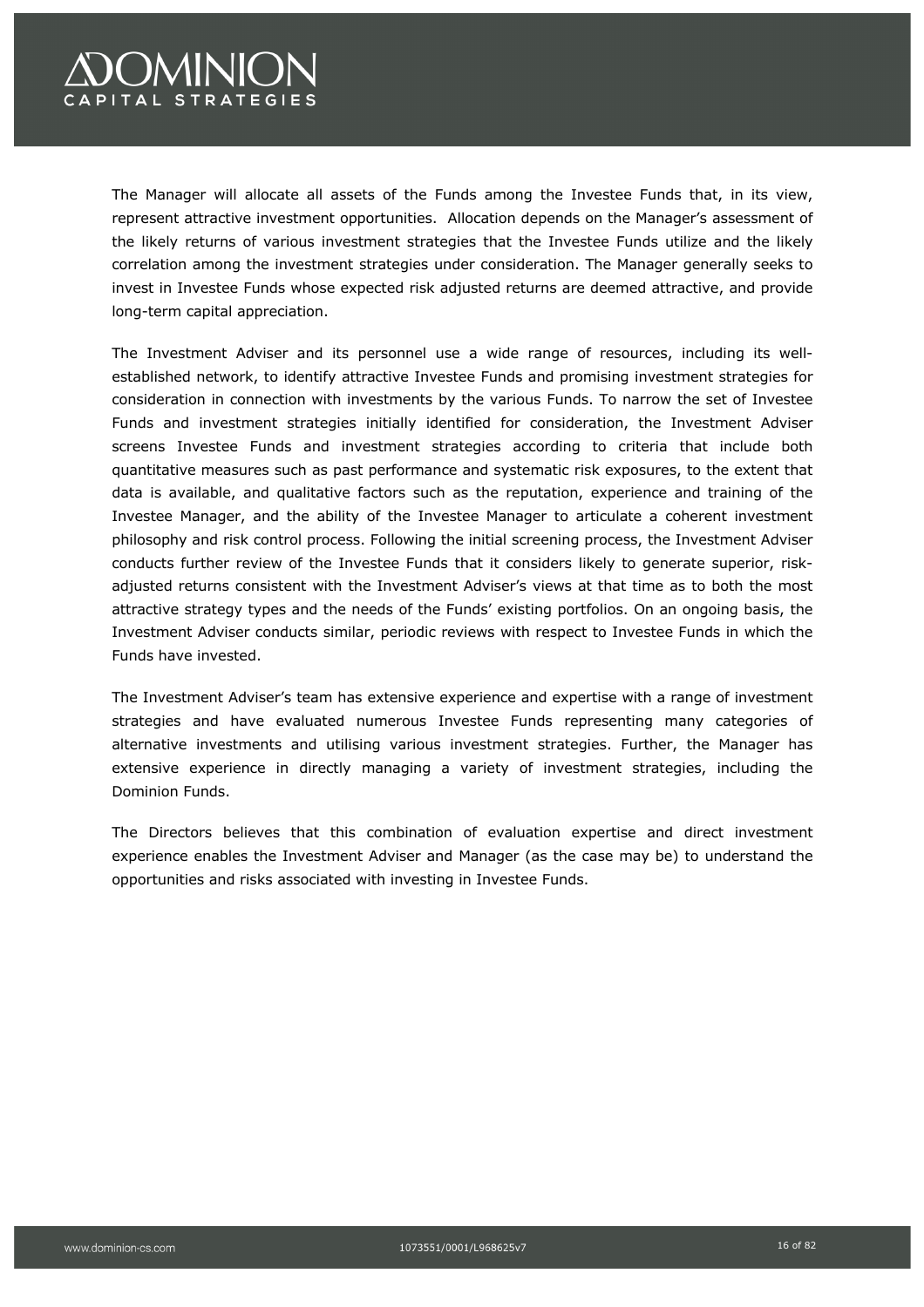The Manager will allocate all assets of the Funds among the Investee Funds that, in its view, represent attractive investment opportunities. Allocation depends on the Manager's assessment of the likely returns of various investment strategies that the Investee Funds utilize and the likely correlation among the investment strategies under consideration. The Manager generally seeks to invest in Investee Funds whose expected risk adjusted returns are deemed attractive, and provide long-term capital appreciation.

The Investment Adviser and its personnel use a wide range of resources, including its well-established network, to identify attractive Investee Funds and promising investment strategies for consideration in connection with investments by the various Funds. To narrow the set of Investee Funds and investment strategies initially identified for consideration, the Investment Adviser screens Investee Funds and investment strategies according to criteria that include both quantitative measures such as past performance and systematic risk exposures, to the extent that data is available, and qualitative factors such as the reputation, experience and training of the Investee Manager, and the ability of the Investee Manager to articulate a coherent investment philosophy and risk control process. Following the initial screening process, the Investment Adviser conducts further review of the Investee Funds that it considers likely to generate superior, risk-adjusted returns consistent with the Investment Adviser's views at that time as to both the most attractive strategy types and the needs of the Funds' existing portfolios. On an ongoing basis, the Investment Adviser conducts similar, periodic reviews with respect to Investee Funds in which the Funds have invested.

The Investment Adviser's team has extensive experience and expertise with a range of investment strategies and have evaluated numerous Investee Funds representing many categories of alternative investments and utilising various investment strategies. Further, the Manager has extensive experience in directly managing a variety of investment strategies, including the Dominion Funds.

The Directors believes that this combination of evaluation expertise and direct investment experience enables the Investment Adviser and Manager (as the case may be) to understand the opportunities and risks associated with investing in Investee Funds.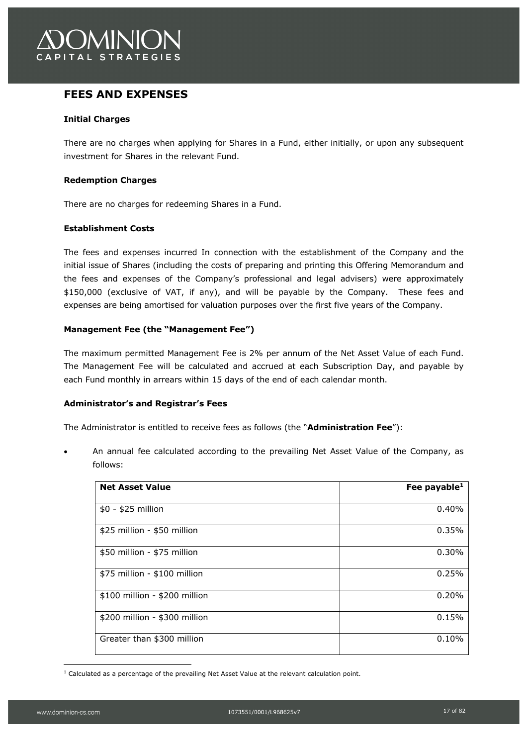## FEES AND EXPENSES

### Initial Charges

There are no charges when applying for Shares in a Fund, either initially, or upon any subsequent investment for Shares in the relevant Fund.

### Redemption Charges

There are no charges for redeeming Shares in a Fund.

### Establishment Costs

The fees and expenses incurred In connection with the establishment of the Company and the initial issue of Shares (including the costs of preparing and printing this Offering Memorandum and the fees and expenses of the Company's professional and legal advisers) were approximately $150,000 (exclusive of VAT, if any), and will be payable by the Company. These fees and expenses are being amortised for valuation purposes over the first five years of the Company.

### Management Fee (the "Management Fee")

The maximum permitted Management Fee is 2% per annum of the Net Asset Value of each Fund. The Management Fee will be calculated and accrued at each Subscription Day, and payable by each Fund monthly in arrears within 15 days of the end of each calendar month.

### Administrator's and Registrar's Fees

The Administrator is entitled to receive fees as follows (the "**Administration Fee**"):

- An annual fee calculated according to the prevailing Net Asset Value of the Company, as follows:

| Net Asset Value | Fee payable[1] |
|---|---:|
| $0 - $25 million | 0.40% |
| $25 million - $50 million | 0.35% |
| $50 million - $75 million | 0.30% |
| $75 million - $100 million | 0.25% |
| $100 million - $200 million | 0.20% |
| $200 million - $300 million | 0.15% |
| Greater than $300 million | 0.10% |

[1] Calculated as a percentage of the prevailing Net Asset Value at the relevant calculation point.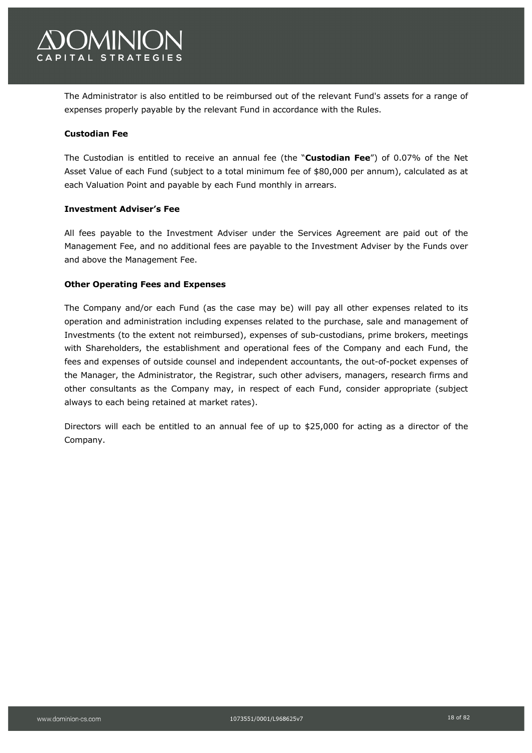The Administrator is also entitled to be reimbursed out of the relevant Fund's assets for a range of expenses properly payable by the relevant Fund in accordance with the Rules.

**Custodian Fee**

The Custodian is entitled to receive an annual fee (the "**Custodian Fee**") of 0.07% of the Net Asset Value of each Fund (subject to a total minimum fee of $80,000 per annum), calculated as at each Valuation Point and payable by each Fund monthly in arrears.

**Investment Adviser's Fee**

All fees payable to the Investment Adviser under the Services Agreement are paid out of the Management Fee, and no additional fees are payable to the Investment Adviser by the Funds over and above the Management Fee.

**Other Operating Fees and Expenses**

The Company and/or each Fund (as the case may be) will pay all other expenses related to its operation and administration including expenses related to the purchase, sale and management of Investments (to the extent not reimbursed), expenses of sub-custodians, prime brokers, meetings with Shareholders, the establishment and operational fees of the Company and each Fund, the fees and expenses of outside counsel and independent accountants, the out-of-pocket expenses of the Manager, the Administrator, the Registrar, such other advisers, managers, research firms and other consultants as the Company may, in respect of each Fund, consider appropriate (subject always to each being retained at market rates).

Directors will each be entitled to an annual fee of up to $25,000 for acting as a director of the Company.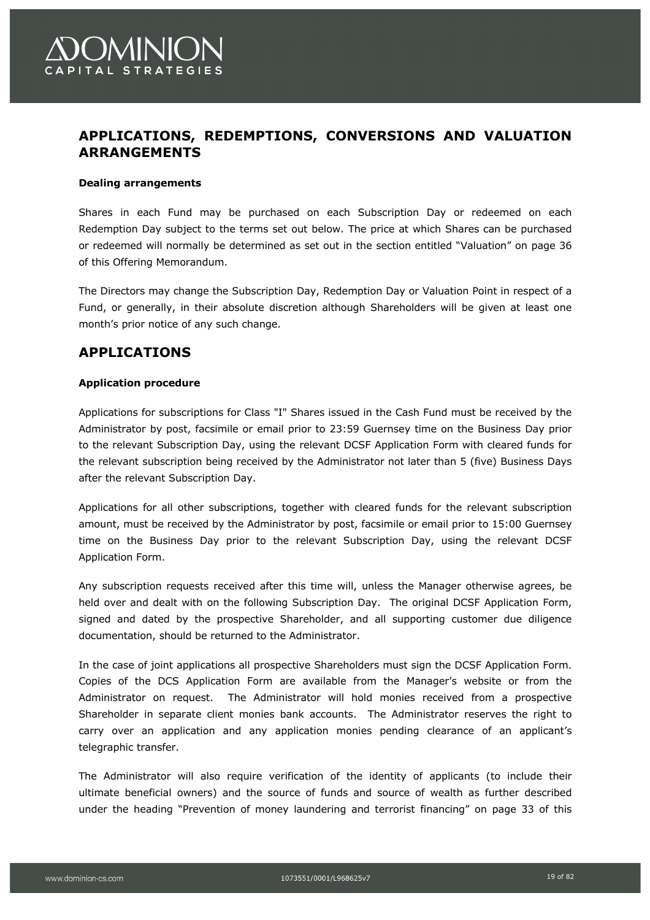## APPLICATIONS, REDEMPTIONS, CONVERSIONS AND VALUATION ARRANGEMENTS

**Dealing arrangements**

Shares in each Fund may be purchased on each Subscription Day or redeemed on each Redemption Day subject to the terms set out below. The price at which Shares can be purchased or redeemed will normally be determined as set out in the section entitled “Valuation” on page 36 of this Offering Memorandum.

The Directors may change the Subscription Day, Redemption Day or Valuation Point in respect of a Fund, or generally, in their absolute discretion although Shareholders will be given at least one month’s prior notice of any such change.

## APPLICATIONS

**Application procedure**

Applications for subscriptions for Class "I" Shares issued in the Cash Fund must be received by the Administrator by post, facsimile or email prior to 23:59 Guernsey time on the Business Day prior to the relevant Subscription Day, using the relevant DCSF Application Form with cleared funds for the relevant subscription being received by the Administrator not later than 5 (five) Business Days after the relevant Subscription Day.

Applications for all other subscriptions, together with cleared funds for the relevant subscription amount, must be received by the Administrator by post, facsimile or email prior to 15:00 Guernsey time on the Business Day prior to the relevant Subscription Day, using the relevant DCSF Application Form.

Any subscription requests received after this time will, unless the Manager otherwise agrees, be held over and dealt with on the following Subscription Day. The original DCSF Application Form, signed and dated by the prospective Shareholder, and all supporting customer due diligence documentation, should be returned to the Administrator.

In the case of joint applications all prospective Shareholders must sign the DCSF Application Form. Copies of the DCS Application Form are available from the Manager’s website or from the Administrator on request. The Administrator will hold monies received from a prospective Shareholder in separate client monies bank accounts. The Administrator reserves the right to carry over an application and any application monies pending clearance of an applicant’s telegraphic transfer.

The Administrator will also require verification of the identity of applicants (to include their ultimate beneficial owners) and the source of funds and source of wealth as further described under the heading “Prevention of money laundering and terrorist financing” on page 33 of this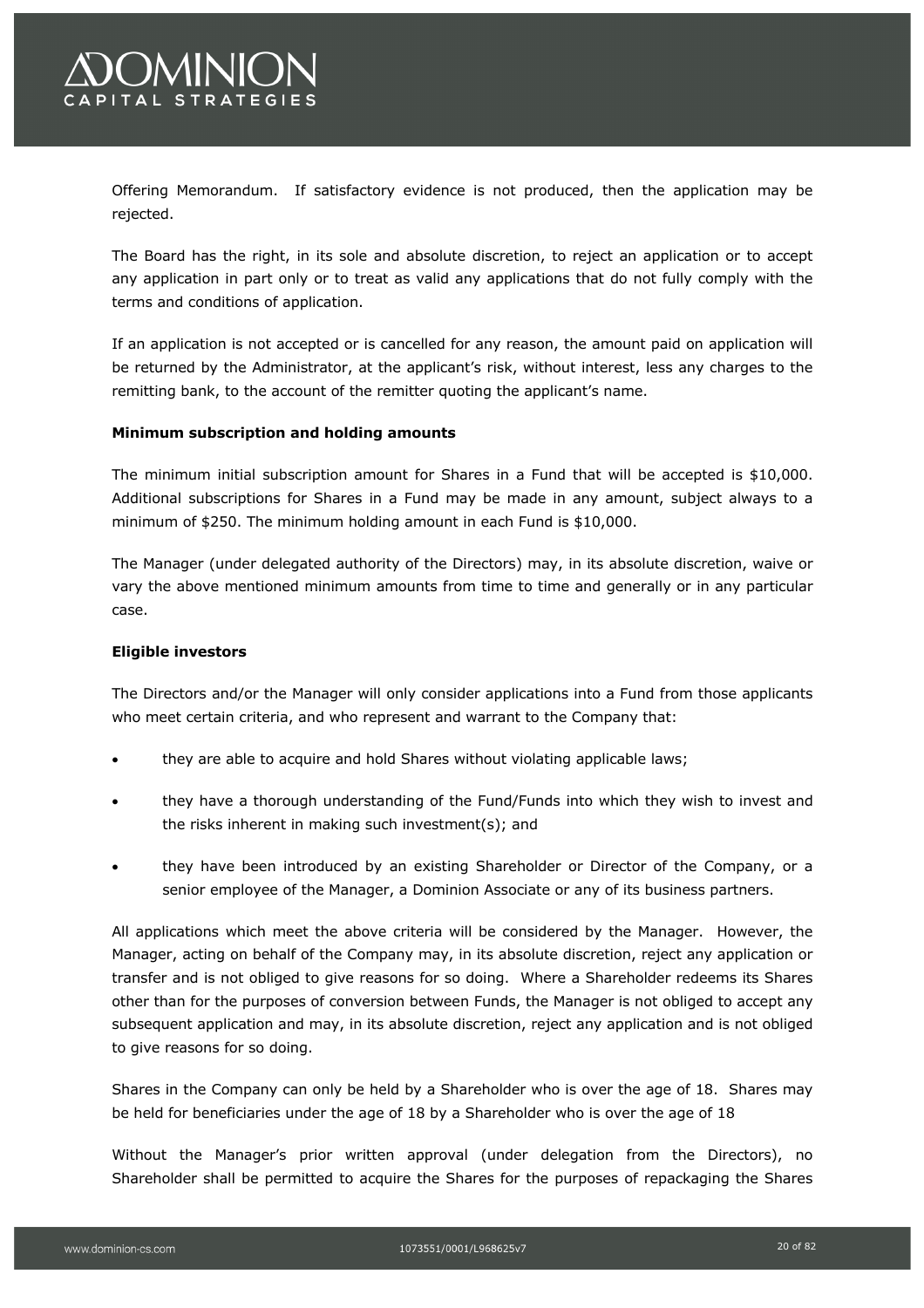Offering Memorandum. If satisfactory evidence is not produced, then the application may be rejected.

The Board has the right, in its sole and absolute discretion, to reject an application or to accept any application in part only or to treat as valid any applications that do not fully comply with the terms and conditions of application.

If an application is not accepted or is cancelled for any reason, the amount paid on application will be returned by the Administrator, at the applicant's risk, without interest, less any charges to the remitting bank, to the account of the remitter quoting the applicant's name.

**Minimum subscription and holding amounts**

The minimum initial subscription amount for Shares in a Fund that will be accepted is $10,000. Additional subscriptions for Shares in a Fund may be made in any amount, subject always to a minimum of $250. The minimum holding amount in each Fund is $10,000.

The Manager (under delegated authority of the Directors) may, in its absolute discretion, waive or vary the above mentioned minimum amounts from time to time and generally or in any particular case.

**Eligible investors**

The Directors and/or the Manager will only consider applications into a Fund from those applicants who meet certain criteria, and who represent and warrant to the Company that:

- they are able to acquire and hold Shares without violating applicable laws;
- they have a thorough understanding of the Fund/Funds into which they wish to invest and the risks inherent in making such investment(s); and
- they have been introduced by an existing Shareholder or Director of the Company, or a senior employee of the Manager, a Dominion Associate or any of its business partners.

All applications which meet the above criteria will be considered by the Manager. However, the Manager, acting on behalf of the Company may, in its absolute discretion, reject any application or transfer and is not obliged to give reasons for so doing. Where a Shareholder redeems its Shares other than for the purposes of conversion between Funds, the Manager is not obliged to accept any subsequent application and may, in its absolute discretion, reject any application and is not obliged to give reasons for so doing.

Shares in the Company can only be held by a Shareholder who is over the age of 18. Shares may be held for beneficiaries under the age of 18 by a Shareholder who is over the age of 18

Without the Manager's prior written approval (under delegation from the Directors), no Shareholder shall be permitted to acquire the Shares for the purposes of repackaging the Shares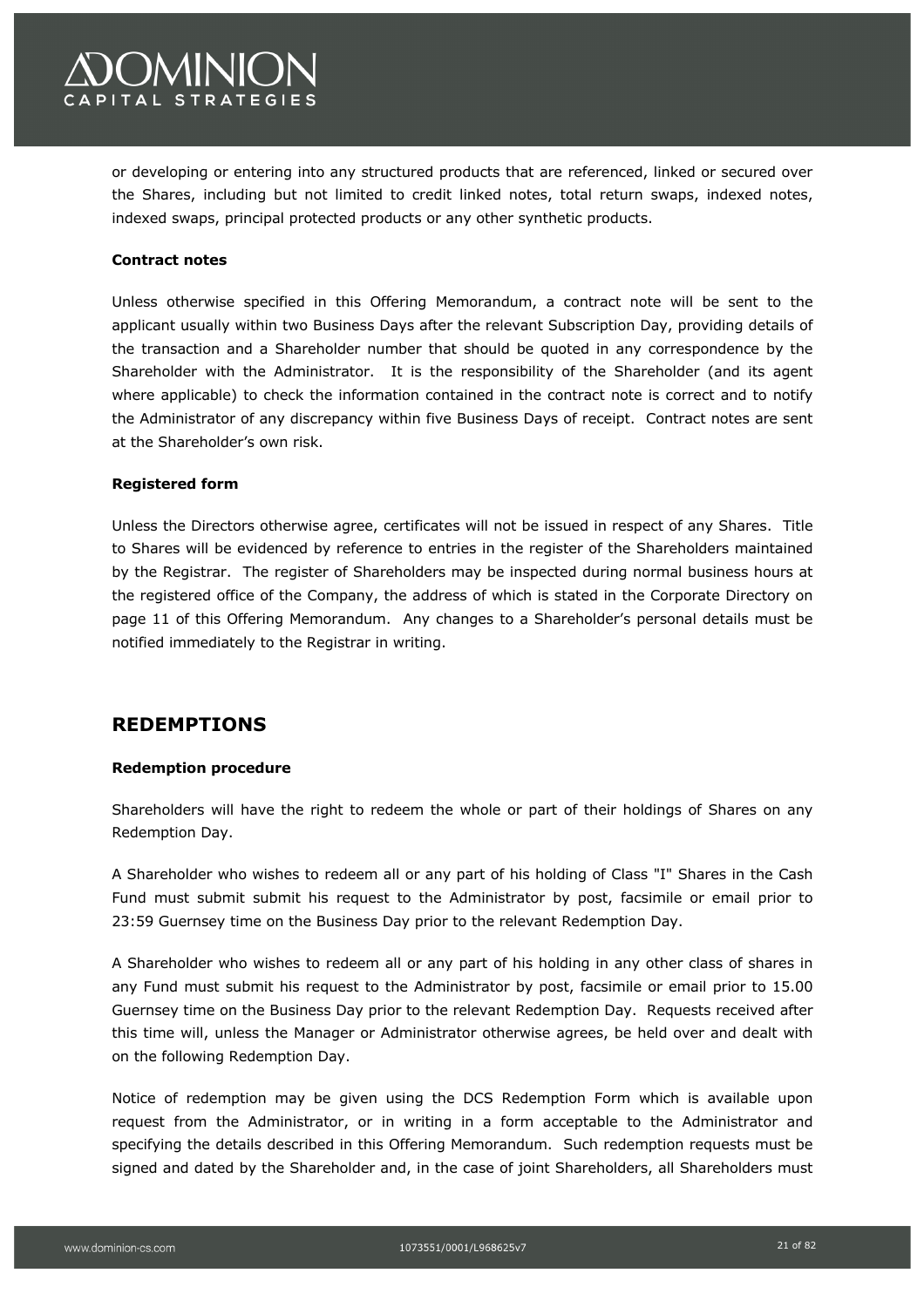or developing or entering into any structured products that are referenced, linked or secured over the Shares, including but not limited to credit linked notes, total return swaps, indexed notes, indexed swaps, principal protected products or any other synthetic products.

**Contract notes**

Unless otherwise specified in this Offering Memorandum, a contract note will be sent to the applicant usually within two Business Days after the relevant Subscription Day, providing details of the transaction and a Shareholder number that should be quoted in any correspondence by the Shareholder with the Administrator. It is the responsibility of the Shareholder (and its agent where applicable) to check the information contained in the contract note is correct and to notify the Administrator of any discrepancy within five Business Days of receipt. Contract notes are sent at the Shareholder's own risk.

**Registered form**

Unless the Directors otherwise agree, certificates will not be issued in respect of any Shares. Title to Shares will be evidenced by reference to entries in the register of the Shareholders maintained by the Registrar. The register of Shareholders may be inspected during normal business hours at the registered office of the Company, the address of which is stated in the Corporate Directory on page 11 of this Offering Memorandum. Any changes to a Shareholder's personal details must be notified immediately to the Registrar in writing.

## REDEMPTIONS

**Redemption procedure**

Shareholders will have the right to redeem the whole or part of their holdings of Shares on any Redemption Day.

A Shareholder who wishes to redeem all or any part of his holding of Class "I" Shares in the Cash Fund must submit submit his request to the Administrator by post, facsimile or email prior to 23:59 Guernsey time on the Business Day prior to the relevant Redemption Day.

A Shareholder who wishes to redeem all or any part of his holding in any other class of shares in any Fund must submit his request to the Administrator by post, facsimile or email prior to 15.00 Guernsey time on the Business Day prior to the relevant Redemption Day. Requests received after this time will, unless the Manager or Administrator otherwise agrees, be held over and dealt with on the following Redemption Day.

Notice of redemption may be given using the DCS Redemption Form which is available upon request from the Administrator, or in writing in a form acceptable to the Administrator and specifying the details described in this Offering Memorandum. Such redemption requests must be signed and dated by the Shareholder and, in the case of joint Shareholders, all Shareholders must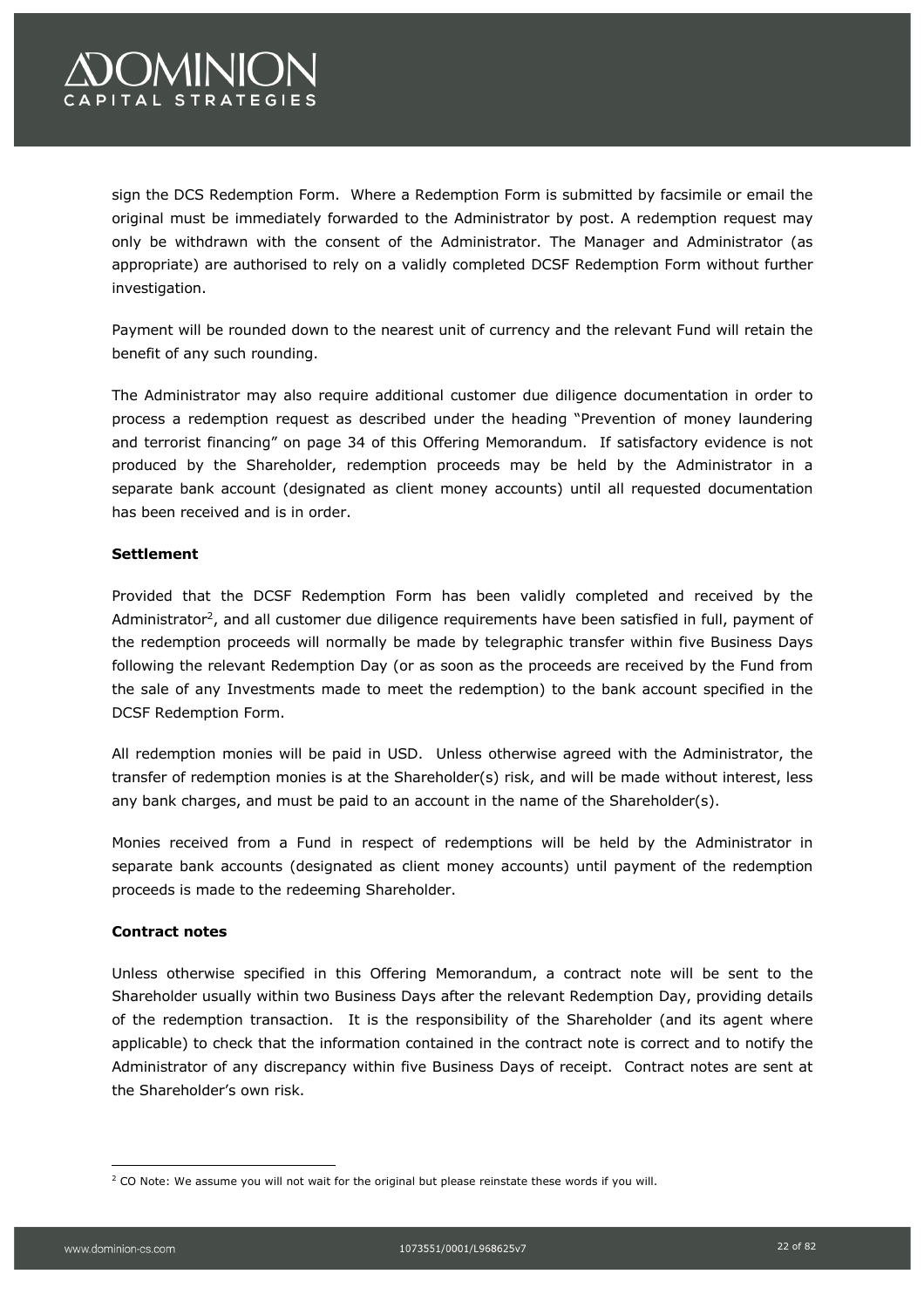sign the DCS Redemption Form. Where a Redemption Form is submitted by facsimile or email the original must be immediately forwarded to the Administrator by post. A redemption request may only be withdrawn with the consent of the Administrator. The Manager and Administrator (as appropriate) are authorised to rely on a validly completed DCSF Redemption Form without further investigation.

Payment will be rounded down to the nearest unit of currency and the relevant Fund will retain the benefit of any such rounding.

The Administrator may also require additional customer due diligence documentation in order to process a redemption request as described under the heading "Prevention of money laundering and terrorist financing" on page 34 of this Offering Memorandum. If satisfactory evidence is not produced by the Shareholder, redemption proceeds may be held by the Administrator in a separate bank account (designated as client money accounts) until all requested documentation has been received and is in order.

**Settlement**

Provided that the DCSF Redemption Form has been validly completed and received by the Administrator[2], and all customer due diligence requirements have been satisfied in full, payment of the redemption proceeds will normally be made by telegraphic transfer within five Business Days following the relevant Redemption Day (or as soon as the proceeds are received by the Fund from the sale of any Investments made to meet the redemption) to the bank account specified in the DCSF Redemption Form.

All redemption monies will be paid in USD. Unless otherwise agreed with the Administrator, the transfer of redemption monies is at the Shareholder(s) risk, and will be made without interest, less any bank charges, and must be paid to an account in the name of the Shareholder(s).

Monies received from a Fund in respect of redemptions will be held by the Administrator in separate bank accounts (designated as client money accounts) until payment of the redemption proceeds is made to the redeeming Shareholder.

**Contract notes**

Unless otherwise specified in this Offering Memorandum, a contract note will be sent to the Shareholder usually within two Business Days after the relevant Redemption Day, providing details of the redemption transaction. It is the responsibility of the Shareholder (and its agent where applicable) to check that the information contained in the contract note is correct and to notify the Administrator of any discrepancy within five Business Days of receipt. Contract notes are sent at the Shareholder's own risk.

[2] CO Note: We assume you will not wait for the original but please reinstate these words if you will.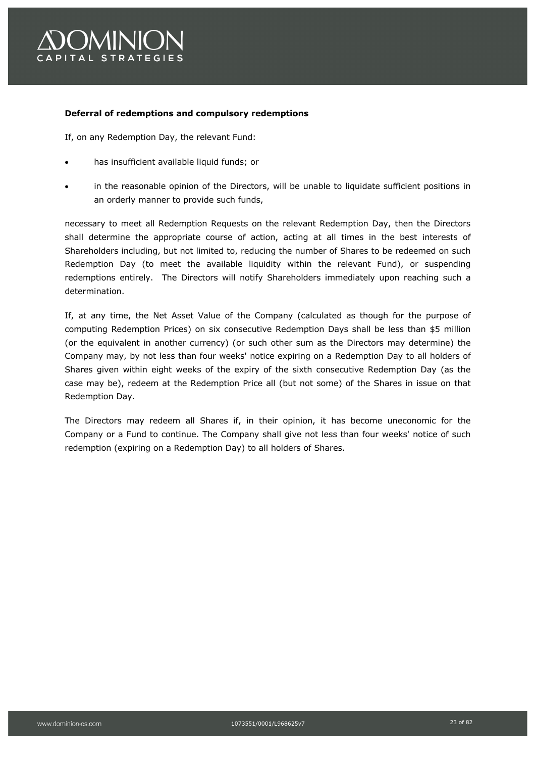**Deferral of redemptions and compulsory redemptions**

If, on any Redemption Day, the relevant Fund:

- has insufficient available liquid funds; or
- in the reasonable opinion of the Directors, will be unable to liquidate sufficient positions in an orderly manner to provide such funds,

necessary to meet all Redemption Requests on the relevant Redemption Day, then the Directors shall determine the appropriate course of action, acting at all times in the best interests of Shareholders including, but not limited to, reducing the number of Shares to be redeemed on such Redemption Day (to meet the available liquidity within the relevant Fund), or suspending redemptions entirely. The Directors will notify Shareholders immediately upon reaching such a determination.

If, at any time, the Net Asset Value of the Company (calculated as though for the purpose of computing Redemption Prices) on six consecutive Redemption Days shall be less than $5 million (or the equivalent in another currency) (or such other sum as the Directors may determine) the Company may, by not less than four weeks' notice expiring on a Redemption Day to all holders of Shares given within eight weeks of the expiry of the sixth consecutive Redemption Day (as the case may be), redeem at the Redemption Price all (but not some) of the Shares in issue on that Redemption Day.

The Directors may redeem all Shares if, in their opinion, it has become uneconomic for the Company or a Fund to continue. The Company shall give not less than four weeks' notice of such redemption (expiring on a Redemption Day) to all holders of Shares.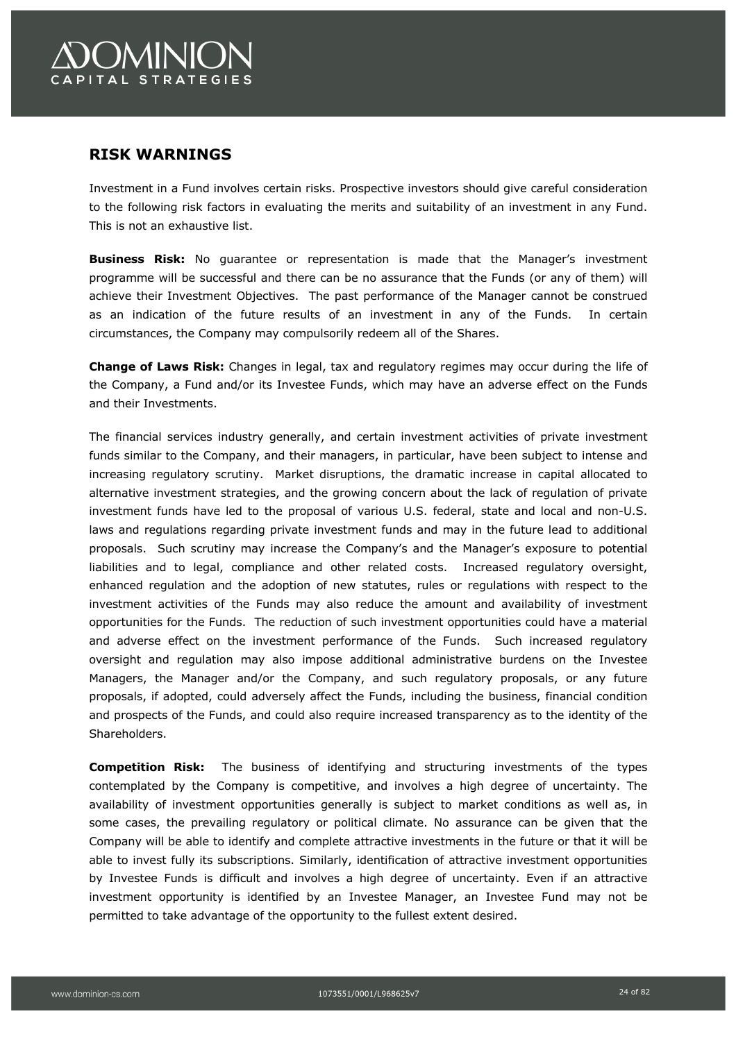## RISK WARNINGS

Investment in a Fund involves certain risks. Prospective investors should give careful consideration to the following risk factors in evaluating the merits and suitability of an investment in any Fund. This is not an exhaustive list.

**Business Risk:** No guarantee or representation is made that the Manager's investment programme will be successful and there can be no assurance that the Funds (or any of them) will achieve their Investment Objectives. The past performance of the Manager cannot be construed as an indication of the future results of an investment in any of the Funds. In certain circumstances, the Company may compulsorily redeem all of the Shares.

**Change of Laws Risk:** Changes in legal, tax and regulatory regimes may occur during the life of the Company, a Fund and/or its Investee Funds, which may have an adverse effect on the Funds and their Investments.

The financial services industry generally, and certain investment activities of private investment funds similar to the Company, and their managers, in particular, have been subject to intense and increasing regulatory scrutiny. Market disruptions, the dramatic increase in capital allocated to alternative investment strategies, and the growing concern about the lack of regulation of private investment funds have led to the proposal of various U.S. federal, state and local and non-U.S. laws and regulations regarding private investment funds and may in the future lead to additional proposals. Such scrutiny may increase the Company's and the Manager's exposure to potential liabilities and to legal, compliance and other related costs. Increased regulatory oversight, enhanced regulation and the adoption of new statutes, rules or regulations with respect to the investment activities of the Funds may also reduce the amount and availability of investment opportunities for the Funds. The reduction of such investment opportunities could have a material and adverse effect on the investment performance of the Funds. Such increased regulatory oversight and regulation may also impose additional administrative burdens on the Investee Managers, the Manager and/or the Company, and such regulatory proposals, or any future proposals, if adopted, could adversely affect the Funds, including the business, financial condition and prospects of the Funds, and could also require increased transparency as to the identity of the Shareholders.

**Competition Risk:** The business of identifying and structuring investments of the types contemplated by the Company is competitive, and involves a high degree of uncertainty. The availability of investment opportunities generally is subject to market conditions as well as, in some cases, the prevailing regulatory or political climate. No assurance can be given that the Company will be able to identify and complete attractive investments in the future or that it will be able to invest fully its subscriptions. Similarly, identification of attractive investment opportunities by Investee Funds is difficult and involves a high degree of uncertainty. Even if an attractive investment opportunity is identified by an Investee Manager, an Investee Fund may not be permitted to take advantage of the opportunity to the fullest extent desired.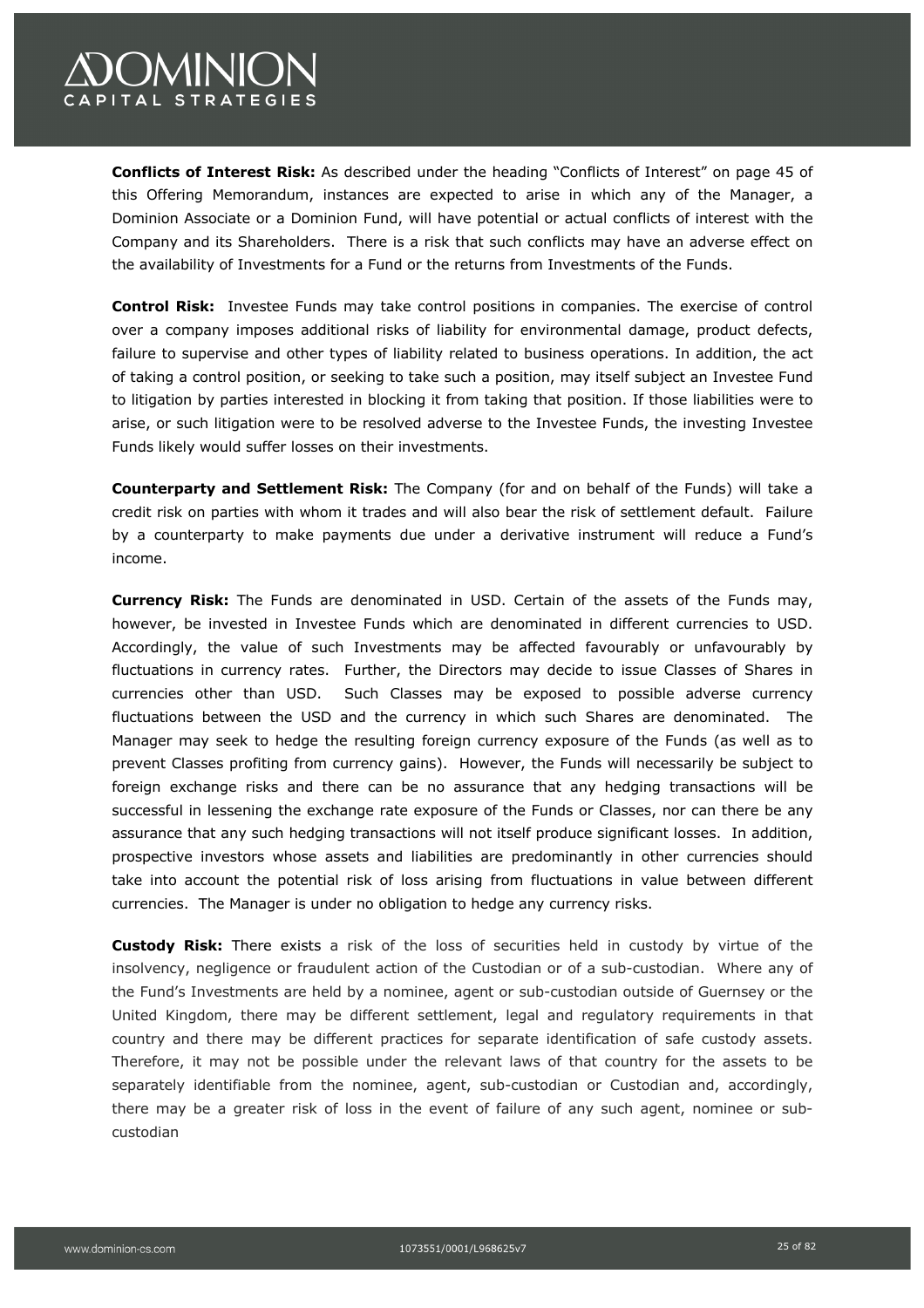**Conflicts of Interest Risk:** As described under the heading "Conflicts of Interest" on page 45 of this Offering Memorandum, instances are expected to arise in which any of the Manager, a Dominion Associate or a Dominion Fund, will have potential or actual conflicts of interest with the Company and its Shareholders. There is a risk that such conflicts may have an adverse effect on the availability of Investments for a Fund or the returns from Investments of the Funds.

**Control Risk:** Investee Funds may take control positions in companies. The exercise of control over a company imposes additional risks of liability for environmental damage, product defects, failure to supervise and other types of liability related to business operations. In addition, the act of taking a control position, or seeking to take such a position, may itself subject an Investee Fund to litigation by parties interested in blocking it from taking that position. If those liabilities were to arise, or such litigation were to be resolved adverse to the Investee Funds, the investing Investee Funds likely would suffer losses on their investments.

**Counterparty and Settlement Risk:** The Company (for and on behalf of the Funds) will take a credit risk on parties with whom it trades and will also bear the risk of settlement default. Failure by a counterparty to make payments due under a derivative instrument will reduce a Fund's income.

**Currency Risk:** The Funds are denominated in USD. Certain of the assets of the Funds may, however, be invested in Investee Funds which are denominated in different currencies to USD. Accordingly, the value of such Investments may be affected favourably or unfavourably by fluctuations in currency rates. Further, the Directors may decide to issue Classes of Shares in currencies other than USD. Such Classes may be exposed to possible adverse currency fluctuations between the USD and the currency in which such Shares are denominated. The Manager may seek to hedge the resulting foreign currency exposure of the Funds (as well as to prevent Classes profiting from currency gains). However, the Funds will necessarily be subject to foreign exchange risks and there can be no assurance that any hedging transactions will be successful in lessening the exchange rate exposure of the Funds or Classes, nor can there be any assurance that any such hedging transactions will not itself produce significant losses. In addition, prospective investors whose assets and liabilities are predominantly in other currencies should take into account the potential risk of loss arising from fluctuations in value between different currencies. The Manager is under no obligation to hedge any currency risks.

**Custody Risk:** There exists a risk of the loss of securities held in custody by virtue of the insolvency, negligence or fraudulent action of the Custodian or of a sub-custodian. Where any of the Fund's Investments are held by a nominee, agent or sub-custodian outside of Guernsey or the United Kingdom, there may be different settlement, legal and regulatory requirements in that country and there may be different practices for separate identification of safe custody assets. Therefore, it may not be possible under the relevant laws of that country for the assets to be separately identifiable from the nominee, agent, sub-custodian or Custodian and, accordingly, there may be a greater risk of loss in the event of failure of any such agent, nominee or sub-custodian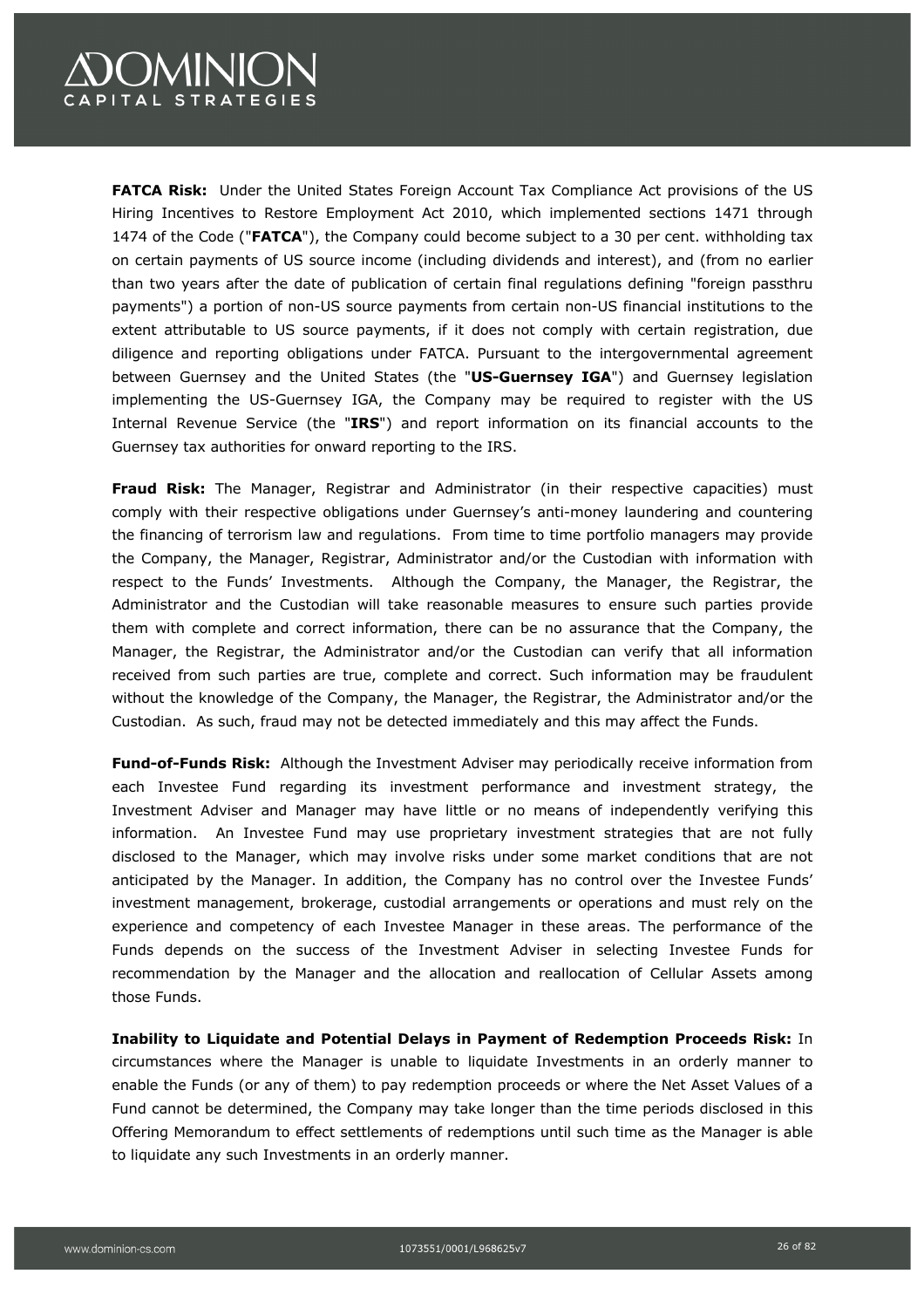**FATCA Risk:** Under the United States Foreign Account Tax Compliance Act provisions of the US Hiring Incentives to Restore Employment Act 2010, which implemented sections 1471 through 1474 of the Code ("**FATCA**"), the Company could become subject to a 30 per cent. withholding tax on certain payments of US source income (including dividends and interest), and (from no earlier than two years after the date of publication of certain final regulations defining "foreign passthru payments") a portion of non-US source payments from certain non-US financial institutions to the extent attributable to US source payments, if it does not comply with certain registration, due diligence and reporting obligations under FATCA. Pursuant to the intergovernmental agreement between Guernsey and the United States (the "**US-Guernsey IGA**") and Guernsey legislation implementing the US-Guernsey IGA, the Company may be required to register with the US Internal Revenue Service (the "**IRS**") and report information on its financial accounts to the Guernsey tax authorities for onward reporting to the IRS.

**Fraud Risk:** The Manager, Registrar and Administrator (in their respective capacities) must comply with their respective obligations under Guernsey's anti-money laundering and countering the financing of terrorism law and regulations. From time to time portfolio managers may provide the Company, the Manager, Registrar, Administrator and/or the Custodian with information with respect to the Funds' Investments. Although the Company, the Manager, the Registrar, the Administrator and the Custodian will take reasonable measures to ensure such parties provide them with complete and correct information, there can be no assurance that the Company, the Manager, the Registrar, the Administrator and/or the Custodian can verify that all information received from such parties are true, complete and correct. Such information may be fraudulent without the knowledge of the Company, the Manager, the Registrar, the Administrator and/or the Custodian. As such, fraud may not be detected immediately and this may affect the Funds.

**Fund-of-Funds Risk:** Although the Investment Adviser may periodically receive information from each Investee Fund regarding its investment performance and investment strategy, the Investment Adviser and Manager may have little or no means of independently verifying this information. An Investee Fund may use proprietary investment strategies that are not fully disclosed to the Manager, which may involve risks under some market conditions that are not anticipated by the Manager. In addition, the Company has no control over the Investee Funds' investment management, brokerage, custodial arrangements or operations and must rely on the experience and competency of each Investee Manager in these areas. The performance of the Funds depends on the success of the Investment Adviser in selecting Investee Funds for recommendation by the Manager and the allocation and reallocation of Cellular Assets among those Funds.

**Inability to Liquidate and Potential Delays in Payment of Redemption Proceeds Risk:** In circumstances where the Manager is unable to liquidate Investments in an orderly manner to enable the Funds (or any of them) to pay redemption proceeds or where the Net Asset Values of a Fund cannot be determined, the Company may take longer than the time periods disclosed in this Offering Memorandum to effect settlements of redemptions until such time as the Manager is able to liquidate any such Investments in an orderly manner.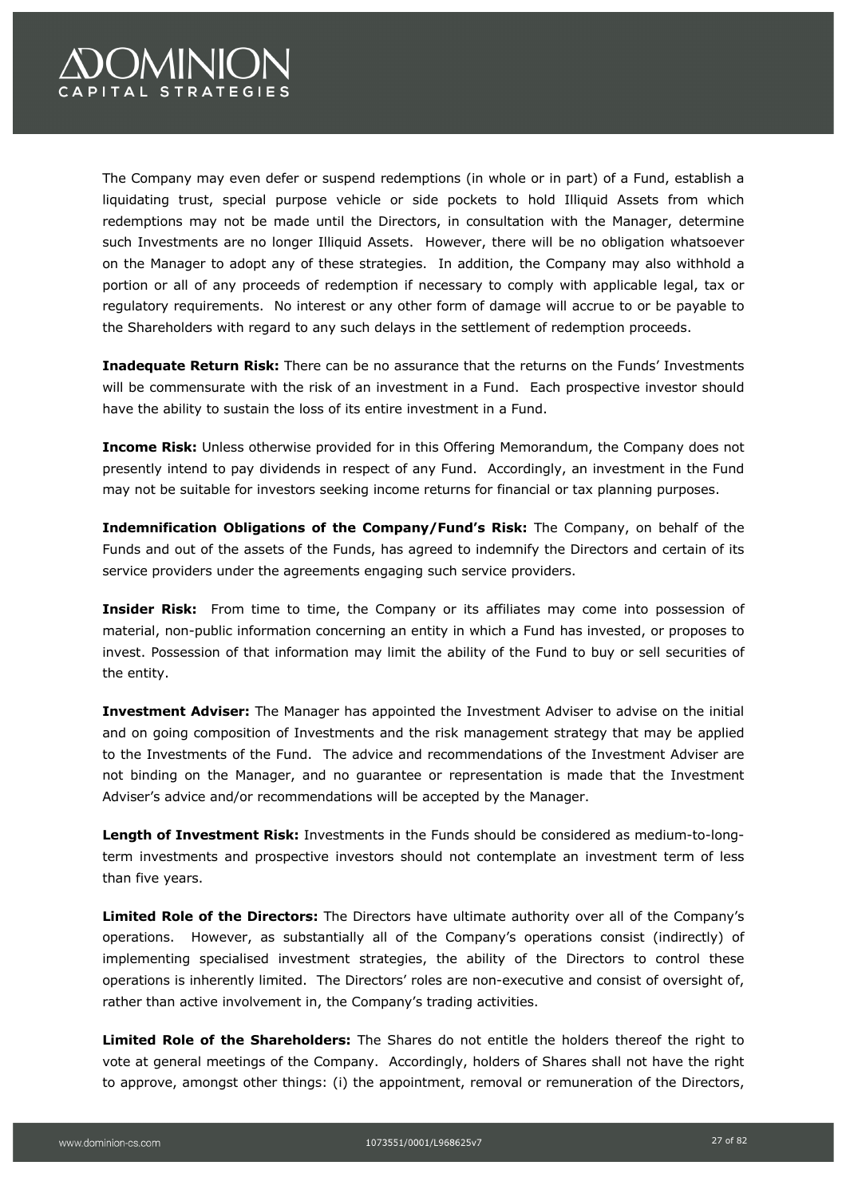The Company may even defer or suspend redemptions (in whole or in part) of a Fund, establish a liquidating trust, special purpose vehicle or side pockets to hold Illiquid Assets from which redemptions may not be made until the Directors, in consultation with the Manager, determine such Investments are no longer Illiquid Assets. However, there will be no obligation whatsoever on the Manager to adopt any of these strategies. In addition, the Company may also withhold a portion or all of any proceeds of redemption if necessary to comply with applicable legal, tax or regulatory requirements. No interest or any other form of damage will accrue to or be payable to the Shareholders with regard to any such delays in the settlement of redemption proceeds.

**Inadequate Return Risk:** There can be no assurance that the returns on the Funds' Investments will be commensurate with the risk of an investment in a Fund. Each prospective investor should have the ability to sustain the loss of its entire investment in a Fund.

**Income Risk:** Unless otherwise provided for in this Offering Memorandum, the Company does not presently intend to pay dividends in respect of any Fund. Accordingly, an investment in the Fund may not be suitable for investors seeking income returns for financial or tax planning purposes.

**Indemnification Obligations of the Company/Fund's Risk:** The Company, on behalf of the Funds and out of the assets of the Funds, has agreed to indemnify the Directors and certain of its service providers under the agreements engaging such service providers.

**Insider Risk:** From time to time, the Company or its affiliates may come into possession of material, non-public information concerning an entity in which a Fund has invested, or proposes to invest. Possession of that information may limit the ability of the Fund to buy or sell securities of the entity.

**Investment Adviser:** The Manager has appointed the Investment Adviser to advise on the initial and on going composition of Investments and the risk management strategy that may be applied to the Investments of the Fund. The advice and recommendations of the Investment Adviser are not binding on the Manager, and no guarantee or representation is made that the Investment Adviser's advice and/or recommendations will be accepted by the Manager.

**Length of Investment Risk:** Investments in the Funds should be considered as medium-to-long-term investments and prospective investors should not contemplate an investment term of less than five years.

**Limited Role of the Directors:** The Directors have ultimate authority over all of the Company's operations. However, as substantially all of the Company's operations consist (indirectly) of implementing specialised investment strategies, the ability of the Directors to control these operations is inherently limited. The Directors' roles are non-executive and consist of oversight of, rather than active involvement in, the Company's trading activities.

**Limited Role of the Shareholders:** The Shares do not entitle the holders thereof the right to vote at general meetings of the Company. Accordingly, holders of Shares shall not have the right to approve, amongst other things: (i) the appointment, removal or remuneration of the Directors,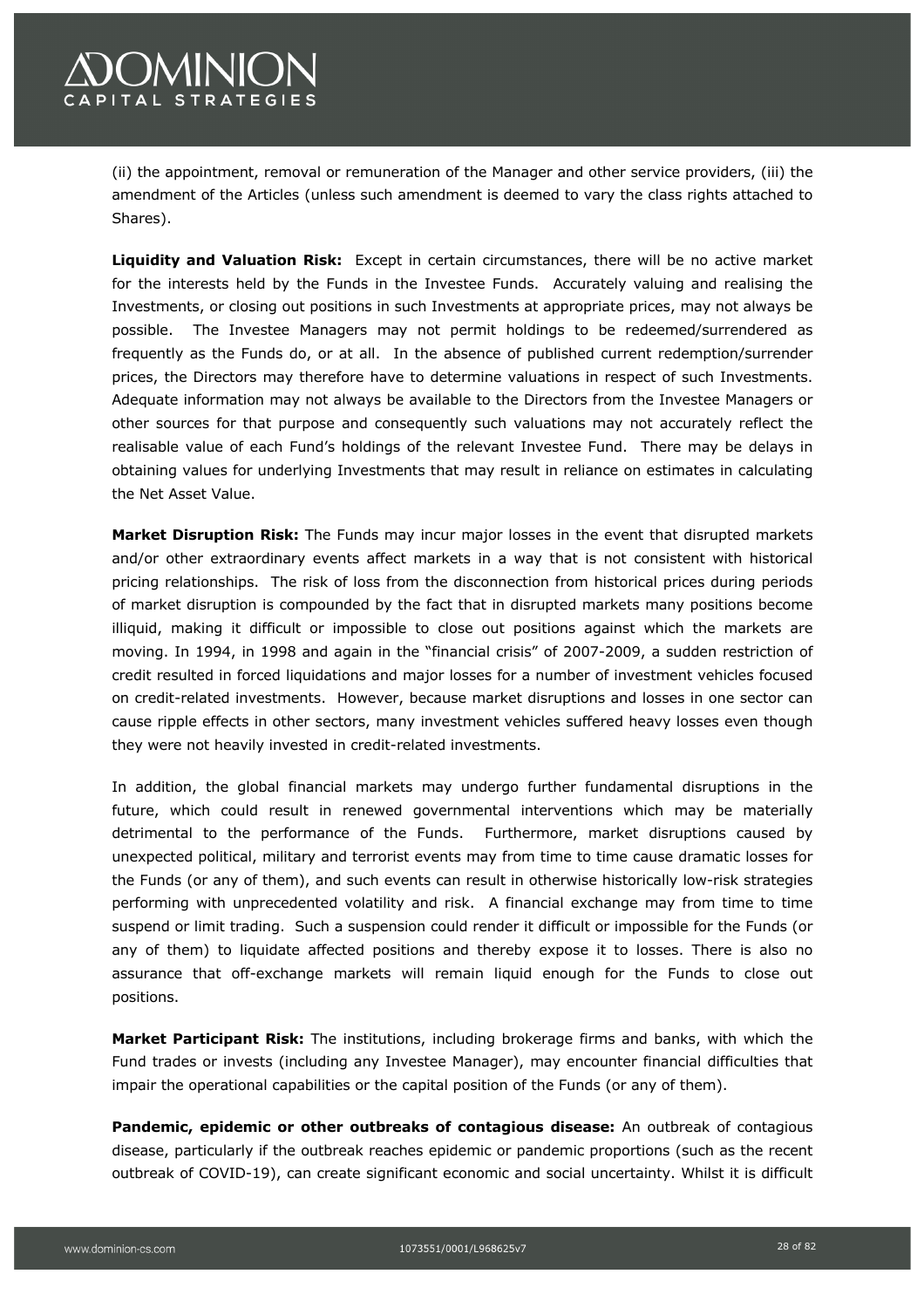(ii) the appointment, removal or remuneration of the Manager and other service providers, (iii) the amendment of the Articles (unless such amendment is deemed to vary the class rights attached to Shares).

**Liquidity and Valuation Risk:** Except in certain circumstances, there will be no active market for the interests held by the Funds in the Investee Funds. Accurately valuing and realising the Investments, or closing out positions in such Investments at appropriate prices, may not always be possible. The Investee Managers may not permit holdings to be redeemed/surrendered as frequently as the Funds do, or at all. In the absence of published current redemption/surrender prices, the Directors may therefore have to determine valuations in respect of such Investments. Adequate information may not always be available to the Directors from the Investee Managers or other sources for that purpose and consequently such valuations may not accurately reflect the realisable value of each Fund's holdings of the relevant Investee Fund. There may be delays in obtaining values for underlying Investments that may result in reliance on estimates in calculating the Net Asset Value.

**Market Disruption Risk:** The Funds may incur major losses in the event that disrupted markets and/or other extraordinary events affect markets in a way that is not consistent with historical pricing relationships. The risk of loss from the disconnection from historical prices during periods of market disruption is compounded by the fact that in disrupted markets many positions become illiquid, making it difficult or impossible to close out positions against which the markets are moving. In 1994, in 1998 and again in the "financial crisis" of 2007-2009, a sudden restriction of credit resulted in forced liquidations and major losses for a number of investment vehicles focused on credit-related investments. However, because market disruptions and losses in one sector can cause ripple effects in other sectors, many investment vehicles suffered heavy losses even though they were not heavily invested in credit-related investments.

In addition, the global financial markets may undergo further fundamental disruptions in the future, which could result in renewed governmental interventions which may be materially detrimental to the performance of the Funds. Furthermore, market disruptions caused by unexpected political, military and terrorist events may from time to time cause dramatic losses for the Funds (or any of them), and such events can result in otherwise historically low-risk strategies performing with unprecedented volatility and risk. A financial exchange may from time to time suspend or limit trading. Such a suspension could render it difficult or impossible for the Funds (or any of them) to liquidate affected positions and thereby expose it to losses. There is also no assurance that off-exchange markets will remain liquid enough for the Funds to close out positions.

**Market Participant Risk:** The institutions, including brokerage firms and banks, with which the Fund trades or invests (including any Investee Manager), may encounter financial difficulties that impair the operational capabilities or the capital position of the Funds (or any of them).

**Pandemic, epidemic or other outbreaks of contagious disease:** An outbreak of contagious disease, particularly if the outbreak reaches epidemic or pandemic proportions (such as the recent outbreak of COVID-19), can create significant economic and social uncertainty. Whilst it is difficult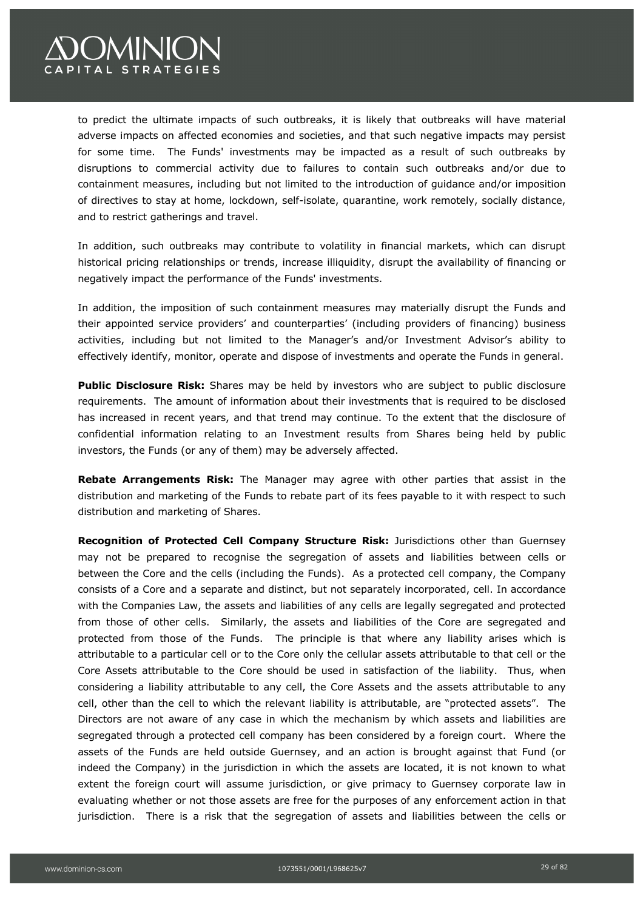to predict the ultimate impacts of such outbreaks, it is likely that outbreaks will have material adverse impacts on affected economies and societies, and that such negative impacts may persist for some time. The Funds' investments may be impacted as a result of such outbreaks by disruptions to commercial activity due to failures to contain such outbreaks and/or due to containment measures, including but not limited to the introduction of guidance and/or imposition of directives to stay at home, lockdown, self-isolate, quarantine, work remotely, socially distance, and to restrict gatherings and travel.

In addition, such outbreaks may contribute to volatility in financial markets, which can disrupt historical pricing relationships or trends, increase illiquidity, disrupt the availability of financing or negatively impact the performance of the Funds' investments.

In addition, the imposition of such containment measures may materially disrupt the Funds and their appointed service providers' and counterparties' (including providers of financing) business activities, including but not limited to the Manager's and/or Investment Advisor's ability to effectively identify, monitor, operate and dispose of investments and operate the Funds in general.

**Public Disclosure Risk:** Shares may be held by investors who are subject to public disclosure requirements. The amount of information about their investments that is required to be disclosed has increased in recent years, and that trend may continue. To the extent that the disclosure of confidential information relating to an Investment results from Shares being held by public investors, the Funds (or any of them) may be adversely affected.

**Rebate Arrangements Risk:** The Manager may agree with other parties that assist in the distribution and marketing of the Funds to rebate part of its fees payable to it with respect to such distribution and marketing of Shares.

**Recognition of Protected Cell Company Structure Risk:** Jurisdictions other than Guernsey may not be prepared to recognise the segregation of assets and liabilities between cells or between the Core and the cells (including the Funds). As a protected cell company, the Company consists of a Core and a separate and distinct, but not separately incorporated, cell. In accordance with the Companies Law, the assets and liabilities of any cells are legally segregated and protected from those of other cells. Similarly, the assets and liabilities of the Core are segregated and protected from those of the Funds. The principle is that where any liability arises which is attributable to a particular cell or to the Core only the cellular assets attributable to that cell or the Core Assets attributable to the Core should be used in satisfaction of the liability. Thus, when considering a liability attributable to any cell, the Core Assets and the assets attributable to any cell, other than the cell to which the relevant liability is attributable, are "protected assets". The Directors are not aware of any case in which the mechanism by which assets and liabilities are segregated through a protected cell company has been considered by a foreign court. Where the assets of the Funds are held outside Guernsey, and an action is brought against that Fund (or indeed the Company) in the jurisdiction in which the assets are located, it is not known to what extent the foreign court will assume jurisdiction, or give primacy to Guernsey corporate law in evaluating whether or not those assets are free for the purposes of any enforcement action in that jurisdiction. There is a risk that the segregation of assets and liabilities between the cells or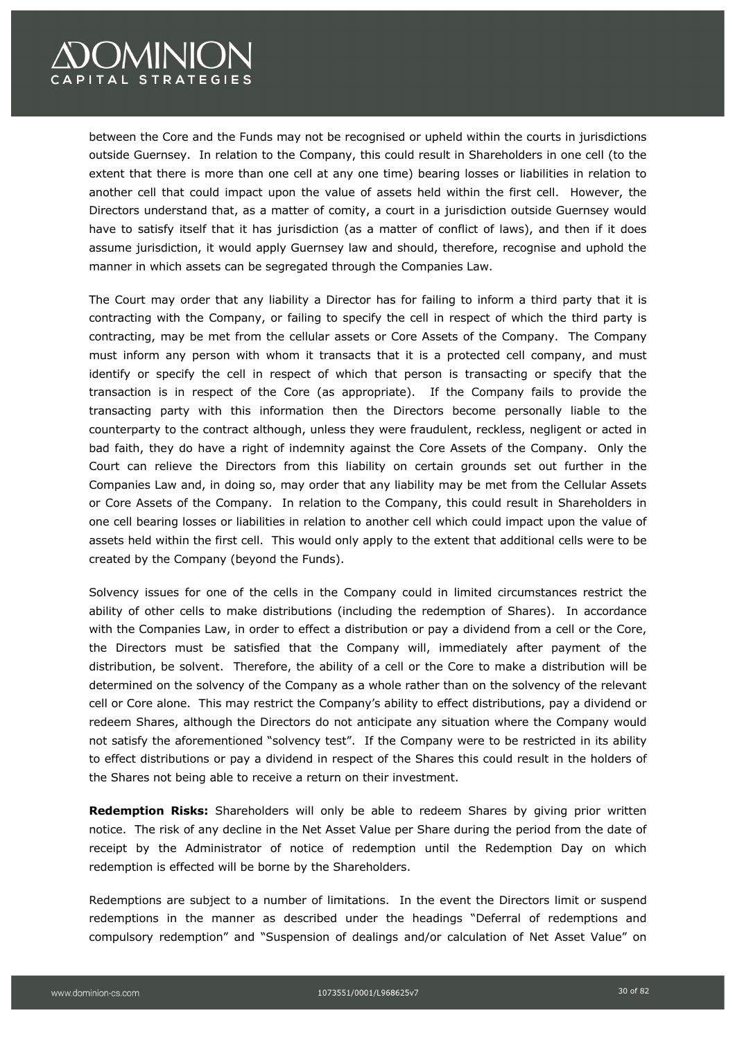between the Core and the Funds may not be recognised or upheld within the courts in jurisdictions outside Guernsey. In relation to the Company, this could result in Shareholders in one cell (to the extent that there is more than one cell at any one time) bearing losses or liabilities in relation to another cell that could impact upon the value of assets held within the first cell. However, the Directors understand that, as a matter of comity, a court in a jurisdiction outside Guernsey would have to satisfy itself that it has jurisdiction (as a matter of conflict of laws), and then if it does assume jurisdiction, it would apply Guernsey law and should, therefore, recognise and uphold the manner in which assets can be segregated through the Companies Law.

The Court may order that any liability a Director has for failing to inform a third party that it is contracting with the Company, or failing to specify the cell in respect of which the third party is contracting, may be met from the cellular assets or Core Assets of the Company. The Company must inform any person with whom it transacts that it is a protected cell company, and must identify or specify the cell in respect of which that person is transacting or specify that the transaction is in respect of the Core (as appropriate). If the Company fails to provide the transacting party with this information then the Directors become personally liable to the counterparty to the contract although, unless they were fraudulent, reckless, negligent or acted in bad faith, they do have a right of indemnity against the Core Assets of the Company. Only the Court can relieve the Directors from this liability on certain grounds set out further in the Companies Law and, in doing so, may order that any liability may be met from the Cellular Assets or Core Assets of the Company. In relation to the Company, this could result in Shareholders in one cell bearing losses or liabilities in relation to another cell which could impact upon the value of assets held within the first cell. This would only apply to the extent that additional cells were to be created by the Company (beyond the Funds).

Solvency issues for one of the cells in the Company could in limited circumstances restrict the ability of other cells to make distributions (including the redemption of Shares). In accordance with the Companies Law, in order to effect a distribution or pay a dividend from a cell or the Core, the Directors must be satisfied that the Company will, immediately after payment of the distribution, be solvent. Therefore, the ability of a cell or the Core to make a distribution will be determined on the solvency of the Company as a whole rather than on the solvency of the relevant cell or Core alone. This may restrict the Company's ability to effect distributions, pay a dividend or redeem Shares, although the Directors do not anticipate any situation where the Company would not satisfy the aforementioned "solvency test". If the Company were to be restricted in its ability to effect distributions or pay a dividend in respect of the Shares this could result in the holders of the Shares not being able to receive a return on their investment.

**Redemption Risks:** Shareholders will only be able to redeem Shares by giving prior written notice. The risk of any decline in the Net Asset Value per Share during the period from the date of receipt by the Administrator of notice of redemption until the Redemption Day on which redemption is effected will be borne by the Shareholders.

Redemptions are subject to a number of limitations. In the event the Directors limit or suspend redemptions in the manner as described under the headings "Deferral of redemptions and compulsory redemption" and "Suspension of dealings and/or calculation of Net Asset Value" on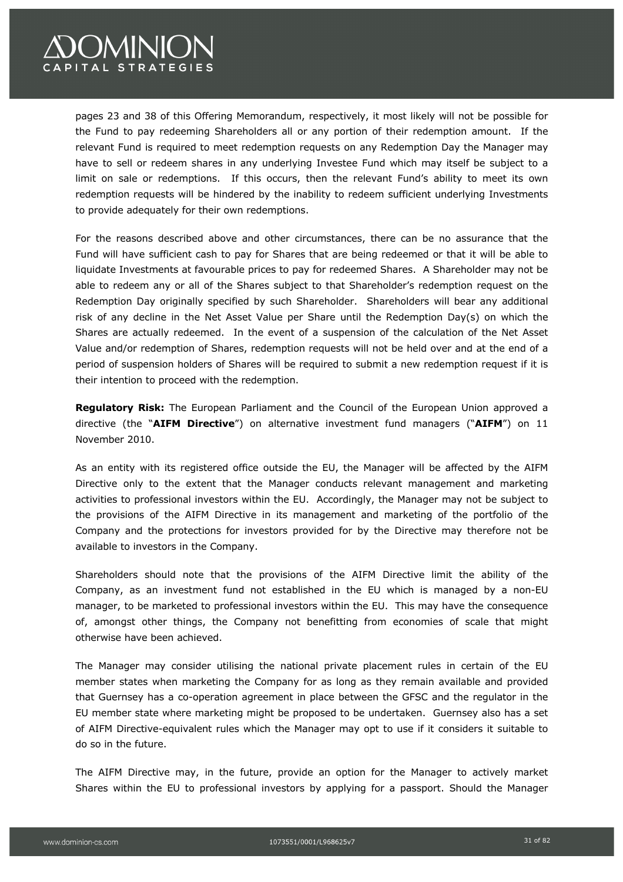pages 23 and 38 of this Offering Memorandum, respectively, it most likely will not be possible for the Fund to pay redeeming Shareholders all or any portion of their redemption amount. If the relevant Fund is required to meet redemption requests on any Redemption Day the Manager may have to sell or redeem shares in any underlying Investee Fund which may itself be subject to a limit on sale or redemptions. If this occurs, then the relevant Fund's ability to meet its own redemption requests will be hindered by the inability to redeem sufficient underlying Investments to provide adequately for their own redemptions.

For the reasons described above and other circumstances, there can be no assurance that the Fund will have sufficient cash to pay for Shares that are being redeemed or that it will be able to liquidate Investments at favourable prices to pay for redeemed Shares. A Shareholder may not be able to redeem any or all of the Shares subject to that Shareholder's redemption request on the Redemption Day originally specified by such Shareholder. Shareholders will bear any additional risk of any decline in the Net Asset Value per Share until the Redemption Day(s) on which the Shares are actually redeemed. In the event of a suspension of the calculation of the Net Asset Value and/or redemption of Shares, redemption requests will not be held over and at the end of a period of suspension holders of Shares will be required to submit a new redemption request if it is their intention to proceed with the redemption.

**Regulatory Risk:** The European Parliament and the Council of the European Union approved a directive (the "**AIFM Directive**") on alternative investment fund managers ("**AIFM**") on 11 November 2010.

As an entity with its registered office outside the EU, the Manager will be affected by the AIFM Directive only to the extent that the Manager conducts relevant management and marketing activities to professional investors within the EU. Accordingly, the Manager may not be subject to the provisions of the AIFM Directive in its management and marketing of the portfolio of the Company and the protections for investors provided for by the Directive may therefore not be available to investors in the Company.

Shareholders should note that the provisions of the AIFM Directive limit the ability of the Company, as an investment fund not established in the EU which is managed by a non-EU manager, to be marketed to professional investors within the EU. This may have the consequence of, amongst other things, the Company not benefitting from economies of scale that might otherwise have been achieved.

The Manager may consider utilising the national private placement rules in certain of the EU member states when marketing the Company for as long as they remain available and provided that Guernsey has a co-operation agreement in place between the GFSC and the regulator in the EU member state where marketing might be proposed to be undertaken. Guernsey also has a set of AIFM Directive-equivalent rules which the Manager may opt to use if it considers it suitable to do so in the future.

The AIFM Directive may, in the future, provide an option for the Manager to actively market Shares within the EU to professional investors by applying for a passport. Should the Manager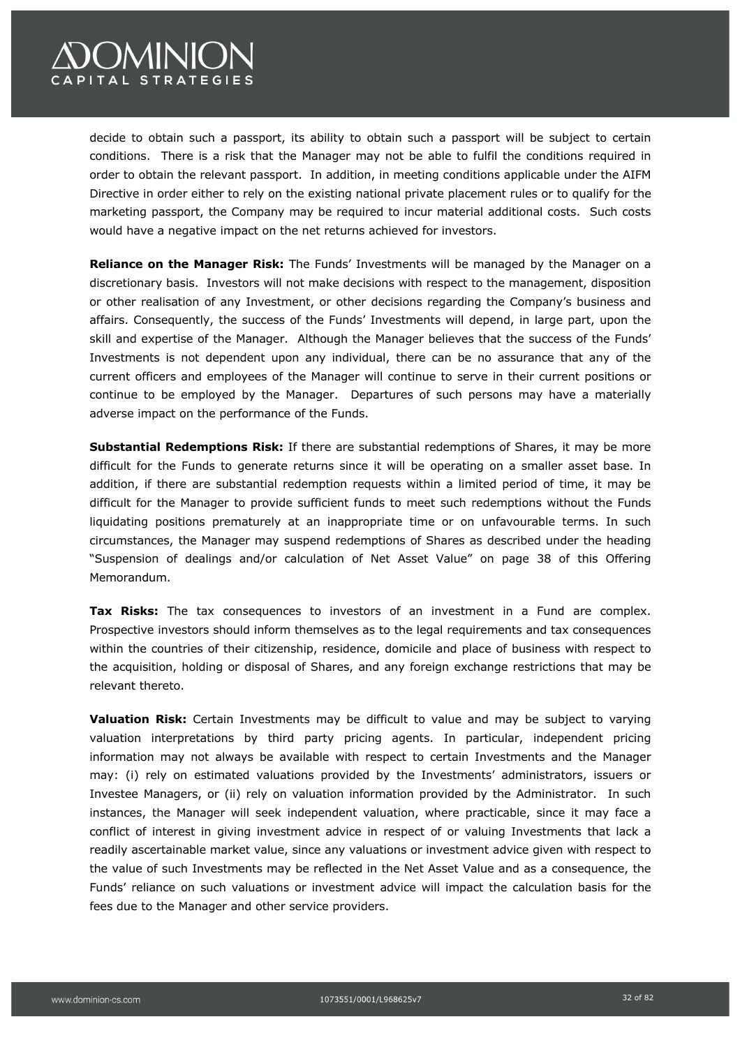decide to obtain such a passport, its ability to obtain such a passport will be subject to certain conditions. There is a risk that the Manager may not be able to fulfil the conditions required in order to obtain the relevant passport. In addition, in meeting conditions applicable under the AIFM Directive in order either to rely on the existing national private placement rules or to qualify for the marketing passport, the Company may be required to incur material additional costs. Such costs would have a negative impact on the net returns achieved for investors.

**Reliance on the Manager Risk:** The Funds' Investments will be managed by the Manager on a discretionary basis. Investors will not make decisions with respect to the management, disposition or other realisation of any Investment, or other decisions regarding the Company's business and affairs. Consequently, the success of the Funds' Investments will depend, in large part, upon the skill and expertise of the Manager. Although the Manager believes that the success of the Funds' Investments is not dependent upon any individual, there can be no assurance that any of the current officers and employees of the Manager will continue to serve in their current positions or continue to be employed by the Manager. Departures of such persons may have a materially adverse impact on the performance of the Funds.

**Substantial Redemptions Risk:** If there are substantial redemptions of Shares, it may be more difficult for the Funds to generate returns since it will be operating on a smaller asset base. In addition, if there are substantial redemption requests within a limited period of time, it may be difficult for the Manager to provide sufficient funds to meet such redemptions without the Funds liquidating positions prematurely at an inappropriate time or on unfavourable terms. In such circumstances, the Manager may suspend redemptions of Shares as described under the heading "Suspension of dealings and/or calculation of Net Asset Value" on page 38 of this Offering Memorandum.

**Tax Risks:** The tax consequences to investors of an investment in a Fund are complex. Prospective investors should inform themselves as to the legal requirements and tax consequences within the countries of their citizenship, residence, domicile and place of business with respect to the acquisition, holding or disposal of Shares, and any foreign exchange restrictions that may be relevant thereto.

**Valuation Risk:** Certain Investments may be difficult to value and may be subject to varying valuation interpretations by third party pricing agents. In particular, independent pricing information may not always be available with respect to certain Investments and the Manager may: (i) rely on estimated valuations provided by the Investments' administrators, issuers or Investee Managers, or (ii) rely on valuation information provided by the Administrator. In such instances, the Manager will seek independent valuation, where practicable, since it may face a conflict of interest in giving investment advice in respect of or valuing Investments that lack a readily ascertainable market value, since any valuations or investment advice given with respect to the value of such Investments may be reflected in the Net Asset Value and as a consequence, the Funds' reliance on such valuations or investment advice will impact the calculation basis for the fees due to the Manager and other service providers.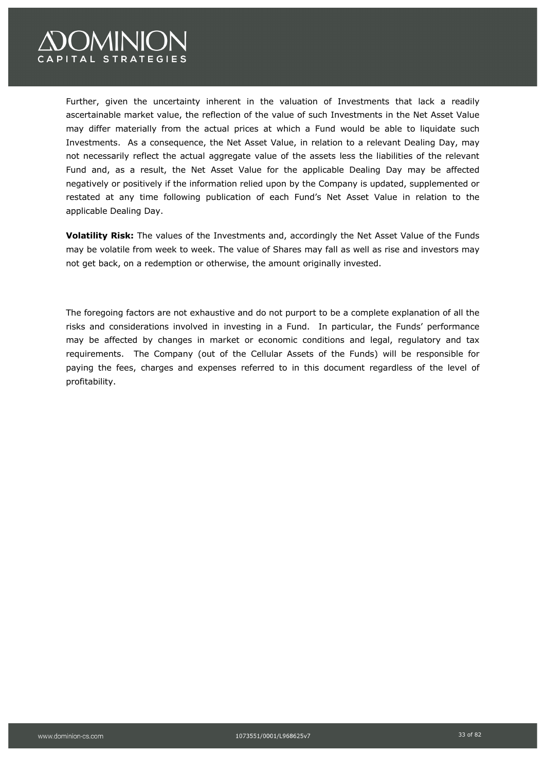Further, given the uncertainty inherent in the valuation of Investments that lack a readily ascertainable market value, the reflection of the value of such Investments in the Net Asset Value may differ materially from the actual prices at which a Fund would be able to liquidate such Investments. As a consequence, the Net Asset Value, in relation to a relevant Dealing Day, may not necessarily reflect the actual aggregate value of the assets less the liabilities of the relevant Fund and, as a result, the Net Asset Value for the applicable Dealing Day may be affected negatively or positively if the information relied upon by the Company is updated, supplemented or restated at any time following publication of each Fund's Net Asset Value in relation to the applicable Dealing Day.

**Volatility Risk:** The values of the Investments and, accordingly the Net Asset Value of the Funds may be volatile from week to week. The value of Shares may fall as well as rise and investors may not get back, on a redemption or otherwise, the amount originally invested.

The foregoing factors are not exhaustive and do not purport to be a complete explanation of all the risks and considerations involved in investing in a Fund. In particular, the Funds' performance may be affected by changes in market or economic conditions and legal, regulatory and tax requirements. The Company (out of the Cellular Assets of the Funds) will be responsible for paying the fees, charges and expenses referred to in this document regardless of the level of profitability.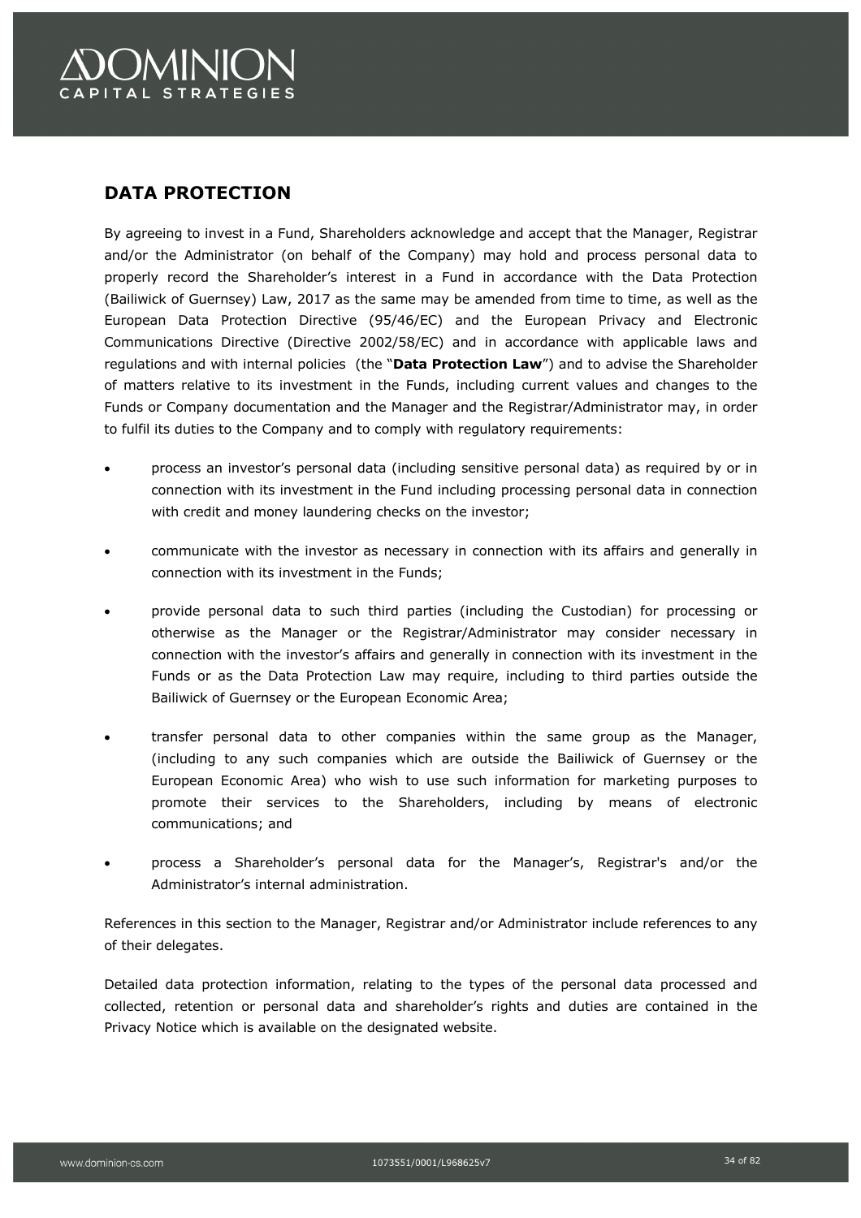## DATA PROTECTION

By agreeing to invest in a Fund, Shareholders acknowledge and accept that the Manager, Registrar and/or the Administrator (on behalf of the Company) may hold and process personal data to properly record the Shareholder's interest in a Fund in accordance with the Data Protection (Bailiwick of Guernsey) Law, 2017 as the same may be amended from time to time, as well as the European Data Protection Directive (95/46/EC) and the European Privacy and Electronic Communications Directive (Directive 2002/58/EC) and in accordance with applicable laws and regulations and with internal policies (the "**Data Protection Law**") and to advise the Shareholder of matters relative to its investment in the Funds, including current values and changes to the Funds or Company documentation and the Manager and the Registrar/Administrator may, in order to fulfil its duties to the Company and to comply with regulatory requirements:

- process an investor's personal data (including sensitive personal data) as required by or in connection with its investment in the Fund including processing personal data in connection with credit and money laundering checks on the investor;
- communicate with the investor as necessary in connection with its affairs and generally in connection with its investment in the Funds;
- provide personal data to such third parties (including the Custodian) for processing or otherwise as the Manager or the Registrar/Administrator may consider necessary in connection with the investor's affairs and generally in connection with its investment in the Funds or as the Data Protection Law may require, including to third parties outside the Bailiwick of Guernsey or the European Economic Area;
- transfer personal data to other companies within the same group as the Manager, (including to any such companies which are outside the Bailiwick of Guernsey or the European Economic Area) who wish to use such information for marketing purposes to promote their services to the Shareholders, including by means of electronic communications; and
- process a Shareholder's personal data for the Manager's, Registrar's and/or the Administrator's internal administration.

References in this section to the Manager, Registrar and/or Administrator include references to any of their delegates.

Detailed data protection information, relating to the types of the personal data processed and collected, retention or personal data and shareholder's rights and duties are contained in the Privacy Notice which is available on the designated website.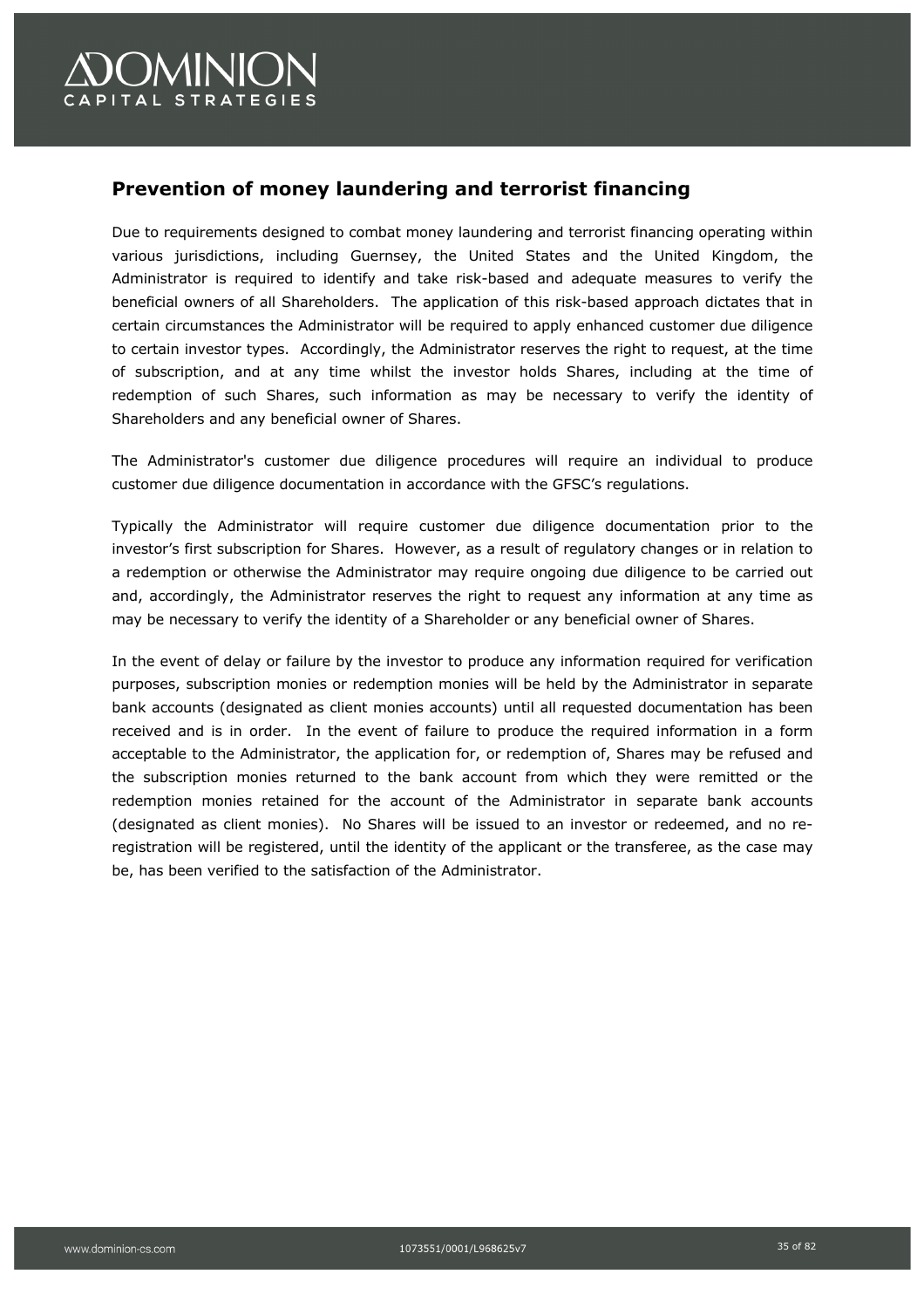## Prevention of money laundering and terrorist financing

Due to requirements designed to combat money laundering and terrorist financing operating within various jurisdictions, including Guernsey, the United States and the United Kingdom, the Administrator is required to identify and take risk-based and adequate measures to verify the beneficial owners of all Shareholders. The application of this risk-based approach dictates that in certain circumstances the Administrator will be required to apply enhanced customer due diligence to certain investor types. Accordingly, the Administrator reserves the right to request, at the time of subscription, and at any time whilst the investor holds Shares, including at the time of redemption of such Shares, such information as may be necessary to verify the identity of Shareholders and any beneficial owner of Shares.

The Administrator's customer due diligence procedures will require an individual to produce customer due diligence documentation in accordance with the GFSC's regulations.

Typically the Administrator will require customer due diligence documentation prior to the investor's first subscription for Shares. However, as a result of regulatory changes or in relation to a redemption or otherwise the Administrator may require ongoing due diligence to be carried out and, accordingly, the Administrator reserves the right to request any information at any time as may be necessary to verify the identity of a Shareholder or any beneficial owner of Shares.

In the event of delay or failure by the investor to produce any information required for verification purposes, subscription monies or redemption monies will be held by the Administrator in separate bank accounts (designated as client monies accounts) until all requested documentation has been received and is in order. In the event of failure to produce the required information in a form acceptable to the Administrator, the application for, or redemption of, Shares may be refused and the subscription monies returned to the bank account from which they were remitted or the redemption monies retained for the account of the Administrator in separate bank accounts (designated as client monies). No Shares will be issued to an investor or redeemed, and no re-registration will be registered, until the identity of the applicant or the transferee, as the case may be, has been verified to the satisfaction of the Administrator.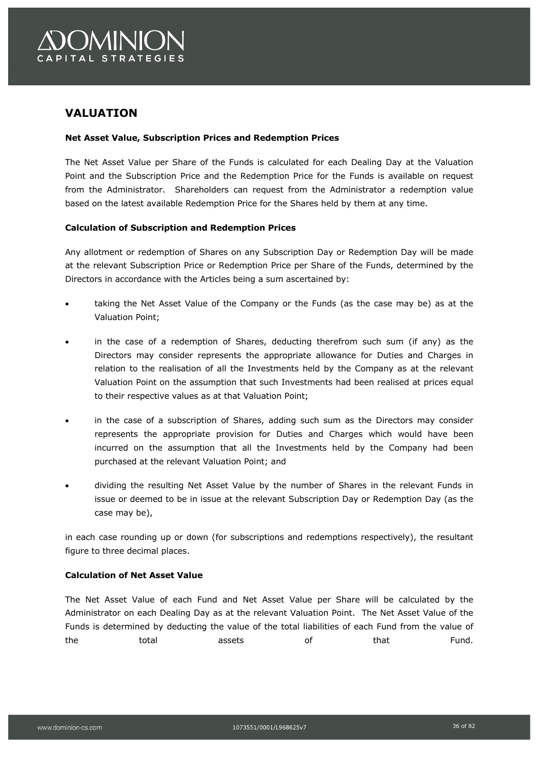## VALUATION

**Net Asset Value, Subscription Prices and Redemption Prices**

The Net Asset Value per Share of the Funds is calculated for each Dealing Day at the Valuation Point and the Subscription Price and the Redemption Price for the Funds is available on request from the Administrator. Shareholders can request from the Administrator a redemption value based on the latest available Redemption Price for the Shares held by them at any time.

**Calculation of Subscription and Redemption Prices**

Any allotment or redemption of Shares on any Subscription Day or Redemption Day will be made at the relevant Subscription Price or Redemption Price per Share of the Funds, determined by the Directors in accordance with the Articles being a sum ascertained by:

- taking the Net Asset Value of the Company or the Funds (as the case may be) as at the Valuation Point;
- in the case of a redemption of Shares, deducting therefrom such sum (if any) as the Directors may consider represents the appropriate allowance for Duties and Charges in relation to the realisation of all the Investments held by the Company as at the relevant Valuation Point on the assumption that such Investments had been realised at prices equal to their respective values as at that Valuation Point;
- in the case of a subscription of Shares, adding such sum as the Directors may consider represents the appropriate provision for Duties and Charges which would have been incurred on the assumption that all the Investments held by the Company had been purchased at the relevant Valuation Point; and
- dividing the resulting Net Asset Value by the number of Shares in the relevant Funds in issue or deemed to be in issue at the relevant Subscription Day or Redemption Day (as the case may be),

in each case rounding up or down (for subscriptions and redemptions respectively), the resultant figure to three decimal places.

**Calculation of Net Asset Value**

The Net Asset Value of each Fund and Net Asset Value per Share will be calculated by the Administrator on each Dealing Day as at the relevant Valuation Point. The Net Asset Value of the Funds is determined by deducting the value of the total liabilities of each Fund from the value of the total assets of that Fund.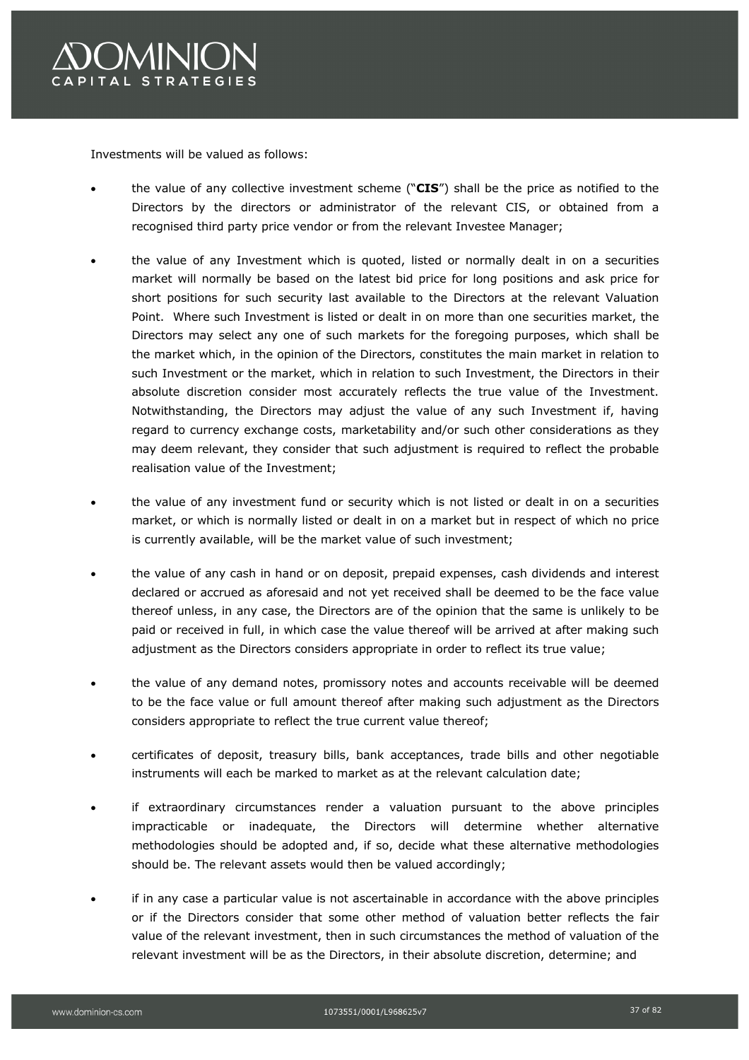Investments will be valued as follows:

- the value of any collective investment scheme ("**CIS**") shall be the price as notified to the Directors by the directors or administrator of the relevant CIS, or obtained from a recognised third party price vendor or from the relevant Investee Manager;

- the value of any Investment which is quoted, listed or normally dealt in on a securities market will normally be based on the latest bid price for long positions and ask price for short positions for such security last available to the Directors at the relevant Valuation Point. Where such Investment is listed or dealt in on more than one securities market, the Directors may select any one of such markets for the foregoing purposes, which shall be the market which, in the opinion of the Directors, constitutes the main market in relation to such Investment or the market, which in relation to such Investment, the Directors in their absolute discretion consider most accurately reflects the true value of the Investment. Notwithstanding, the Directors may adjust the value of any such Investment if, having regard to currency exchange costs, marketability and/or such other considerations as they may deem relevant, they consider that such adjustment is required to reflect the probable realisation value of the Investment;

- the value of any investment fund or security which is not listed or dealt in on a securities market, or which is normally listed or dealt in on a market but in respect of which no price is currently available, will be the market value of such investment;

- the value of any cash in hand or on deposit, prepaid expenses, cash dividends and interest declared or accrued as aforesaid and not yet received shall be deemed to be the face value thereof unless, in any case, the Directors are of the opinion that the same is unlikely to be paid or received in full, in which case the value thereof will be arrived at after making such adjustment as the Directors considers appropriate in order to reflect its true value;

- the value of any demand notes, promissory notes and accounts receivable will be deemed to be the face value or full amount thereof after making such adjustment as the Directors considers appropriate to reflect the true current value thereof;

- certificates of deposit, treasury bills, bank acceptances, trade bills and other negotiable instruments will each be marked to market as at the relevant calculation date;

- if extraordinary circumstances render a valuation pursuant to the above principles impracticable or inadequate, the Directors will determine whether alternative methodologies should be adopted and, if so, decide what these alternative methodologies should be. The relevant assets would then be valued accordingly;

- if in any case a particular value is not ascertainable in accordance with the above principles or if the Directors consider that some other method of valuation better reflects the fair value of the relevant investment, then in such circumstances the method of valuation of the relevant investment will be as the Directors, in their absolute discretion, determine; and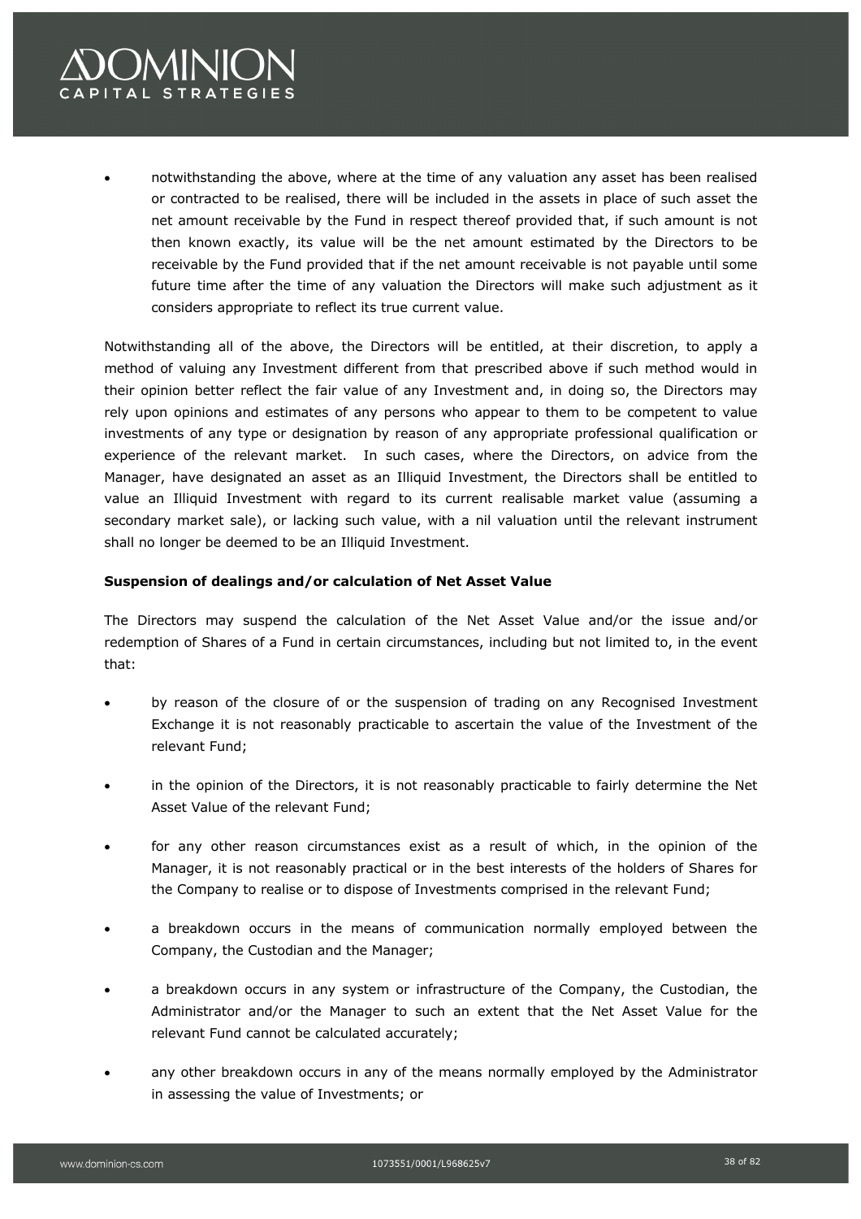- notwithstanding the above, where at the time of any valuation any asset has been realised or contracted to be realised, there will be included in the assets in place of such asset the net amount receivable by the Fund in respect thereof provided that, if such amount is not then known exactly, its value will be the net amount estimated by the Directors to be receivable by the Fund provided that if the net amount receivable is not payable until some future time after the time of any valuation the Directors will make such adjustment as it considers appropriate to reflect its true current value.

Notwithstanding all of the above, the Directors will be entitled, at their discretion, to apply a method of valuing any Investment different from that prescribed above if such method would in their opinion better reflect the fair value of any Investment and, in doing so, the Directors may rely upon opinions and estimates of any persons who appear to them to be competent to value investments of any type or designation by reason of any appropriate professional qualification or experience of the relevant market. In such cases, where the Directors, on advice from the Manager, have designated an asset as an Illiquid Investment, the Directors shall be entitled to value an Illiquid Investment with regard to its current realisable market value (assuming a secondary market sale), or lacking such value, with a nil valuation until the relevant instrument shall no longer be deemed to be an Illiquid Investment.

**Suspension of dealings and/or calculation of Net Asset Value**

The Directors may suspend the calculation of the Net Asset Value and/or the issue and/or redemption of Shares of a Fund in certain circumstances, including but not limited to, in the event that:

- by reason of the closure of or the suspension of trading on any Recognised Investment Exchange it is not reasonably practicable to ascertain the value of the Investment of the relevant Fund;
- in the opinion of the Directors, it is not reasonably practicable to fairly determine the Net Asset Value of the relevant Fund;
- for any other reason circumstances exist as a result of which, in the opinion of the Manager, it is not reasonably practical or in the best interests of the holders of Shares for the Company to realise or to dispose of Investments comprised in the relevant Fund;
- a breakdown occurs in the means of communication normally employed between the Company, the Custodian and the Manager;
- a breakdown occurs in any system or infrastructure of the Company, the Custodian, the Administrator and/or the Manager to such an extent that the Net Asset Value for the relevant Fund cannot be calculated accurately;
- any other breakdown occurs in any of the means normally employed by the Administrator in assessing the value of Investments; or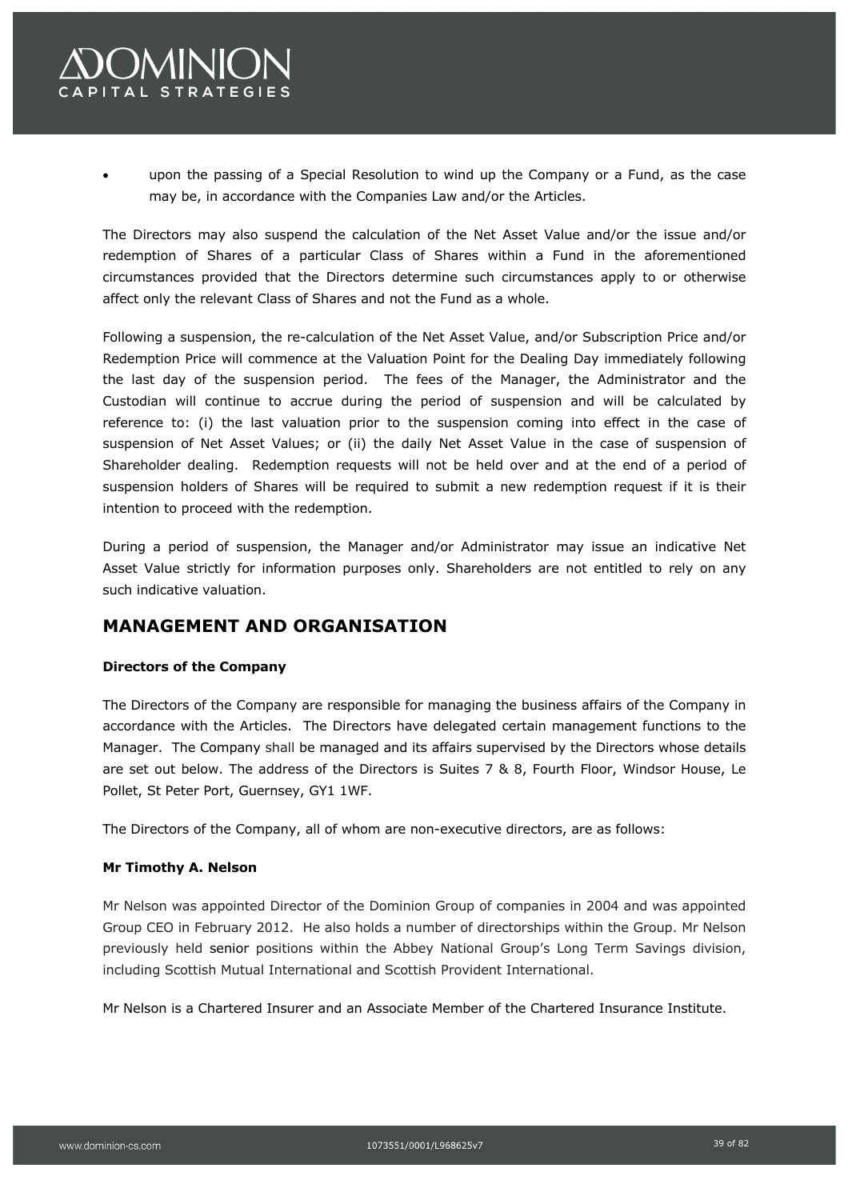- upon the passing of a Special Resolution to wind up the Company or a Fund, as the case may be, in accordance with the Companies Law and/or the Articles.

The Directors may also suspend the calculation of the Net Asset Value and/or the issue and/or redemption of Shares of a particular Class of Shares within a Fund in the aforementioned circumstances provided that the Directors determine such circumstances apply to or otherwise affect only the relevant Class of Shares and not the Fund as a whole.

Following a suspension, the re-calculation of the Net Asset Value, and/or Subscription Price and/or Redemption Price will commence at the Valuation Point for the Dealing Day immediately following the last day of the suspension period. The fees of the Manager, the Administrator and the Custodian will continue to accrue during the period of suspension and will be calculated by reference to: (i) the last valuation prior to the suspension coming into effect in the case of suspension of Net Asset Values; or (ii) the daily Net Asset Value in the case of suspension of Shareholder dealing. Redemption requests will not be held over and at the end of a period of suspension holders of Shares will be required to submit a new redemption request if it is their intention to proceed with the redemption.

During a period of suspension, the Manager and/or Administrator may issue an indicative Net Asset Value strictly for information purposes only. Shareholders are not entitled to rely on any such indicative valuation.

## MANAGEMENT AND ORGANISATION

**Directors of the Company**

The Directors of the Company are responsible for managing the business affairs of the Company in accordance with the Articles. The Directors have delegated certain management functions to the Manager. The Company shall be managed and its affairs supervised by the Directors whose details are set out below. The address of the Directors is Suites 7 & 8, Fourth Floor, Windsor House, Le Pollet, St Peter Port, Guernsey, GY1 1WF.

The Directors of the Company, all of whom are non-executive directors, are as follows:

**Mr Timothy A. Nelson**

Mr Nelson was appointed Director of the Dominion Group of companies in 2004 and was appointed Group CEO in February 2012. He also holds a number of directorships within the Group. Mr Nelson previously held senior positions within the Abbey National Group's Long Term Savings division, including Scottish Mutual International and Scottish Provident International.

Mr Nelson is a Chartered Insurer and an Associate Member of the Chartered Insurance Institute.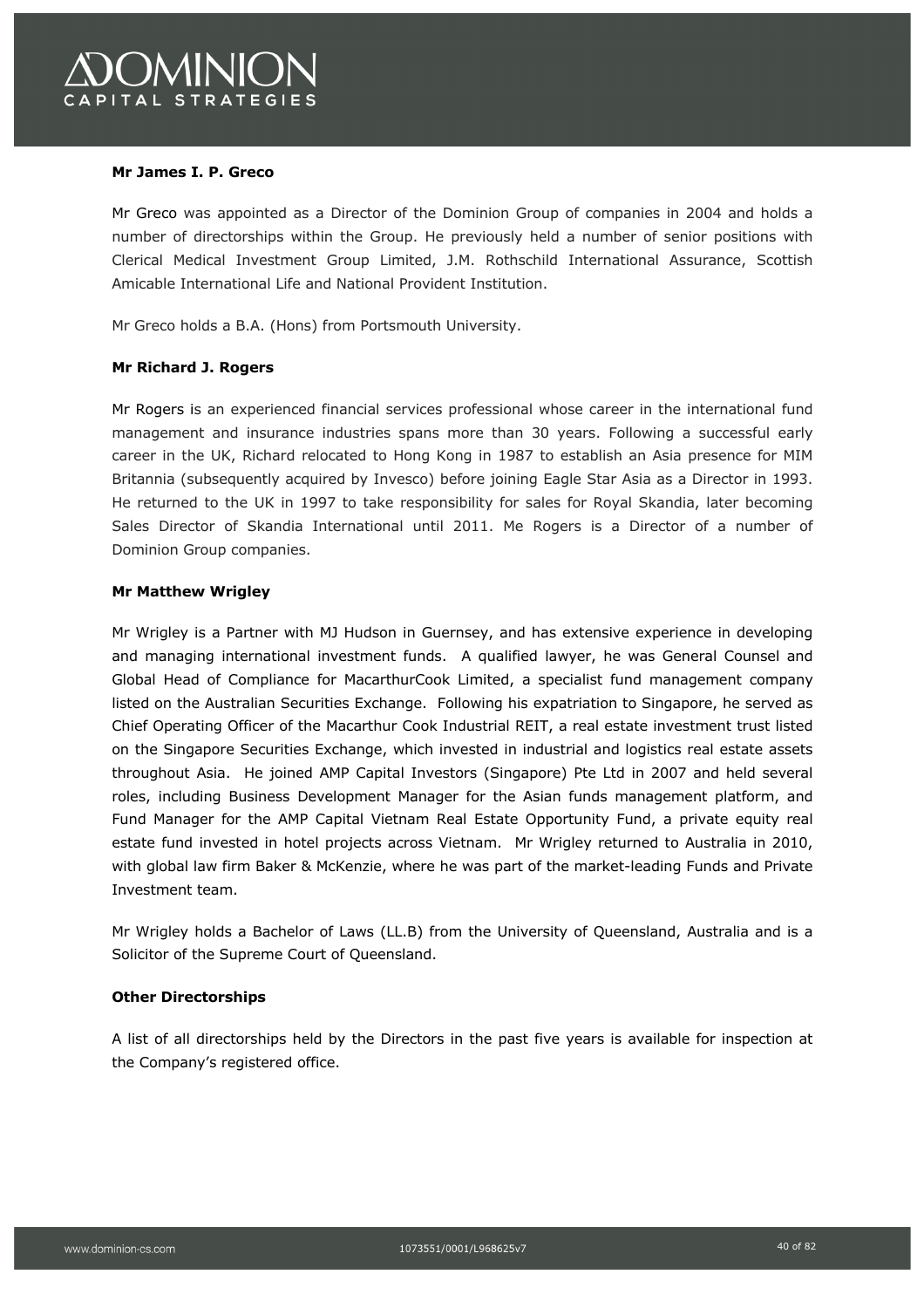**Mr James I. P. Greco**

Mr Greco was appointed as a Director of the Dominion Group of companies in 2004 and holds a number of directorships within the Group. He previously held a number of senior positions with Clerical Medical Investment Group Limited, J.M. Rothschild International Assurance, Scottish Amicable International Life and National Provident Institution.

Mr Greco holds a B.A. (Hons) from Portsmouth University.

**Mr Richard J. Rogers**

Mr Rogers is an experienced financial services professional whose career in the international fund management and insurance industries spans more than 30 years. Following a successful early career in the UK, Richard relocated to Hong Kong in 1987 to establish an Asia presence for MIM Britannia (subsequently acquired by Invesco) before joining Eagle Star Asia as a Director in 1993. He returned to the UK in 1997 to take responsibility for sales for Royal Skandia, later becoming Sales Director of Skandia International until 2011. Me Rogers is a Director of a number of Dominion Group companies.

**Mr Matthew Wrigley**

Mr Wrigley is a Partner with MJ Hudson in Guernsey, and has extensive experience in developing and managing international investment funds. A qualified lawyer, he was General Counsel and Global Head of Compliance for MacarthurCook Limited, a specialist fund management company listed on the Australian Securities Exchange. Following his expatriation to Singapore, he served as Chief Operating Officer of the Macarthur Cook Industrial REIT, a real estate investment trust listed on the Singapore Securities Exchange, which invested in industrial and logistics real estate assets throughout Asia. He joined AMP Capital Investors (Singapore) Pte Ltd in 2007 and held several roles, including Business Development Manager for the Asian funds management platform, and Fund Manager for the AMP Capital Vietnam Real Estate Opportunity Fund, a private equity real estate fund invested in hotel projects across Vietnam. Mr Wrigley returned to Australia in 2010, with global law firm Baker & McKenzie, where he was part of the market-leading Funds and Private Investment team.

Mr Wrigley holds a Bachelor of Laws (LL.B) from the University of Queensland, Australia and is a Solicitor of the Supreme Court of Queensland.

**Other Directorships**

A list of all directorships held by the Directors in the past five years is available for inspection at the Company's registered office.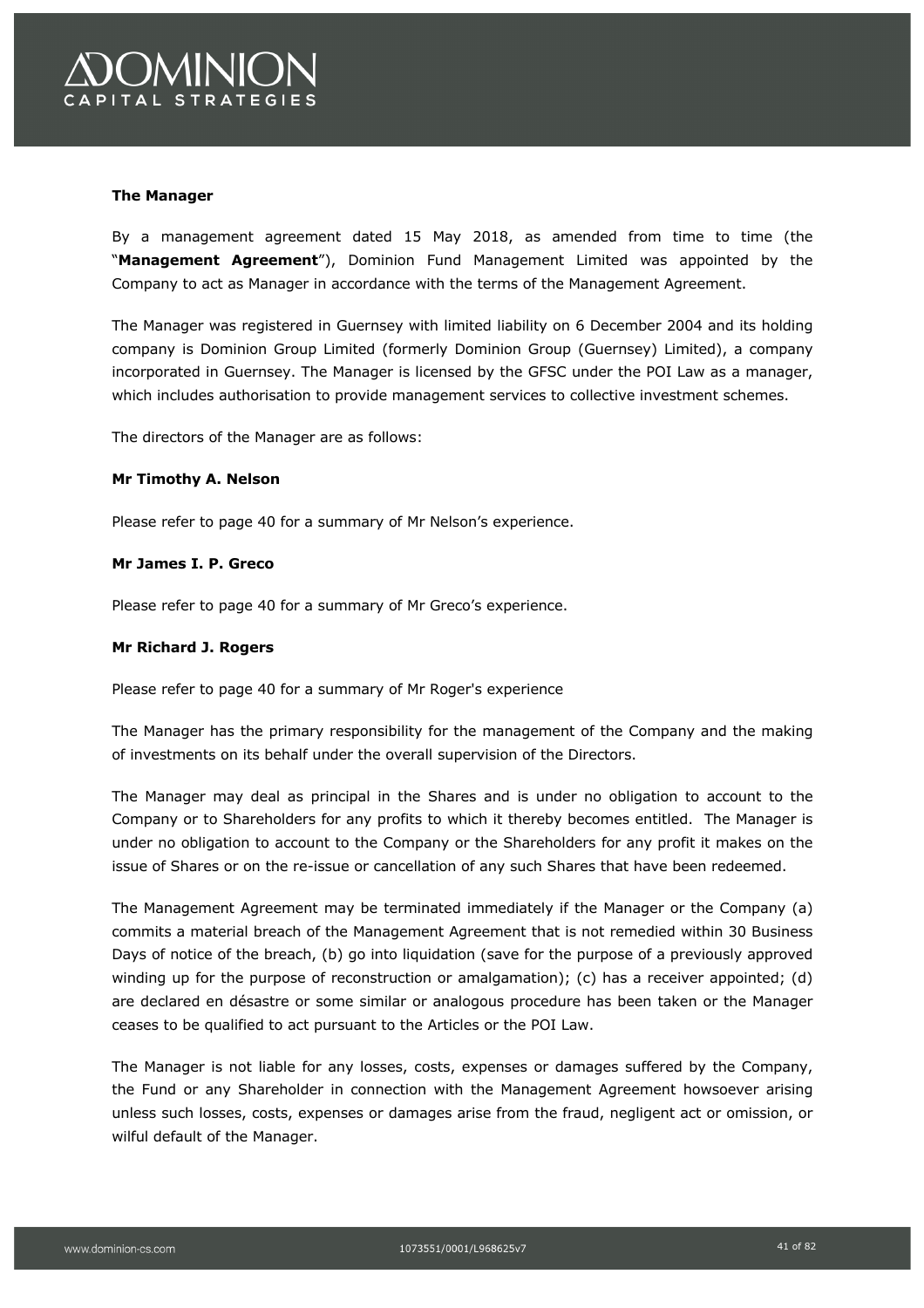**The Manager**

By a management agreement dated 15 May 2018, as amended from time to time (the "**Management Agreement**"), Dominion Fund Management Limited was appointed by the Company to act as Manager in accordance with the terms of the Management Agreement.

The Manager was registered in Guernsey with limited liability on 6 December 2004 and its holding company is Dominion Group Limited (formerly Dominion Group (Guernsey) Limited), a company incorporated in Guernsey. The Manager is licensed by the GFSC under the POI Law as a manager, which includes authorisation to provide management services to collective investment schemes.

The directors of the Manager are as follows:

**Mr Timothy A. Nelson**

Please refer to page 40 for a summary of Mr Nelson's experience.

**Mr James I. P. Greco**

Please refer to page 40 for a summary of Mr Greco's experience.

**Mr Richard J. Rogers**

Please refer to page 40 for a summary of Mr Roger's experience

The Manager has the primary responsibility for the management of the Company and the making of investments on its behalf under the overall supervision of the Directors.

The Manager may deal as principal in the Shares and is under no obligation to account to the Company or to Shareholders for any profits to which it thereby becomes entitled. The Manager is under no obligation to account to the Company or the Shareholders for any profit it makes on the issue of Shares or on the re-issue or cancellation of any such Shares that have been redeemed.

The Management Agreement may be terminated immediately if the Manager or the Company (a) commits a material breach of the Management Agreement that is not remedied within 30 Business Days of notice of the breach, (b) go into liquidation (save for the purpose of a previously approved winding up for the purpose of reconstruction or amalgamation); (c) has a receiver appointed; (d) are declared en désastre or some similar or analogous procedure has been taken or the Manager ceases to be qualified to act pursuant to the Articles or the POI Law.

The Manager is not liable for any losses, costs, expenses or damages suffered by the Company, the Fund or any Shareholder in connection with the Management Agreement howsoever arising unless such losses, costs, expenses or damages arise from the fraud, negligent act or omission, or wilful default of the Manager.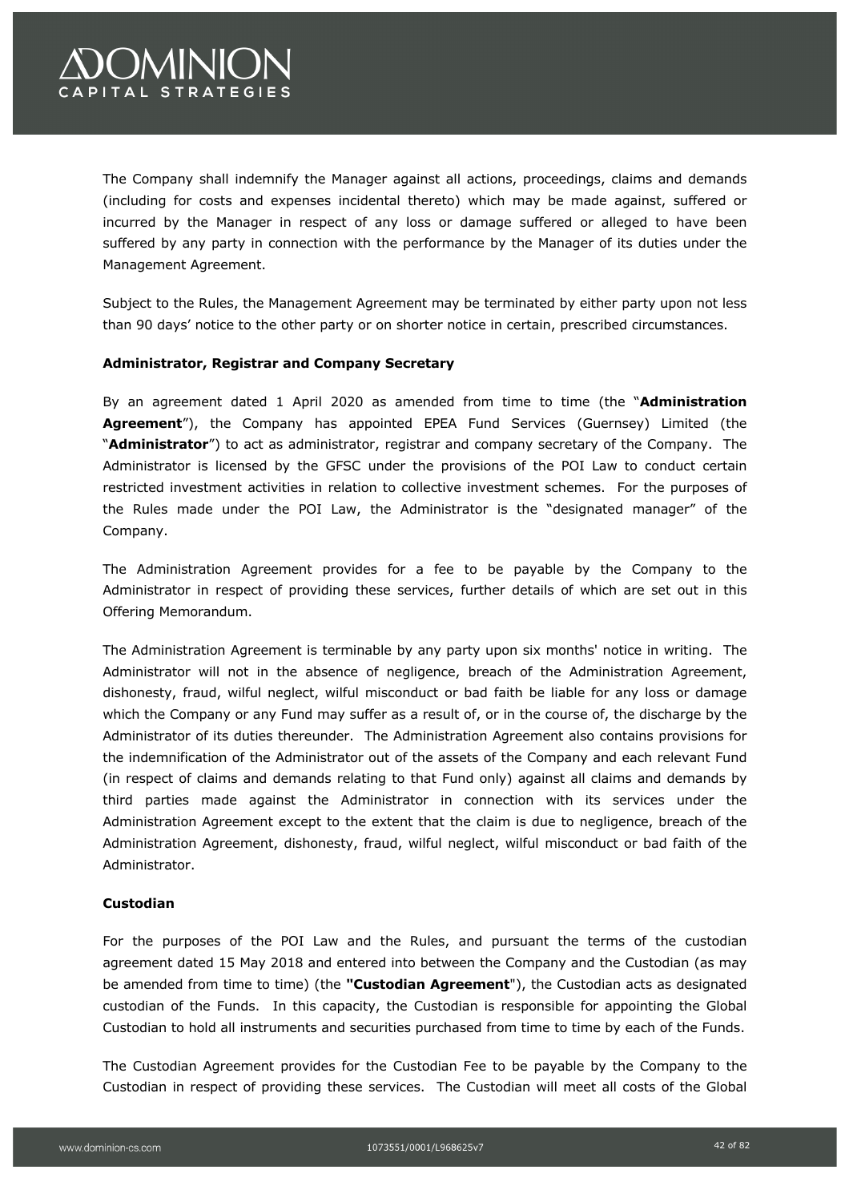The Company shall indemnify the Manager against all actions, proceedings, claims and demands (including for costs and expenses incidental thereto) which may be made against, suffered or incurred by the Manager in respect of any loss or damage suffered or alleged to have been suffered by any party in connection with the performance by the Manager of its duties under the Management Agreement.

Subject to the Rules, the Management Agreement may be terminated by either party upon not less than 90 days' notice to the other party or on shorter notice in certain, prescribed circumstances.

**Administrator, Registrar and Company Secretary**

By an agreement dated 1 April 2020 as amended from time to time (the "**Administration Agreement**"), the Company has appointed EPEA Fund Services (Guernsey) Limited (the "**Administrator**") to act as administrator, registrar and company secretary of the Company. The Administrator is licensed by the GFSC under the provisions of the POI Law to conduct certain restricted investment activities in relation to collective investment schemes. For the purposes of the Rules made under the POI Law, the Administrator is the "designated manager" of the Company.

The Administration Agreement provides for a fee to be payable by the Company to the Administrator in respect of providing these services, further details of which are set out in this Offering Memorandum.

The Administration Agreement is terminable by any party upon six months' notice in writing. The Administrator will not in the absence of negligence, breach of the Administration Agreement, dishonesty, fraud, wilful neglect, wilful misconduct or bad faith be liable for any loss or damage which the Company or any Fund may suffer as a result of, or in the course of, the discharge by the Administrator of its duties thereunder. The Administration Agreement also contains provisions for the indemnification of the Administrator out of the assets of the Company and each relevant Fund (in respect of claims and demands relating to that Fund only) against all claims and demands by third parties made against the Administrator in connection with its services under the Administration Agreement except to the extent that the claim is due to negligence, breach of the Administration Agreement, dishonesty, fraud, wilful neglect, wilful misconduct or bad faith of the Administrator.

**Custodian**

For the purposes of the POI Law and the Rules, and pursuant the terms of the custodian agreement dated 15 May 2018 and entered into between the Company and the Custodian (as may be amended from time to time) (the **"Custodian Agreement"**), the Custodian acts as designated custodian of the Funds. In this capacity, the Custodian is responsible for appointing the Global Custodian to hold all instruments and securities purchased from time to time by each of the Funds.

The Custodian Agreement provides for the Custodian Fee to be payable by the Company to the Custodian in respect of providing these services. The Custodian will meet all costs of the Global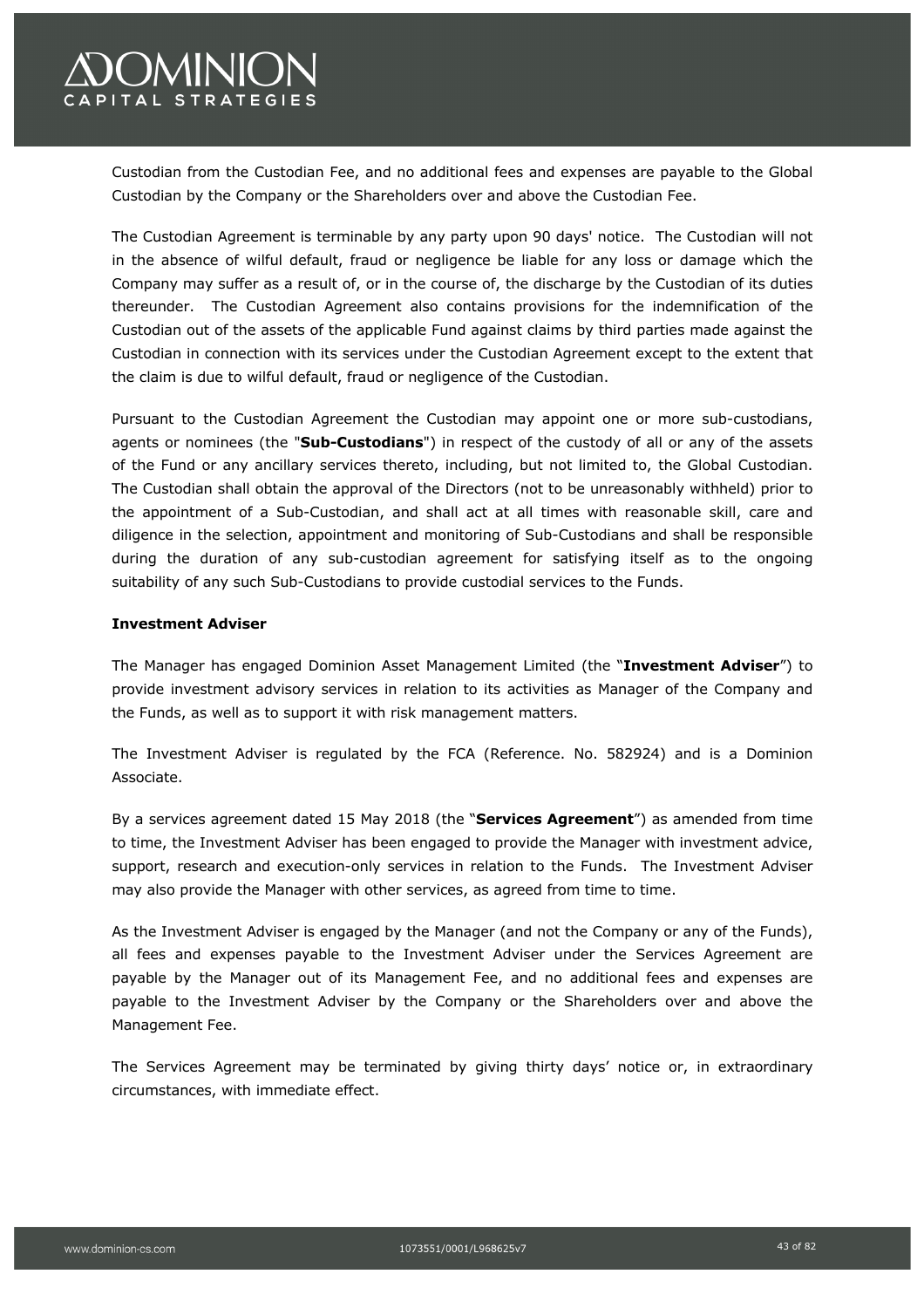Custodian from the Custodian Fee, and no additional fees and expenses are payable to the Global Custodian by the Company or the Shareholders over and above the Custodian Fee.

The Custodian Agreement is terminable by any party upon 90 days' notice. The Custodian will not in the absence of wilful default, fraud or negligence be liable for any loss or damage which the Company may suffer as a result of, or in the course of, the discharge by the Custodian of its duties thereunder. The Custodian Agreement also contains provisions for the indemnification of the Custodian out of the assets of the applicable Fund against claims by third parties made against the Custodian in connection with its services under the Custodian Agreement except to the extent that the claim is due to wilful default, fraud or negligence of the Custodian.

Pursuant to the Custodian Agreement the Custodian may appoint one or more sub-custodians, agents or nominees (the "**Sub-Custodians**") in respect of the custody of all or any of the assets of the Fund or any ancillary services thereto, including, but not limited to, the Global Custodian. The Custodian shall obtain the approval of the Directors (not to be unreasonably withheld) prior to the appointment of a Sub-Custodian, and shall act at all times with reasonable skill, care and diligence in the selection, appointment and monitoring of Sub-Custodians and shall be responsible during the duration of any sub-custodian agreement for satisfying itself as to the ongoing suitability of any such Sub-Custodians to provide custodial services to the Funds.

**Investment Adviser**

The Manager has engaged Dominion Asset Management Limited (the "**Investment Adviser**") to provide investment advisory services in relation to its activities as Manager of the Company and the Funds, as well as to support it with risk management matters.

The Investment Adviser is regulated by the FCA (Reference. No. 582924) and is a Dominion Associate.

By a services agreement dated 15 May 2018 (the "**Services Agreement**") as amended from time to time, the Investment Adviser has been engaged to provide the Manager with investment advice, support, research and execution-only services in relation to the Funds. The Investment Adviser may also provide the Manager with other services, as agreed from time to time.

As the Investment Adviser is engaged by the Manager (and not the Company or any of the Funds), all fees and expenses payable to the Investment Adviser under the Services Agreement are payable by the Manager out of its Management Fee, and no additional fees and expenses are payable to the Investment Adviser by the Company or the Shareholders over and above the Management Fee.

The Services Agreement may be terminated by giving thirty days' notice or, in extraordinary circumstances, with immediate effect.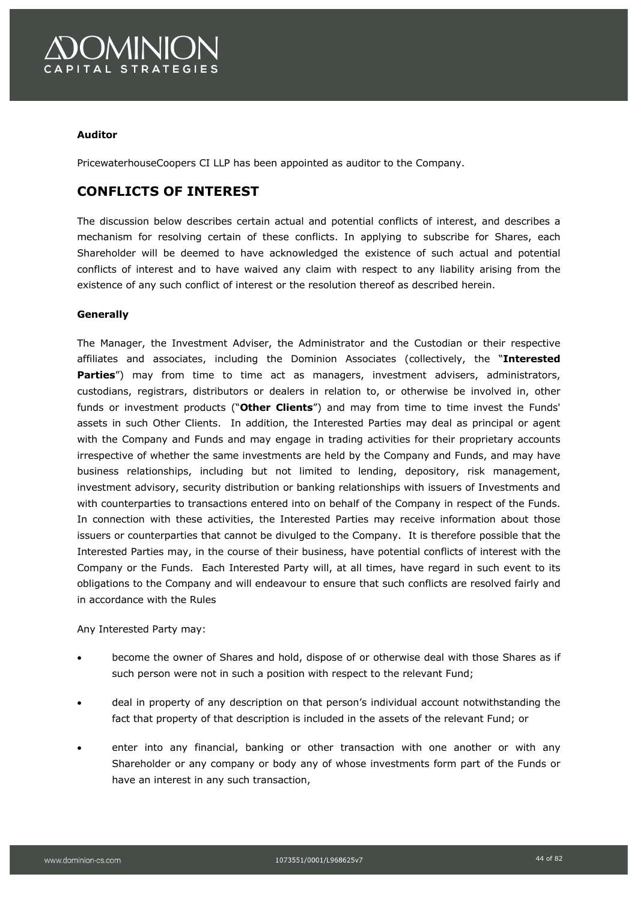**Auditor**

PricewaterhouseCoopers CI LLP has been appointed as auditor to the Company.

## CONFLICTS OF INTEREST

The discussion below describes certain actual and potential conflicts of interest, and describes a mechanism for resolving certain of these conflicts. In applying to subscribe for Shares, each Shareholder will be deemed to have acknowledged the existence of such actual and potential conflicts of interest and to have waived any claim with respect to any liability arising from the existence of any such conflict of interest or the resolution thereof as described herein.

**Generally**

The Manager, the Investment Adviser, the Administrator and the Custodian or their respective affiliates and associates, including the Dominion Associates (collectively, the "**Interested Parties**") may from time to time act as managers, investment advisers, administrators, custodians, registrars, distributors or dealers in relation to, or otherwise be involved in, other funds or investment products ("**Other Clients**") and may from time to time invest the Funds' assets in such Other Clients. In addition, the Interested Parties may deal as principal or agent with the Company and Funds and may engage in trading activities for their proprietary accounts irrespective of whether the same investments are held by the Company and Funds, and may have business relationships, including but not limited to lending, depository, risk management, investment advisory, security distribution or banking relationships with issuers of Investments and with counterparties to transactions entered into on behalf of the Company in respect of the Funds. In connection with these activities, the Interested Parties may receive information about those issuers or counterparties that cannot be divulged to the Company. It is therefore possible that the Interested Parties may, in the course of their business, have potential conflicts of interest with the Company or the Funds. Each Interested Party will, at all times, have regard in such event to its obligations to the Company and will endeavour to ensure that such conflicts are resolved fairly and in accordance with the Rules

Any Interested Party may:

- become the owner of Shares and hold, dispose of or otherwise deal with those Shares as if such person were not in such a position with respect to the relevant Fund;
- deal in property of any description on that person's individual account notwithstanding the fact that property of that description is included in the assets of the relevant Fund; or
- enter into any financial, banking or other transaction with one another or with any Shareholder or any company or body any of whose investments form part of the Funds or have an interest in any such transaction,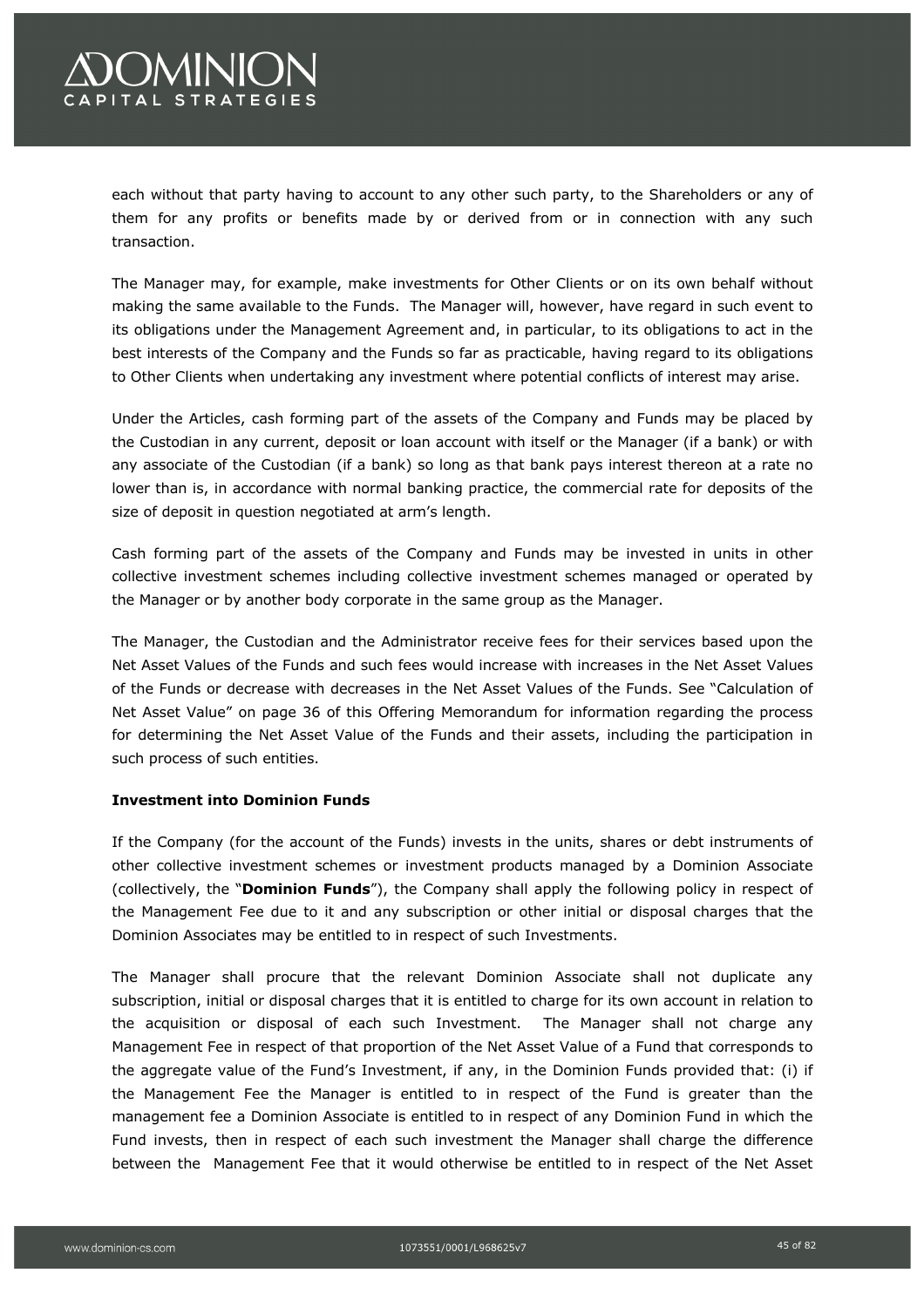each without that party having to account to any other such party, to the Shareholders or any of them for any profits or benefits made by or derived from or in connection with any such transaction.

The Manager may, for example, make investments for Other Clients or on its own behalf without making the same available to the Funds. The Manager will, however, have regard in such event to its obligations under the Management Agreement and, in particular, to its obligations to act in the best interests of the Company and the Funds so far as practicable, having regard to its obligations to Other Clients when undertaking any investment where potential conflicts of interest may arise.

Under the Articles, cash forming part of the assets of the Company and Funds may be placed by the Custodian in any current, deposit or loan account with itself or the Manager (if a bank) or with any associate of the Custodian (if a bank) so long as that bank pays interest thereon at a rate no lower than is, in accordance with normal banking practice, the commercial rate for deposits of the size of deposit in question negotiated at arm's length.

Cash forming part of the assets of the Company and Funds may be invested in units in other collective investment schemes including collective investment schemes managed or operated by the Manager or by another body corporate in the same group as the Manager.

The Manager, the Custodian and the Administrator receive fees for their services based upon the Net Asset Values of the Funds and such fees would increase with increases in the Net Asset Values of the Funds or decrease with decreases in the Net Asset Values of the Funds. See "Calculation of Net Asset Value" on page 36 of this Offering Memorandum for information regarding the process for determining the Net Asset Value of the Funds and their assets, including the participation in such process of such entities.

**Investment into Dominion Funds**

If the Company (for the account of the Funds) invests in the units, shares or debt instruments of other collective investment schemes or investment products managed by a Dominion Associate (collectively, the "**Dominion Funds**"), the Company shall apply the following policy in respect of the Management Fee due to it and any subscription or other initial or disposal charges that the Dominion Associates may be entitled to in respect of such Investments.

The Manager shall procure that the relevant Dominion Associate shall not duplicate any subscription, initial or disposal charges that it is entitled to charge for its own account in relation to the acquisition or disposal of each such Investment. The Manager shall not charge any Management Fee in respect of that proportion of the Net Asset Value of a Fund that corresponds to the aggregate value of the Fund's Investment, if any, in the Dominion Funds provided that: (i) if the Management Fee the Manager is entitled to in respect of the Fund is greater than the management fee a Dominion Associate is entitled to in respect of any Dominion Fund in which the Fund invests, then in respect of each such investment the Manager shall charge the difference between the Management Fee that it would otherwise be entitled to in respect of the Net Asset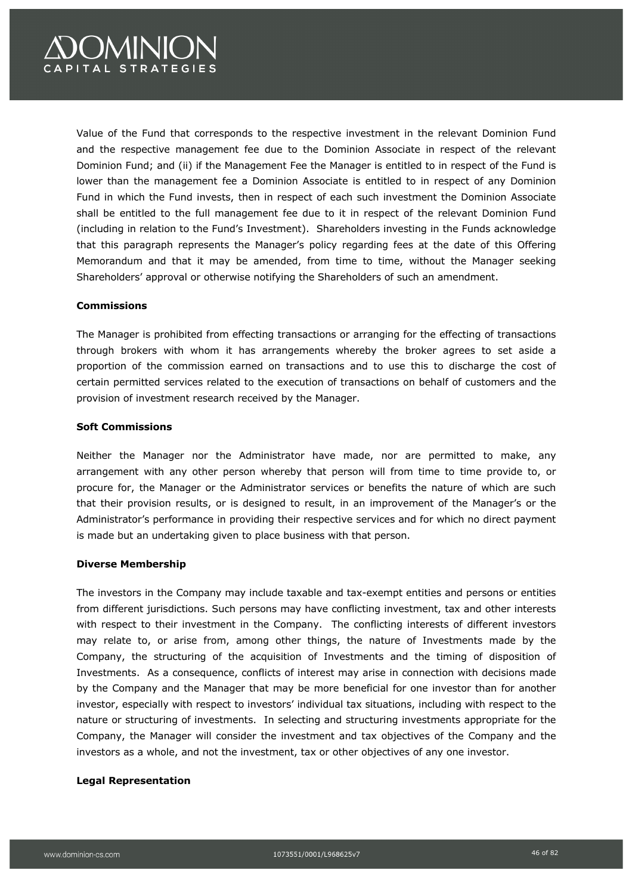Value of the Fund that corresponds to the respective investment in the relevant Dominion Fund and the respective management fee due to the Dominion Associate in respect of the relevant Dominion Fund; and (ii) if the Management Fee the Manager is entitled to in respect of the Fund is lower than the management fee a Dominion Associate is entitled to in respect of any Dominion Fund in which the Fund invests, then in respect of each such investment the Dominion Associate shall be entitled to the full management fee due to it in respect of the relevant Dominion Fund (including in relation to the Fund's Investment). Shareholders investing in the Funds acknowledge that this paragraph represents the Manager's policy regarding fees at the date of this Offering Memorandum and that it may be amended, from time to time, without the Manager seeking Shareholders' approval or otherwise notifying the Shareholders of such an amendment.

**Commissions**

The Manager is prohibited from effecting transactions or arranging for the effecting of transactions through brokers with whom it has arrangements whereby the broker agrees to set aside a proportion of the commission earned on transactions and to use this to discharge the cost of certain permitted services related to the execution of transactions on behalf of customers and the provision of investment research received by the Manager.

**Soft Commissions**

Neither the Manager nor the Administrator have made, nor are permitted to make, any arrangement with any other person whereby that person will from time to time provide to, or procure for, the Manager or the Administrator services or benefits the nature of which are such that their provision results, or is designed to result, in an improvement of the Manager's or the Administrator's performance in providing their respective services and for which no direct payment is made but an undertaking given to place business with that person.

**Diverse Membership**

The investors in the Company may include taxable and tax-exempt entities and persons or entities from different jurisdictions. Such persons may have conflicting investment, tax and other interests with respect to their investment in the Company. The conflicting interests of different investors may relate to, or arise from, among other things, the nature of Investments made by the Company, the structuring of the acquisition of Investments and the timing of disposition of Investments. As a consequence, conflicts of interest may arise in connection with decisions made by the Company and the Manager that may be more beneficial for one investor than for another investor, especially with respect to investors' individual tax situations, including with respect to the nature or structuring of investments. In selecting and structuring investments appropriate for the Company, the Manager will consider the investment and tax objectives of the Company and the investors as a whole, and not the investment, tax or other objectives of any one investor.

**Legal Representation**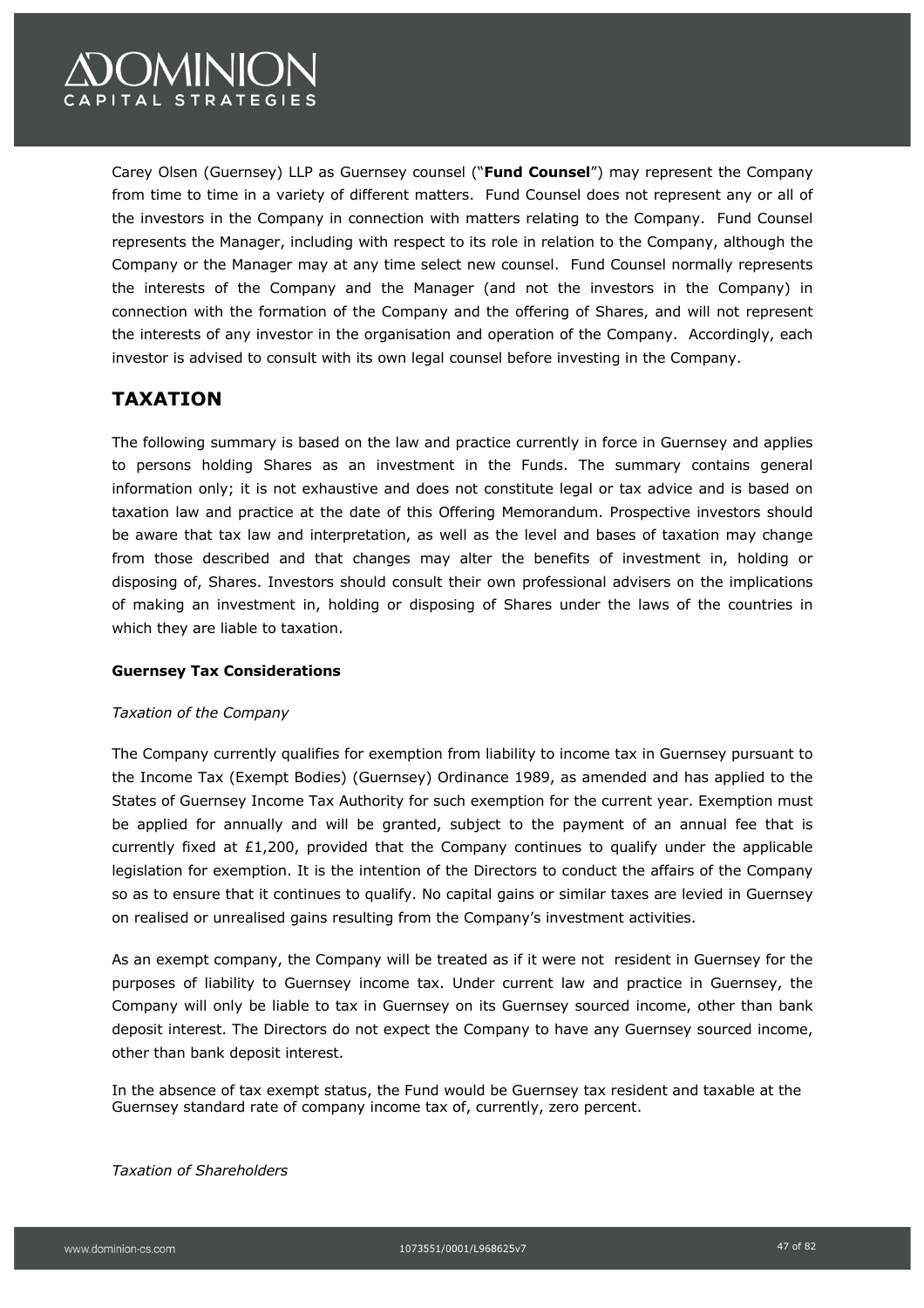Carey Olsen (Guernsey) LLP as Guernsey counsel ("**Fund Counsel**") may represent the Company from time to time in a variety of different matters. Fund Counsel does not represent any or all of the investors in the Company in connection with matters relating to the Company. Fund Counsel represents the Manager, including with respect to its role in relation to the Company, although the Company or the Manager may at any time select new counsel. Fund Counsel normally represents the interests of the Company and the Manager (and not the investors in the Company) in connection with the formation of the Company and the offering of Shares, and will not represent the interests of any investor in the organisation and operation of the Company. Accordingly, each investor is advised to consult with its own legal counsel before investing in the Company.

## TAXATION

The following summary is based on the law and practice currently in force in Guernsey and applies to persons holding Shares as an investment in the Funds. The summary contains general information only; it is not exhaustive and does not constitute legal or tax advice and is based on taxation law and practice at the date of this Offering Memorandum. Prospective investors should be aware that tax law and interpretation, as well as the level and bases of taxation may change from those described and that changes may alter the benefits of investment in, holding or disposing of, Shares. Investors should consult their own professional advisers on the implications of making an investment in, holding or disposing of Shares under the laws of the countries in which they are liable to taxation.

### Guernsey Tax Considerations

*Taxation of the Company*

The Company currently qualifies for exemption from liability to income tax in Guernsey pursuant to the Income Tax (Exempt Bodies) (Guernsey) Ordinance 1989, as amended and has applied to the States of Guernsey Income Tax Authority for such exemption for the current year. Exemption must be applied for annually and will be granted, subject to the payment of an annual fee that is currently fixed at £1,200, provided that the Company continues to qualify under the applicable legislation for exemption. It is the intention of the Directors to conduct the affairs of the Company so as to ensure that it continues to qualify. No capital gains or similar taxes are levied in Guernsey on realised or unrealised gains resulting from the Company's investment activities.

As an exempt company, the Company will be treated as if it were not resident in Guernsey for the purposes of liability to Guernsey income tax. Under current law and practice in Guernsey, the Company will only be liable to tax in Guernsey on its Guernsey sourced income, other than bank deposit interest. The Directors do not expect the Company to have any Guernsey sourced income, other than bank deposit interest.

In the absence of tax exempt status, the Fund would be Guernsey tax resident and taxable at the Guernsey standard rate of company income tax of, currently, zero percent.

*Taxation of Shareholders*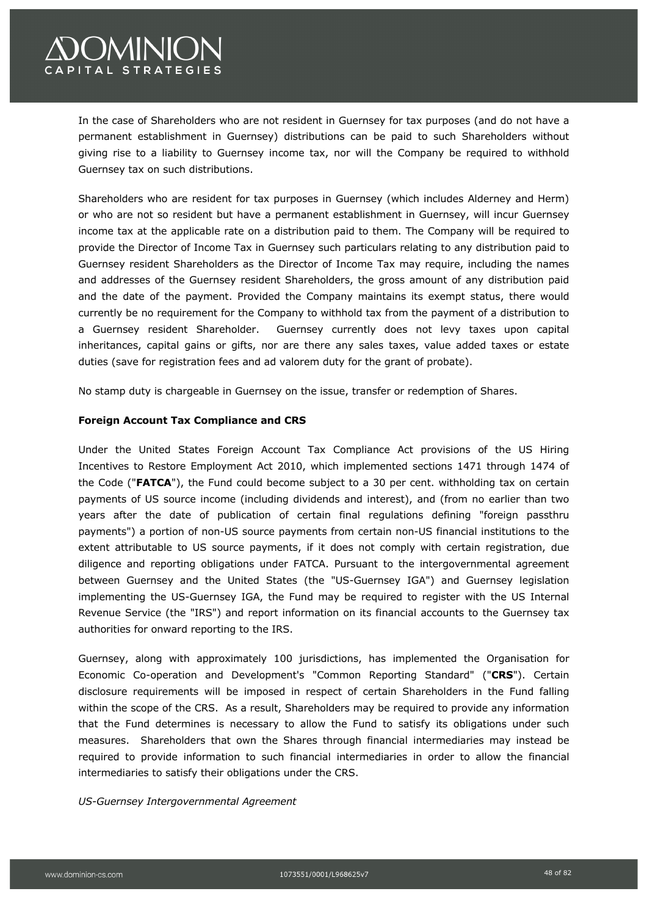In the case of Shareholders who are not resident in Guernsey for tax purposes (and do not have a permanent establishment in Guernsey) distributions can be paid to such Shareholders without giving rise to a liability to Guernsey income tax, nor will the Company be required to withhold Guernsey tax on such distributions.

Shareholders who are resident for tax purposes in Guernsey (which includes Alderney and Herm) or who are not so resident but have a permanent establishment in Guernsey, will incur Guernsey income tax at the applicable rate on a distribution paid to them. The Company will be required to provide the Director of Income Tax in Guernsey such particulars relating to any distribution paid to Guernsey resident Shareholders as the Director of Income Tax may require, including the names and addresses of the Guernsey resident Shareholders, the gross amount of any distribution paid and the date of the payment. Provided the Company maintains its exempt status, there would currently be no requirement for the Company to withhold tax from the payment of a distribution to a Guernsey resident Shareholder. Guernsey currently does not levy taxes upon capital inheritances, capital gains or gifts, nor are there any sales taxes, value added taxes or estate duties (save for registration fees and ad valorem duty for the grant of probate).

No stamp duty is chargeable in Guernsey on the issue, transfer or redemption of Shares.

**Foreign Account Tax Compliance and CRS**

Under the United States Foreign Account Tax Compliance Act provisions of the US Hiring Incentives to Restore Employment Act 2010, which implemented sections 1471 through 1474 of the Code ("**FATCA**"), the Fund could become subject to a 30 per cent. withholding tax on certain payments of US source income (including dividends and interest), and (from no earlier than two years after the date of publication of certain final regulations defining "foreign passthru payments") a portion of non-US source payments from certain non-US financial institutions to the extent attributable to US source payments, if it does not comply with certain registration, due diligence and reporting obligations under FATCA. Pursuant to the intergovernmental agreement between Guernsey and the United States (the "US-Guernsey IGA") and Guernsey legislation implementing the US-Guernsey IGA, the Fund may be required to register with the US Internal Revenue Service (the "IRS") and report information on its financial accounts to the Guernsey tax authorities for onward reporting to the IRS.

Guernsey, along with approximately 100 jurisdictions, has implemented the Organisation for Economic Co-operation and Development's "Common Reporting Standard" ("**CRS**"). Certain disclosure requirements will be imposed in respect of certain Shareholders in the Fund falling within the scope of the CRS. As a result, Shareholders may be required to provide any information that the Fund determines is necessary to allow the Fund to satisfy its obligations under such measures. Shareholders that own the Shares through financial intermediaries may instead be required to provide information to such financial intermediaries in order to allow the financial intermediaries to satisfy their obligations under the CRS.

*US-Guernsey Intergovernmental Agreement*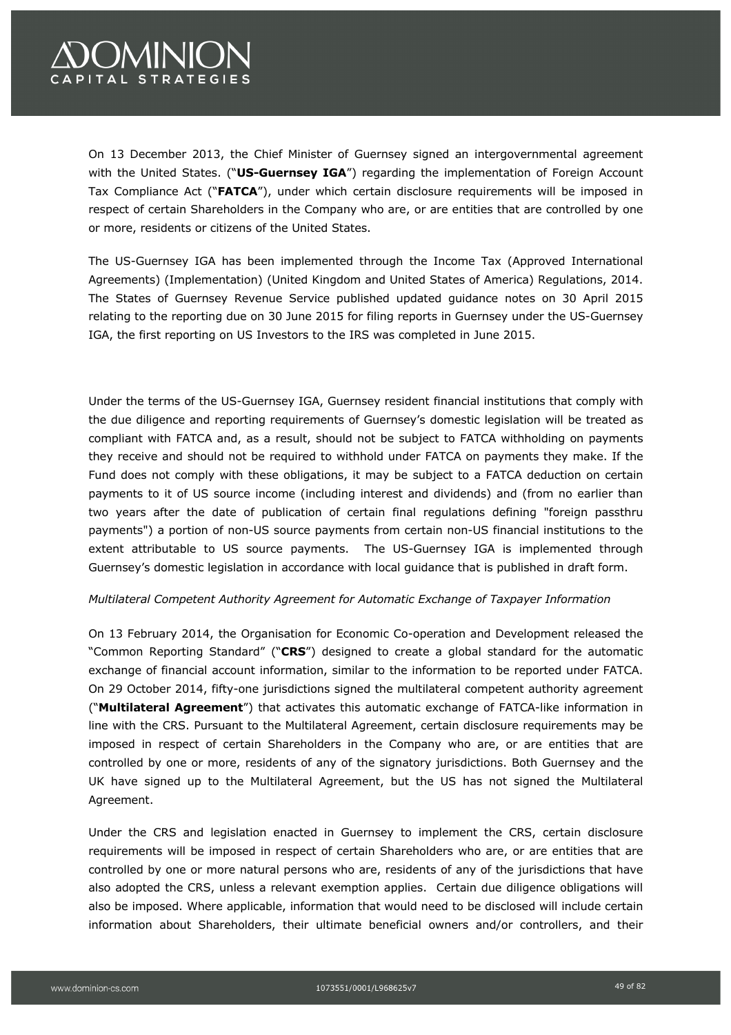On 13 December 2013, the Chief Minister of Guernsey signed an intergovernmental agreement with the United States. ("**US-Guernsey IGA**") regarding the implementation of Foreign Account Tax Compliance Act ("**FATCA**"), under which certain disclosure requirements will be imposed in respect of certain Shareholders in the Company who are, or are entities that are controlled by one or more, residents or citizens of the United States.

The US-Guernsey IGA has been implemented through the Income Tax (Approved International Agreements) (Implementation) (United Kingdom and United States of America) Regulations, 2014. The States of Guernsey Revenue Service published updated guidance notes on 30 April 2015 relating to the reporting due on 30 June 2015 for filing reports in Guernsey under the US-Guernsey IGA, the first reporting on US Investors to the IRS was completed in June 2015.

Under the terms of the US-Guernsey IGA, Guernsey resident financial institutions that comply with the due diligence and reporting requirements of Guernsey's domestic legislation will be treated as compliant with FATCA and, as a result, should not be subject to FATCA withholding on payments they receive and should not be required to withhold under FATCA on payments they make. If the Fund does not comply with these obligations, it may be subject to a FATCA deduction on certain payments to it of US source income (including interest and dividends) and (from no earlier than two years after the date of publication of certain final regulations defining "foreign passthru payments") a portion of non-US source payments from certain non-US financial institutions to the extent attributable to US source payments. The US-Guernsey IGA is implemented through Guernsey's domestic legislation in accordance with local guidance that is published in draft form.

*Multilateral Competent Authority Agreement for Automatic Exchange of Taxpayer Information*

On 13 February 2014, the Organisation for Economic Co-operation and Development released the "Common Reporting Standard" ("**CRS**") designed to create a global standard for the automatic exchange of financial account information, similar to the information to be reported under FATCA. On 29 October 2014, fifty-one jurisdictions signed the multilateral competent authority agreement ("**Multilateral Agreement**") that activates this automatic exchange of FATCA-like information in line with the CRS. Pursuant to the Multilateral Agreement, certain disclosure requirements may be imposed in respect of certain Shareholders in the Company who are, or are entities that are controlled by one or more, residents of any of the signatory jurisdictions. Both Guernsey and the UK have signed up to the Multilateral Agreement, but the US has not signed the Multilateral Agreement.

Under the CRS and legislation enacted in Guernsey to implement the CRS, certain disclosure requirements will be imposed in respect of certain Shareholders who are, or are entities that are controlled by one or more natural persons who are, residents of any of the jurisdictions that have also adopted the CRS, unless a relevant exemption applies. Certain due diligence obligations will also be imposed. Where applicable, information that would need to be disclosed will include certain information about Shareholders, their ultimate beneficial owners and/or controllers, and their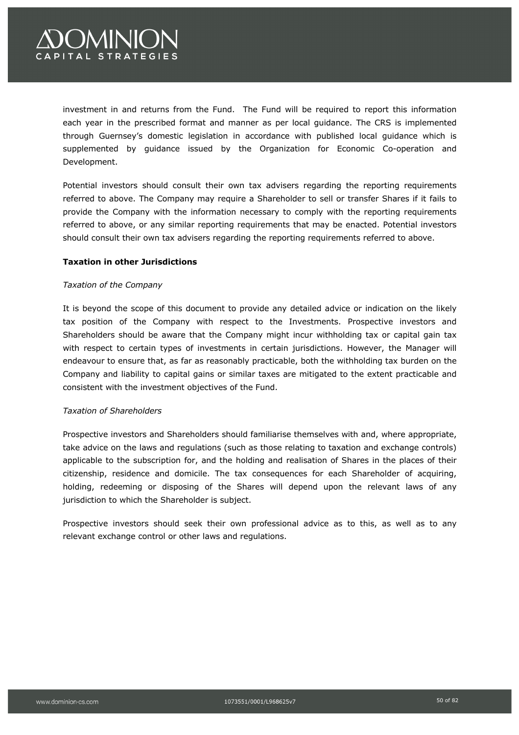investment in and returns from the Fund. The Fund will be required to report this information each year in the prescribed format and manner as per local guidance. The CRS is implemented through Guernsey's domestic legislation in accordance with published local guidance which is supplemented by guidance issued by the Organization for Economic Co-operation and Development.

Potential investors should consult their own tax advisers regarding the reporting requirements referred to above. The Company may require a Shareholder to sell or transfer Shares if it fails to provide the Company with the information necessary to comply with the reporting requirements referred to above, or any similar reporting requirements that may be enacted. Potential investors should consult their own tax advisers regarding the reporting requirements referred to above.

**Taxation in other Jurisdictions**

*Taxation of the Company*

It is beyond the scope of this document to provide any detailed advice or indication on the likely tax position of the Company with respect to the Investments. Prospective investors and Shareholders should be aware that the Company might incur withholding tax or capital gain tax with respect to certain types of investments in certain jurisdictions. However, the Manager will endeavour to ensure that, as far as reasonably practicable, both the withholding tax burden on the Company and liability to capital gains or similar taxes are mitigated to the extent practicable and consistent with the investment objectives of the Fund.

*Taxation of Shareholders*

Prospective investors and Shareholders should familiarise themselves with and, where appropriate, take advice on the laws and regulations (such as those relating to taxation and exchange controls) applicable to the subscription for, and the holding and realisation of Shares in the places of their citizenship, residence and domicile. The tax consequences for each Shareholder of acquiring, holding, redeeming or disposing of the Shares will depend upon the relevant laws of any jurisdiction to which the Shareholder is subject.

Prospective investors should seek their own professional advice as to this, as well as to any relevant exchange control or other laws and regulations.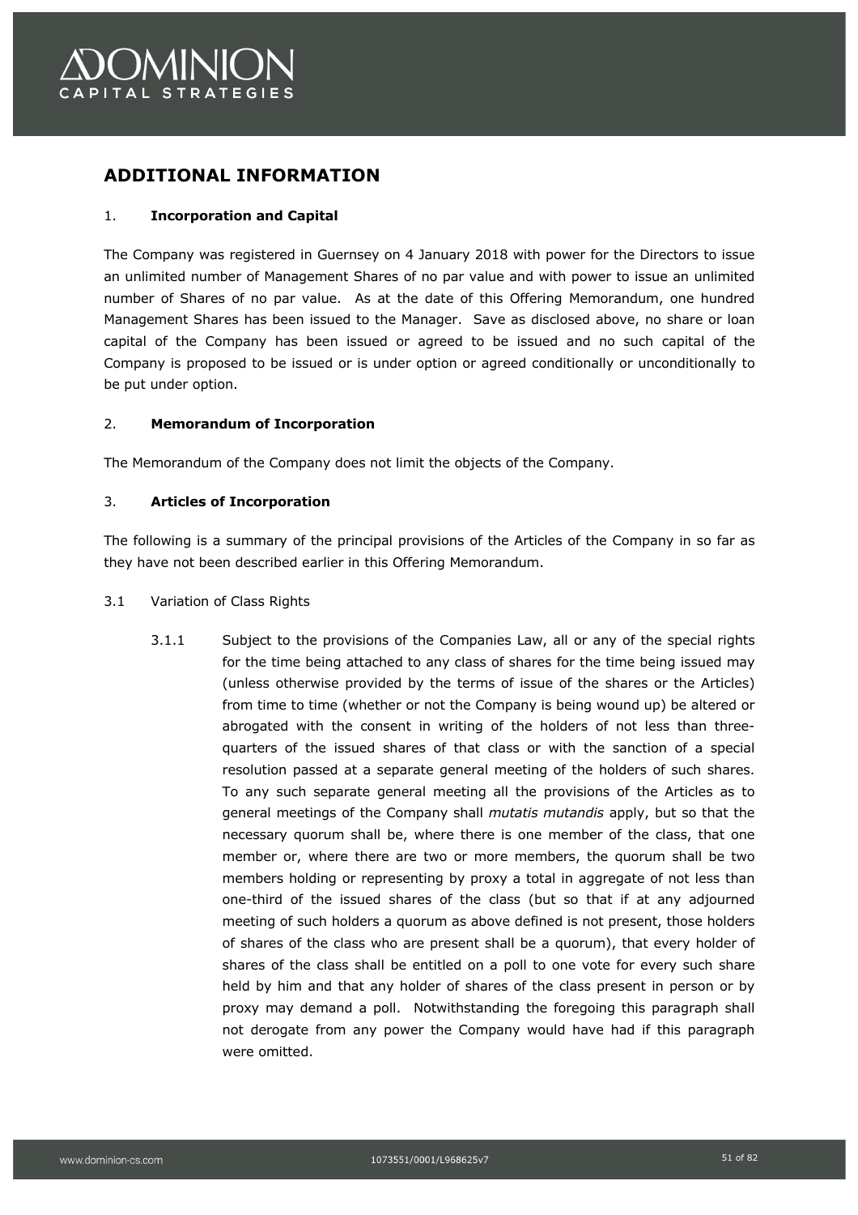## ADDITIONAL INFORMATION

1. **Incorporation and Capital**

The Company was registered in Guernsey on 4 January 2018 with power for the Directors to issue an unlimited number of Management Shares of no par value and with power to issue an unlimited number of Shares of no par value. As at the date of this Offering Memorandum, one hundred Management Shares has been issued to the Manager. Save as disclosed above, no share or loan capital of the Company has been issued or agreed to be issued and no such capital of the Company is proposed to be issued or is under option or agreed conditionally or unconditionally to be put under option.

2. **Memorandum of Incorporation**

The Memorandum of the Company does not limit the objects of the Company.

3. **Articles of Incorporation**

The following is a summary of the principal provisions of the Articles of the Company in so far as they have not been described earlier in this Offering Memorandum.

3.1 Variation of Class Rights

3.1.1 Subject to the provisions of the Companies Law, all or any of the special rights for the time being attached to any class of shares for the time being issued may (unless otherwise provided by the terms of issue of the shares or the Articles) from time to time (whether or not the Company is being wound up) be altered or abrogated with the consent in writing of the holders of not less than three-quarters of the issued shares of that class or with the sanction of a special resolution passed at a separate general meeting of the holders of such shares. To any such separate general meeting all the provisions of the Articles as to general meetings of the Company shall *mutatis mutandis* apply, but so that the necessary quorum shall be, where there is one member of the class, that one member or, where there are two or more members, the quorum shall be two members holding or representing by proxy a total in aggregate of not less than one-third of the issued shares of the class (but so that if at any adjourned meeting of such holders a quorum as above defined is not present, those holders of shares of the class who are present shall be a quorum), that every holder of shares of the class shall be entitled on a poll to one vote for every such share held by him and that any holder of shares of the class present in person or by proxy may demand a poll. Notwithstanding the foregoing this paragraph shall not derogate from any power the Company would have had if this paragraph were omitted.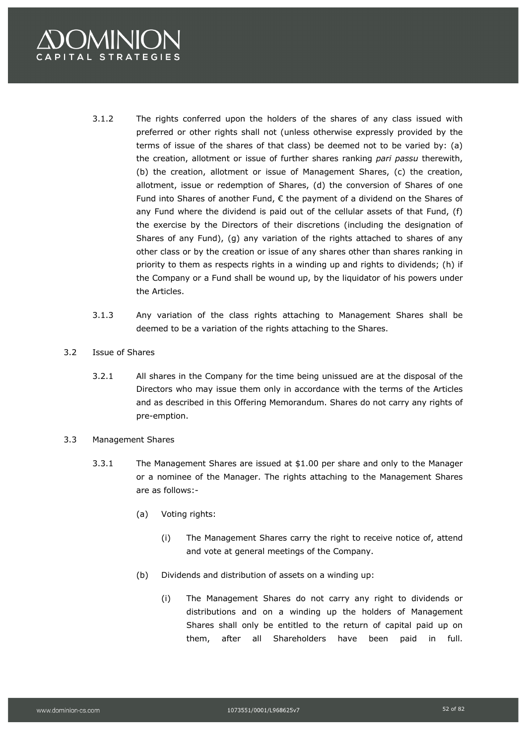3.1.2 The rights conferred upon the holders of the shares of any class issued with preferred or other rights shall not (unless otherwise expressly provided by the terms of issue of the shares of that class) be deemed not to be varied by: (a) the creation, allotment or issue of further shares ranking *pari passu* therewith, (b) the creation, allotment or issue of Management Shares, (c) the creation, allotment, issue or redemption of Shares, (d) the conversion of Shares of one Fund into Shares of another Fund, € the payment of a dividend on the Shares of any Fund where the dividend is paid out of the cellular assets of that Fund, (f) the exercise by the Directors of their discretions (including the designation of Shares of any Fund), (g) any variation of the rights attached to shares of any other class or by the creation or issue of any shares other than shares ranking in priority to them as respects rights in a winding up and rights to dividends; (h) if the Company or a Fund shall be wound up, by the liquidator of his powers under the Articles.

3.1.3 Any variation of the class rights attaching to Management Shares shall be deemed to be a variation of the rights attaching to the Shares.

3.2 Issue of Shares

3.2.1 All shares in the Company for the time being unissued are at the disposal of the Directors who may issue them only in accordance with the terms of the Articles and as described in this Offering Memorandum. Shares do not carry any rights of pre-emption.

3.3 Management Shares

3.3.1 The Management Shares are issued at $1.00 per share and only to the Manager or a nominee of the Manager. The rights attaching to the Management Shares are as follows:-

(a) Voting rights:

(i) The Management Shares carry the right to receive notice of, attend and vote at general meetings of the Company.

(b) Dividends and distribution of assets on a winding up:

(i) The Management Shares do not carry any right to dividends or distributions and on a winding up the holders of Management Shares shall only be entitled to the return of capital paid up on them, after all Shareholders have been paid in full.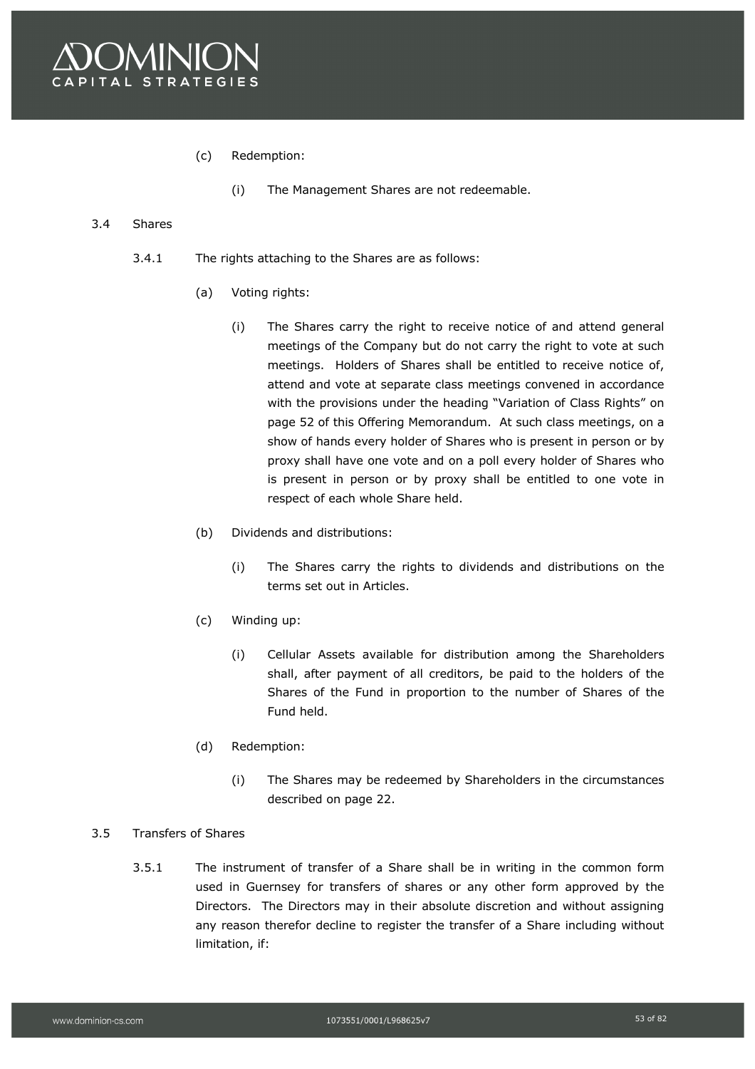(c) Redemption:

(i) The Management Shares are not redeemable.

3.4 Shares

3.4.1 The rights attaching to the Shares are as follows:

(a) Voting rights:

(i) The Shares carry the right to receive notice of and attend general meetings of the Company but do not carry the right to vote at such meetings. Holders of Shares shall be entitled to receive notice of, attend and vote at separate class meetings convened in accordance with the provisions under the heading "Variation of Class Rights" on page 52 of this Offering Memorandum. At such class meetings, on a show of hands every holder of Shares who is present in person or by proxy shall have one vote and on a poll every holder of Shares who is present in person or by proxy shall be entitled to one vote in respect of each whole Share held.

(b) Dividends and distributions:

(i) The Shares carry the rights to dividends and distributions on the terms set out in Articles.

(c) Winding up:

(i) Cellular Assets available for distribution among the Shareholders shall, after payment of all creditors, be paid to the holders of the Shares of the Fund in proportion to the number of Shares of the Fund held.

(d) Redemption:

(i) The Shares may be redeemed by Shareholders in the circumstances described on page 22.

3.5 Transfers of Shares

3.5.1 The instrument of transfer of a Share shall be in writing in the common form used in Guernsey for transfers of shares or any other form approved by the Directors. The Directors may in their absolute discretion and without assigning any reason therefor decline to register the transfer of a Share including without limitation, if: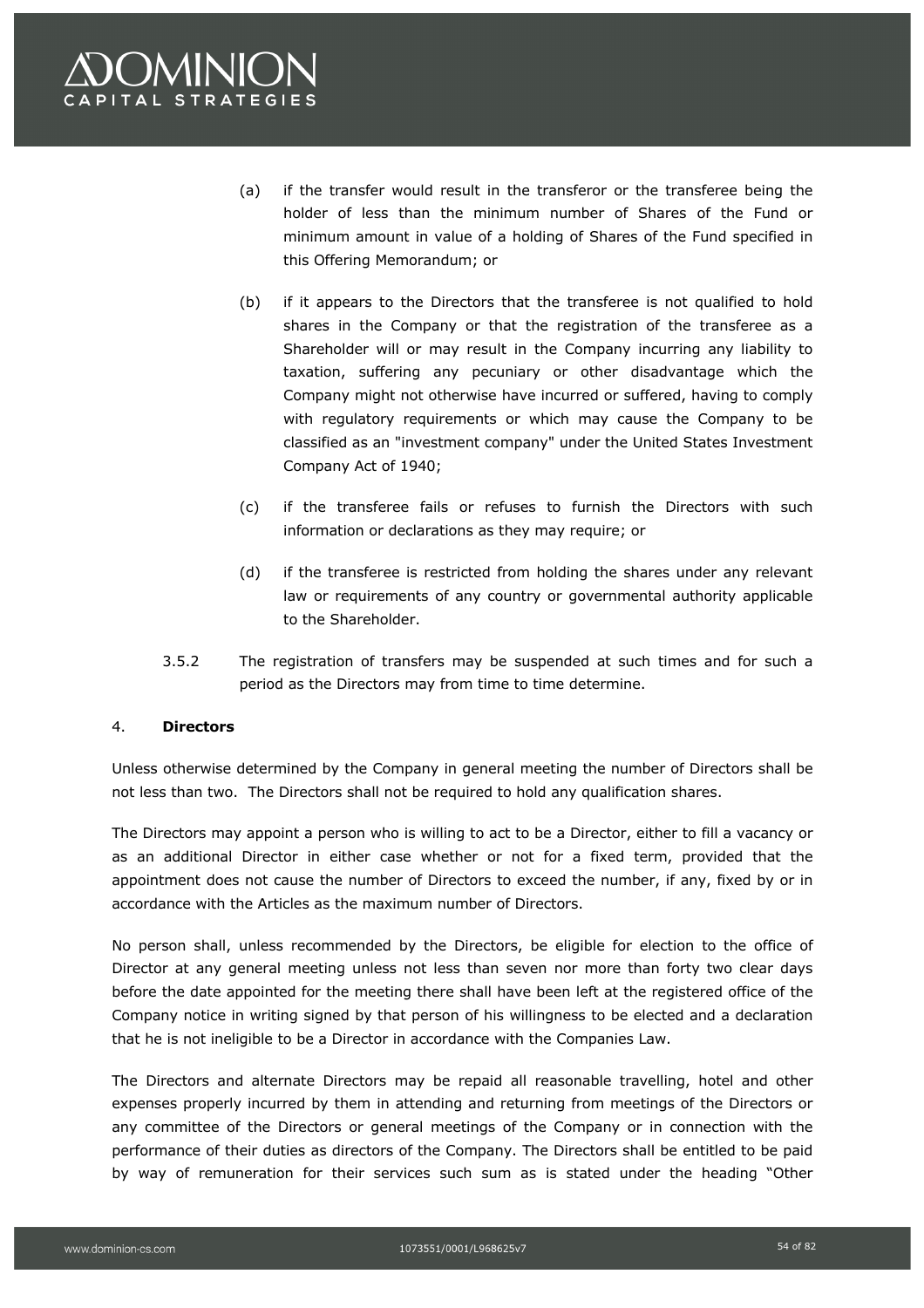(a) if the transfer would result in the transferor or the transferee being the holder of less than the minimum number of Shares of the Fund or minimum amount in value of a holding of Shares of the Fund specified in this Offering Memorandum; or

(b) if it appears to the Directors that the transferee is not qualified to hold shares in the Company or that the registration of the transferee as a Shareholder will or may result in the Company incurring any liability to taxation, suffering any pecuniary or other disadvantage which the Company might not otherwise have incurred or suffered, having to comply with regulatory requirements or which may cause the Company to be classified as an "investment company" under the United States Investment Company Act of 1940;

(c) if the transferee fails or refuses to furnish the Directors with such information or declarations as they may require; or

(d) if the transferee is restricted from holding the shares under any relevant law or requirements of any country or governmental authority applicable to the Shareholder.

3.5.2 The registration of transfers may be suspended at such times and for such a period as the Directors may from time to time determine.

4. **Directors**

Unless otherwise determined by the Company in general meeting the number of Directors shall be not less than two. The Directors shall not be required to hold any qualification shares.

The Directors may appoint a person who is willing to act to be a Director, either to fill a vacancy or as an additional Director in either case whether or not for a fixed term, provided that the appointment does not cause the number of Directors to exceed the number, if any, fixed by or in accordance with the Articles as the maximum number of Directors.

No person shall, unless recommended by the Directors, be eligible for election to the office of Director at any general meeting unless not less than seven nor more than forty two clear days before the date appointed for the meeting there shall have been left at the registered office of the Company notice in writing signed by that person of his willingness to be elected and a declaration that he is not ineligible to be a Director in accordance with the Companies Law.

The Directors and alternate Directors may be repaid all reasonable travelling, hotel and other expenses properly incurred by them in attending and returning from meetings of the Directors or any committee of the Directors or general meetings of the Company or in connection with the performance of their duties as directors of the Company. The Directors shall be entitled to be paid by way of remuneration for their services such sum as is stated under the heading "Other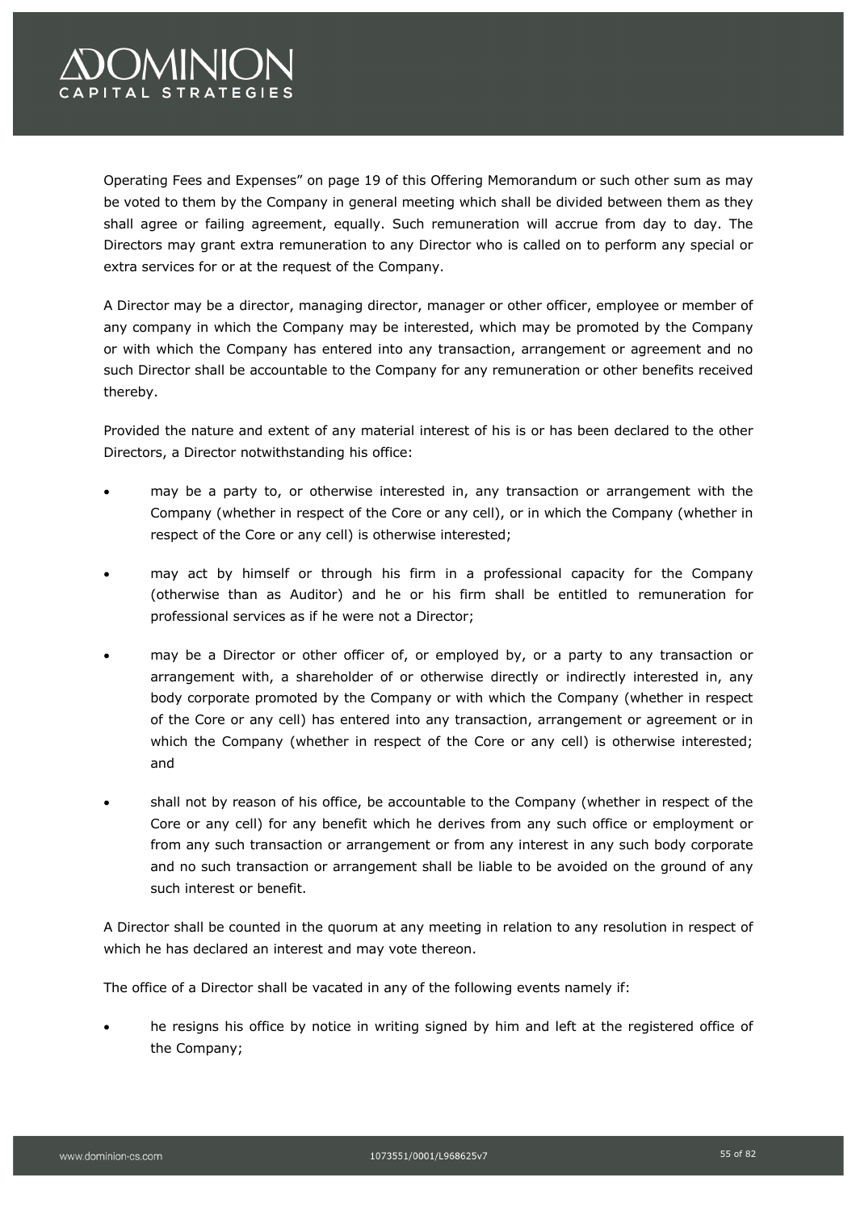Operating Fees and Expenses" on page 19 of this Offering Memorandum or such other sum as may be voted to them by the Company in general meeting which shall be divided between them as they shall agree or failing agreement, equally. Such remuneration will accrue from day to day. The Directors may grant extra remuneration to any Director who is called on to perform any special or extra services for or at the request of the Company.

A Director may be a director, managing director, manager or other officer, employee or member of any company in which the Company may be interested, which may be promoted by the Company or with which the Company has entered into any transaction, arrangement or agreement and no such Director shall be accountable to the Company for any remuneration or other benefits received thereby.

Provided the nature and extent of any material interest of his is or has been declared to the other Directors, a Director notwithstanding his office:

- may be a party to, or otherwise interested in, any transaction or arrangement with the Company (whether in respect of the Core or any cell), or in which the Company (whether in respect of the Core or any cell) is otherwise interested;
- may act by himself or through his firm in a professional capacity for the Company (otherwise than as Auditor) and he or his firm shall be entitled to remuneration for professional services as if he were not a Director;
- may be a Director or other officer of, or employed by, or a party to any transaction or arrangement with, a shareholder of or otherwise directly or indirectly interested in, any body corporate promoted by the Company or with which the Company (whether in respect of the Core or any cell) has entered into any transaction, arrangement or agreement or in which the Company (whether in respect of the Core or any cell) is otherwise interested; and
- shall not by reason of his office, be accountable to the Company (whether in respect of the Core or any cell) for any benefit which he derives from any such office or employment or from any such transaction or arrangement or from any interest in any such body corporate and no such transaction or arrangement shall be liable to be avoided on the ground of any such interest or benefit.

A Director shall be counted in the quorum at any meeting in relation to any resolution in respect of which he has declared an interest and may vote thereon.

The office of a Director shall be vacated in any of the following events namely if:

- he resigns his office by notice in writing signed by him and left at the registered office of the Company;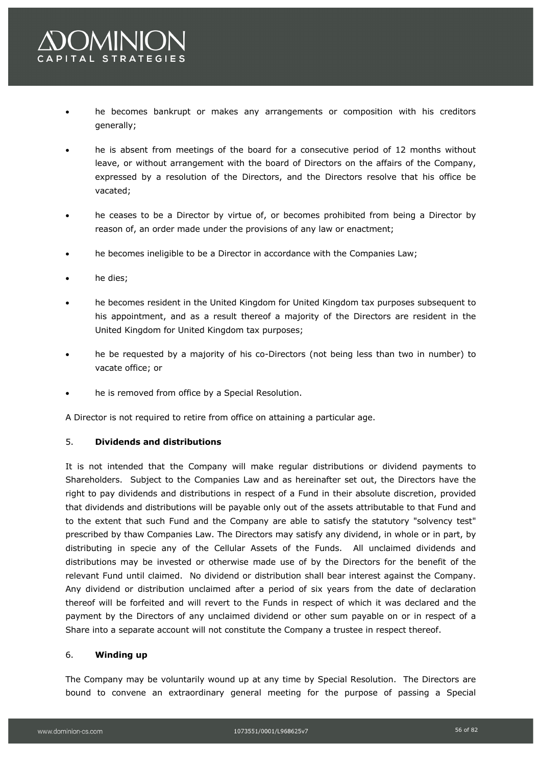- he becomes bankrupt or makes any arrangements or composition with his creditors generally;
- he is absent from meetings of the board for a consecutive period of 12 months without leave, or without arrangement with the board of Directors on the affairs of the Company, expressed by a resolution of the Directors, and the Directors resolve that his office be vacated;
- he ceases to be a Director by virtue of, or becomes prohibited from being a Director by reason of, an order made under the provisions of any law or enactment;
- he becomes ineligible to be a Director in accordance with the Companies Law;
- he dies;
- he becomes resident in the United Kingdom for United Kingdom tax purposes subsequent to his appointment, and as a result thereof a majority of the Directors are resident in the United Kingdom for United Kingdom tax purposes;
- he be requested by a majority of his co-Directors (not being less than two in number) to vacate office; or
- he is removed from office by a Special Resolution.

A Director is not required to retire from office on attaining a particular age.

5. **Dividends and distributions**

It is not intended that the Company will make regular distributions or dividend payments to Shareholders. Subject to the Companies Law and as hereinafter set out, the Directors have the right to pay dividends and distributions in respect of a Fund in their absolute discretion, provided that dividends and distributions will be payable only out of the assets attributable to that Fund and to the extent that such Fund and the Company are able to satisfy the statutory "solvency test" prescribed by thaw Companies Law. The Directors may satisfy any dividend, in whole or in part, by distributing in specie any of the Cellular Assets of the Funds. All unclaimed dividends and distributions may be invested or otherwise made use of by the Directors for the benefit of the relevant Fund until claimed. No dividend or distribution shall bear interest against the Company. Any dividend or distribution unclaimed after a period of six years from the date of declaration thereof will be forfeited and will revert to the Funds in respect of which it was declared and the payment by the Directors of any unclaimed dividend or other sum payable on or in respect of a Share into a separate account will not constitute the Company a trustee in respect thereof.

6. **Winding up**

The Company may be voluntarily wound up at any time by Special Resolution. The Directors are bound to convene an extraordinary general meeting for the purpose of passing a Special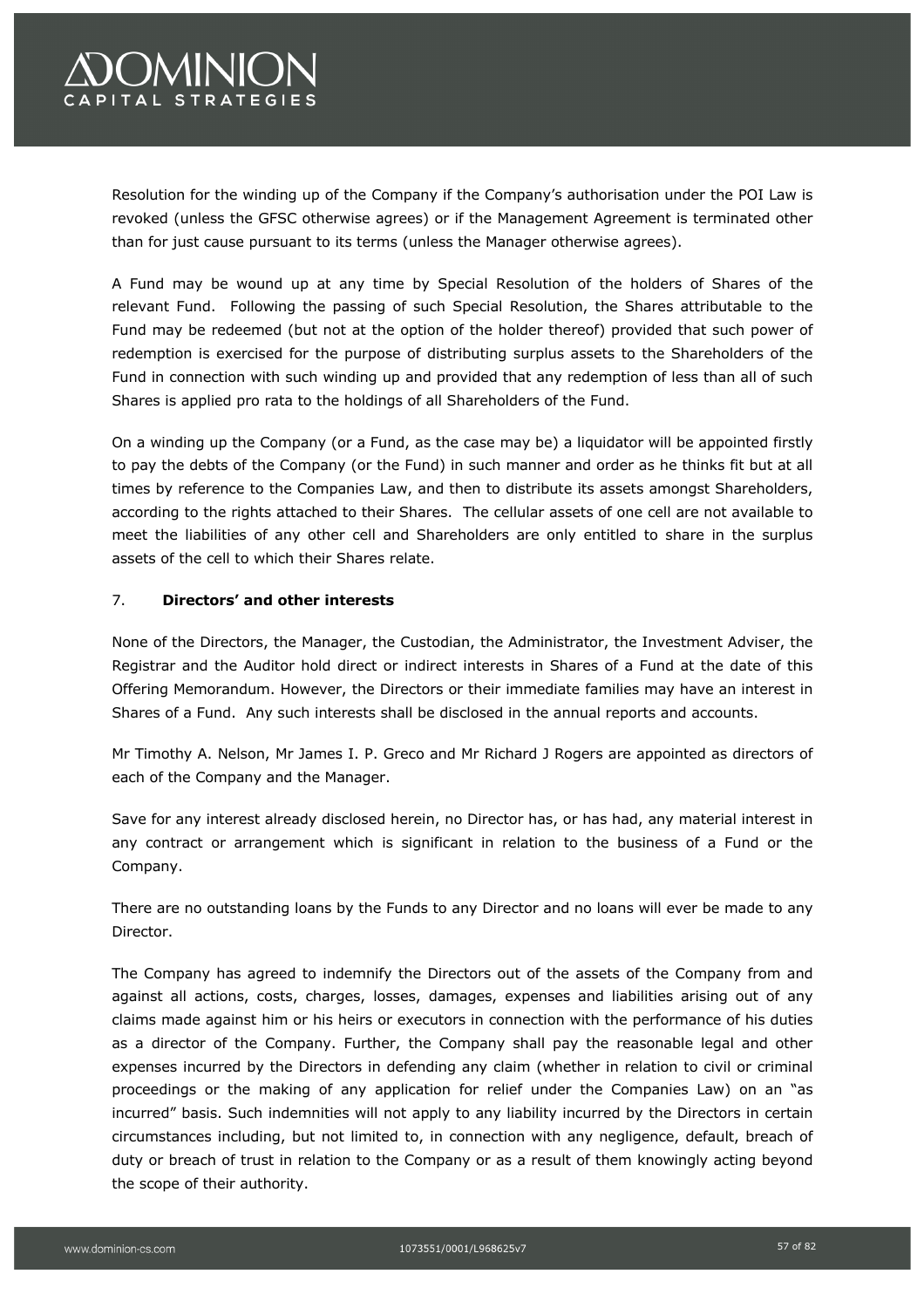Resolution for the winding up of the Company if the Company's authorisation under the POI Law is revoked (unless the GFSC otherwise agrees) or if the Management Agreement is terminated other than for just cause pursuant to its terms (unless the Manager otherwise agrees).

A Fund may be wound up at any time by Special Resolution of the holders of Shares of the relevant Fund. Following the passing of such Special Resolution, the Shares attributable to the Fund may be redeemed (but not at the option of the holder thereof) provided that such power of redemption is exercised for the purpose of distributing surplus assets to the Shareholders of the Fund in connection with such winding up and provided that any redemption of less than all of such Shares is applied pro rata to the holdings of all Shareholders of the Fund.

On a winding up the Company (or a Fund, as the case may be) a liquidator will be appointed firstly to pay the debts of the Company (or the Fund) in such manner and order as he thinks fit but at all times by reference to the Companies Law, and then to distribute its assets amongst Shareholders, according to the rights attached to their Shares. The cellular assets of one cell are not available to meet the liabilities of any other cell and Shareholders are only entitled to share in the surplus assets of the cell to which their Shares relate.

7. **Directors' and other interests**

None of the Directors, the Manager, the Custodian, the Administrator, the Investment Adviser, the Registrar and the Auditor hold direct or indirect interests in Shares of a Fund at the date of this Offering Memorandum. However, the Directors or their immediate families may have an interest in Shares of a Fund. Any such interests shall be disclosed in the annual reports and accounts.

Mr Timothy A. Nelson, Mr James I. P. Greco and Mr Richard J Rogers are appointed as directors of each of the Company and the Manager.

Save for any interest already disclosed herein, no Director has, or has had, any material interest in any contract or arrangement which is significant in relation to the business of a Fund or the Company.

There are no outstanding loans by the Funds to any Director and no loans will ever be made to any Director.

The Company has agreed to indemnify the Directors out of the assets of the Company from and against all actions, costs, charges, losses, damages, expenses and liabilities arising out of any claims made against him or his heirs or executors in connection with the performance of his duties as a director of the Company. Further, the Company shall pay the reasonable legal and other expenses incurred by the Directors in defending any claim (whether in relation to civil or criminal proceedings or the making of any application for relief under the Companies Law) on an "as incurred" basis. Such indemnities will not apply to any liability incurred by the Directors in certain circumstances including, but not limited to, in connection with any negligence, default, breach of duty or breach of trust in relation to the Company or as a result of them knowingly acting beyond the scope of their authority.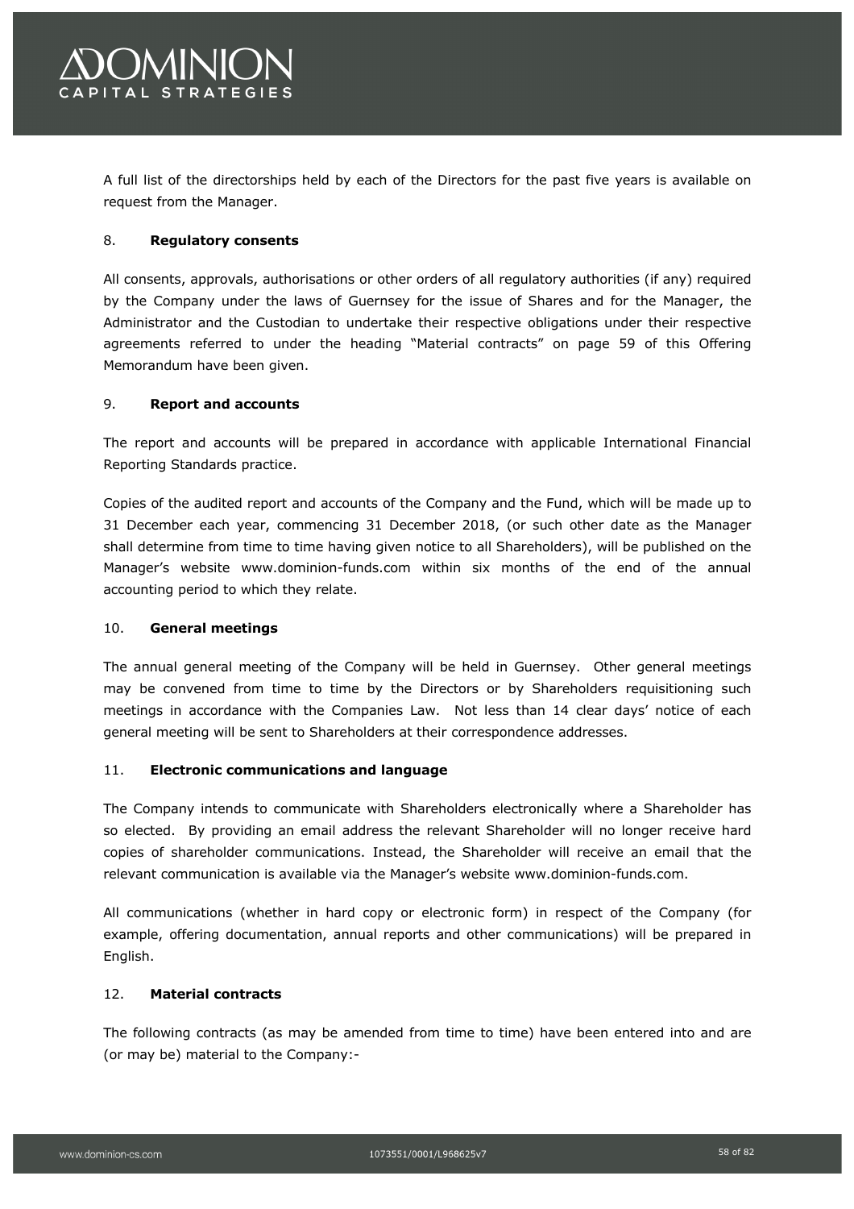A full list of the directorships held by each of the Directors for the past five years is available on request from the Manager.

8. **Regulatory consents**

All consents, approvals, authorisations or other orders of all regulatory authorities (if any) required by the Company under the laws of Guernsey for the issue of Shares and for the Manager, the Administrator and the Custodian to undertake their respective obligations under their respective agreements referred to under the heading "Material contracts" on page 59 of this Offering Memorandum have been given.

9. **Report and accounts**

The report and accounts will be prepared in accordance with applicable International Financial Reporting Standards practice.

Copies of the audited report and accounts of the Company and the Fund, which will be made up to 31 December each year, commencing 31 December 2018, (or such other date as the Manager shall determine from time to time having given notice to all Shareholders), will be published on the Manager's website www.dominion-funds.com within six months of the end of the annual accounting period to which they relate.

10. **General meetings**

The annual general meeting of the Company will be held in Guernsey. Other general meetings may be convened from time to time by the Directors or by Shareholders requisitioning such meetings in accordance with the Companies Law. Not less than 14 clear days' notice of each general meeting will be sent to Shareholders at their correspondence addresses.

11. **Electronic communications and language**

The Company intends to communicate with Shareholders electronically where a Shareholder has so elected. By providing an email address the relevant Shareholder will no longer receive hard copies of shareholder communications. Instead, the Shareholder will receive an email that the relevant communication is available via the Manager's website www.dominion-funds.com.

All communications (whether in hard copy or electronic form) in respect of the Company (for example, offering documentation, annual reports and other communications) will be prepared in English.

12. **Material contracts**

The following contracts (as may be amended from time to time) have been entered into and are (or may be) material to the Company:-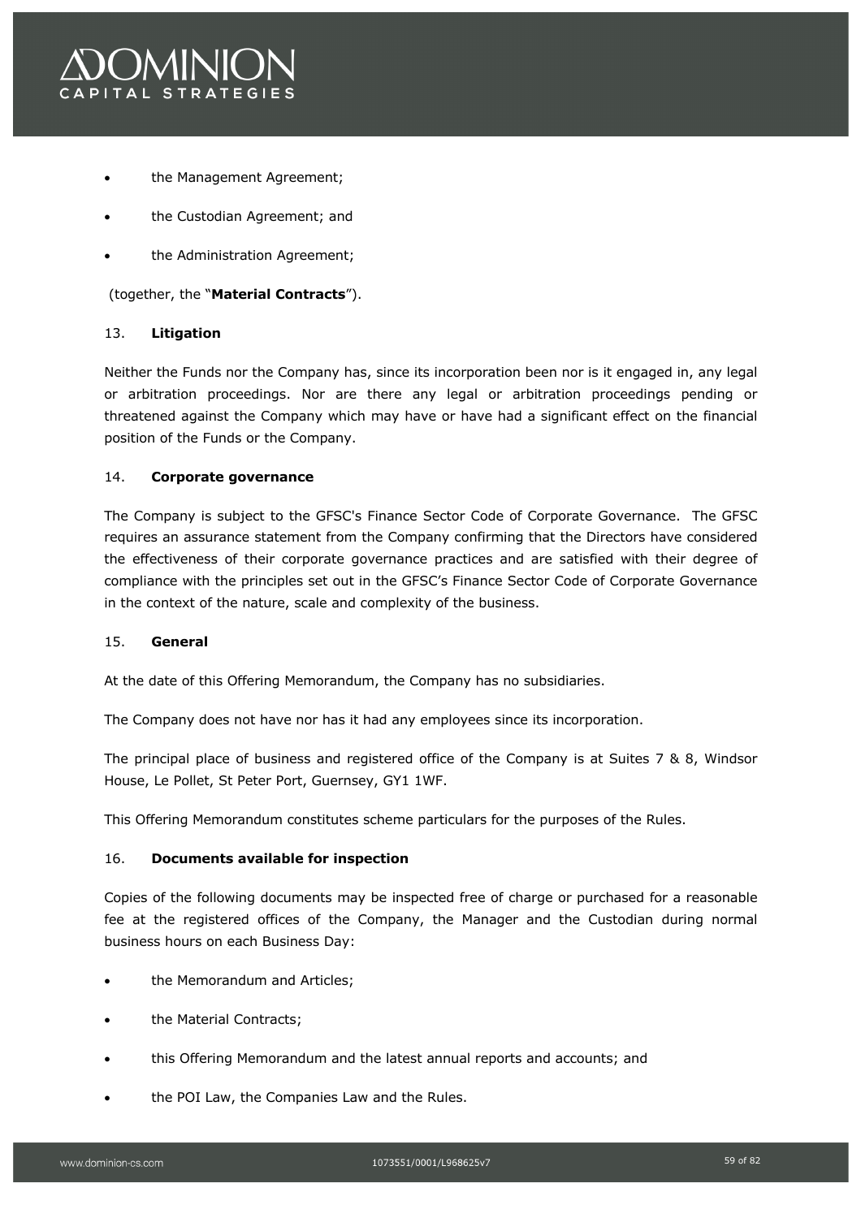- the Management Agreement;
- the Custodian Agreement; and
- the Administration Agreement;

(together, the "**Material Contracts**").

## 13. **Litigation**

Neither the Funds nor the Company has, since its incorporation been nor is it engaged in, any legal or arbitration proceedings. Nor are there any legal or arbitration proceedings pending or threatened against the Company which may have or have had a significant effect on the financial position of the Funds or the Company.

## 14. **Corporate governance**

The Company is subject to the GFSC's Finance Sector Code of Corporate Governance. The GFSC requires an assurance statement from the Company confirming that the Directors have considered the effectiveness of their corporate governance practices and are satisfied with their degree of compliance with the principles set out in the GFSC's Finance Sector Code of Corporate Governance in the context of the nature, scale and complexity of the business.

## 15. **General**

At the date of this Offering Memorandum, the Company has no subsidiaries.

The Company does not have nor has it had any employees since its incorporation.

The principal place of business and registered office of the Company is at Suites 7 & 8, Windsor House, Le Pollet, St Peter Port, Guernsey, GY1 1WF.

This Offering Memorandum constitutes scheme particulars for the purposes of the Rules.

## 16. **Documents available for inspection**

Copies of the following documents may be inspected free of charge or purchased for a reasonable fee at the registered offices of the Company, the Manager and the Custodian during normal business hours on each Business Day:

- the Memorandum and Articles;
- the Material Contracts;
- this Offering Memorandum and the latest annual reports and accounts; and
- the POI Law, the Companies Law and the Rules.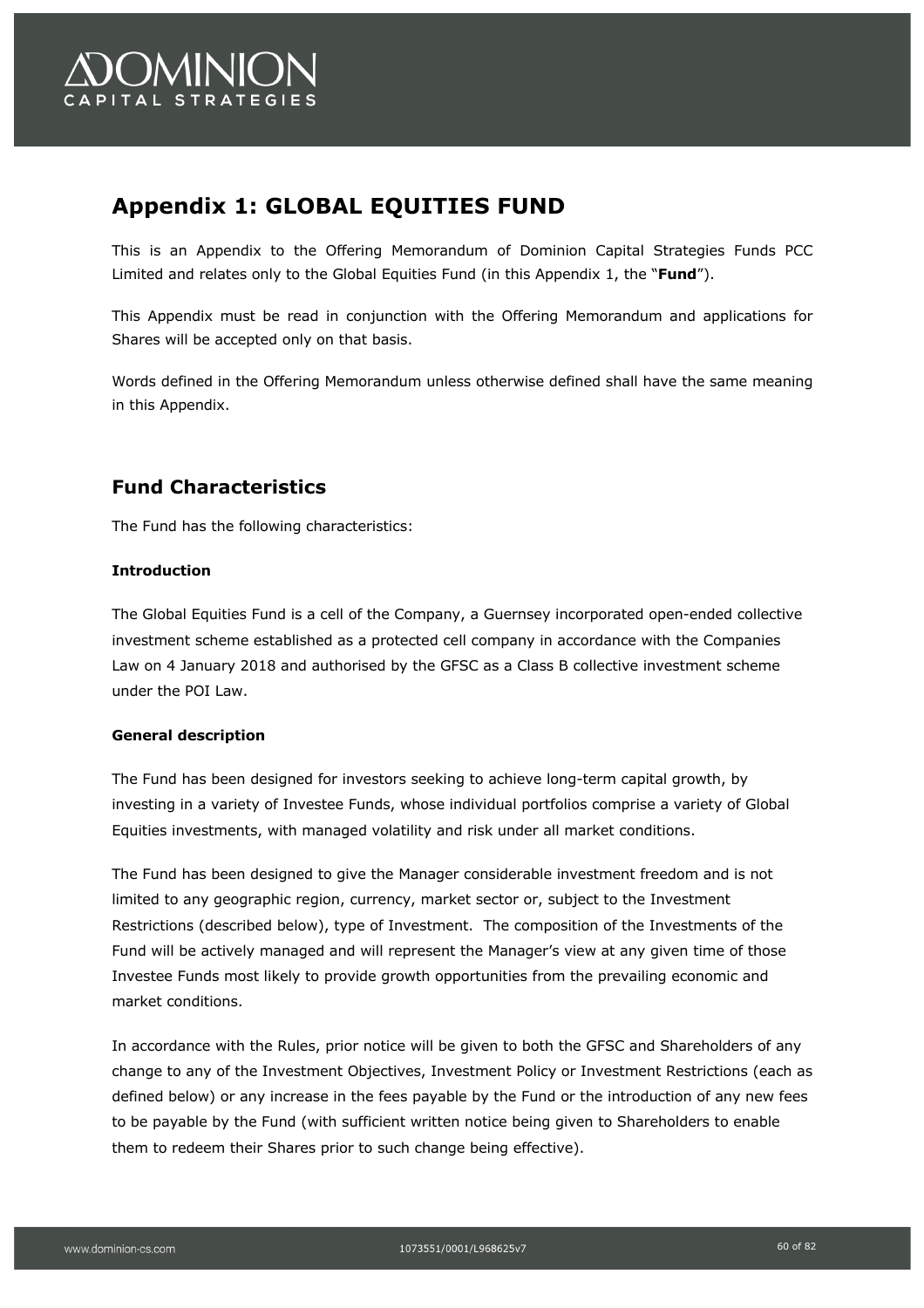# Appendix 1: GLOBAL EQUITIES FUND

This is an Appendix to the Offering Memorandum of Dominion Capital Strategies Funds PCC Limited and relates only to the Global Equities Fund (in this Appendix 1, the "**Fund**").

This Appendix must be read in conjunction with the Offering Memorandum and applications for Shares will be accepted only on that basis.

Words defined in the Offering Memorandum unless otherwise defined shall have the same meaning in this Appendix.

## Fund Characteristics

The Fund has the following characteristics:

**Introduction**

The Global Equities Fund is a cell of the Company, a Guernsey incorporated open-ended collective investment scheme established as a protected cell company in accordance with the Companies Law on 4 January 2018 and authorised by the GFSC as a Class B collective investment scheme under the POI Law.

**General description**

The Fund has been designed for investors seeking to achieve long-term capital growth, by investing in a variety of Investee Funds, whose individual portfolios comprise a variety of Global Equities investments, with managed volatility and risk under all market conditions.

The Fund has been designed to give the Manager considerable investment freedom and is not limited to any geographic region, currency, market sector or, subject to the Investment Restrictions (described below), type of Investment. The composition of the Investments of the Fund will be actively managed and will represent the Manager's view at any given time of those Investee Funds most likely to provide growth opportunities from the prevailing economic and market conditions.

In accordance with the Rules, prior notice will be given to both the GFSC and Shareholders of any change to any of the Investment Objectives, Investment Policy or Investment Restrictions (each as defined below) or any increase in the fees payable by the Fund or the introduction of any new fees to be payable by the Fund (with sufficient written notice being given to Shareholders to enable them to redeem their Shares prior to such change being effective).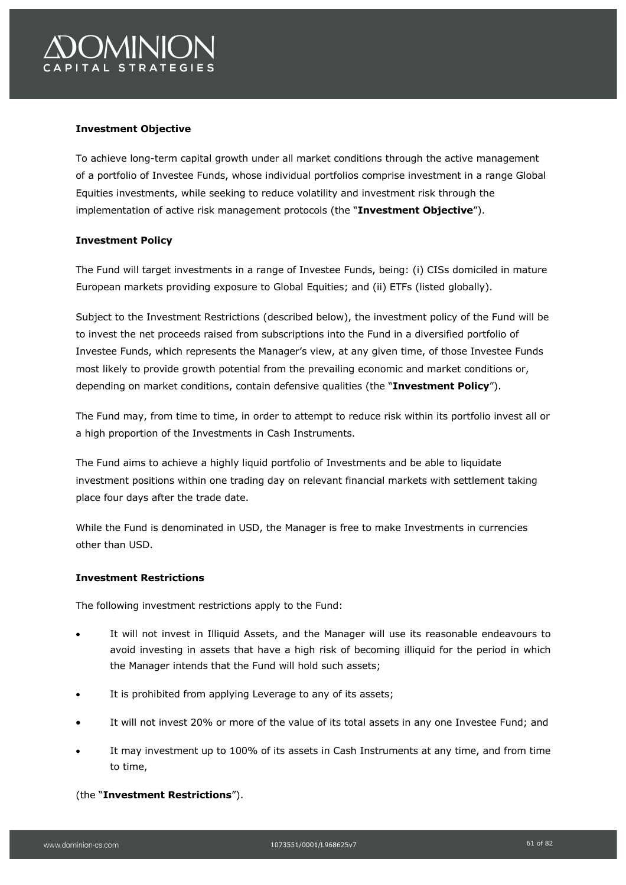**Investment Objective**

To achieve long-term capital growth under all market conditions through the active management of a portfolio of Investee Funds, whose individual portfolios comprise investment in a range Global Equities investments, while seeking to reduce volatility and investment risk through the implementation of active risk management protocols (the "**Investment Objective**").

**Investment Policy**

The Fund will target investments in a range of Investee Funds, being: (i) CISs domiciled in mature European markets providing exposure to Global Equities; and (ii) ETFs (listed globally).

Subject to the Investment Restrictions (described below), the investment policy of the Fund will be to invest the net proceeds raised from subscriptions into the Fund in a diversified portfolio of Investee Funds, which represents the Manager's view, at any given time, of those Investee Funds most likely to provide growth potential from the prevailing economic and market conditions or, depending on market conditions, contain defensive qualities (the "**Investment Policy**").

The Fund may, from time to time, in order to attempt to reduce risk within its portfolio invest all or a high proportion of the Investments in Cash Instruments.

The Fund aims to achieve a highly liquid portfolio of Investments and be able to liquidate investment positions within one trading day on relevant financial markets with settlement taking place four days after the trade date.

While the Fund is denominated in USD, the Manager is free to make Investments in currencies other than USD.

**Investment Restrictions**

The following investment restrictions apply to the Fund:

- It will not invest in Illiquid Assets, and the Manager will use its reasonable endeavours to avoid investing in assets that have a high risk of becoming illiquid for the period in which the Manager intends that the Fund will hold such assets;
- It is prohibited from applying Leverage to any of its assets;
- It will not invest 20% or more of the value of its total assets in any one Investee Fund; and
- It may investment up to 100% of its assets in Cash Instruments at any time, and from time to time,

(the "**Investment Restrictions**").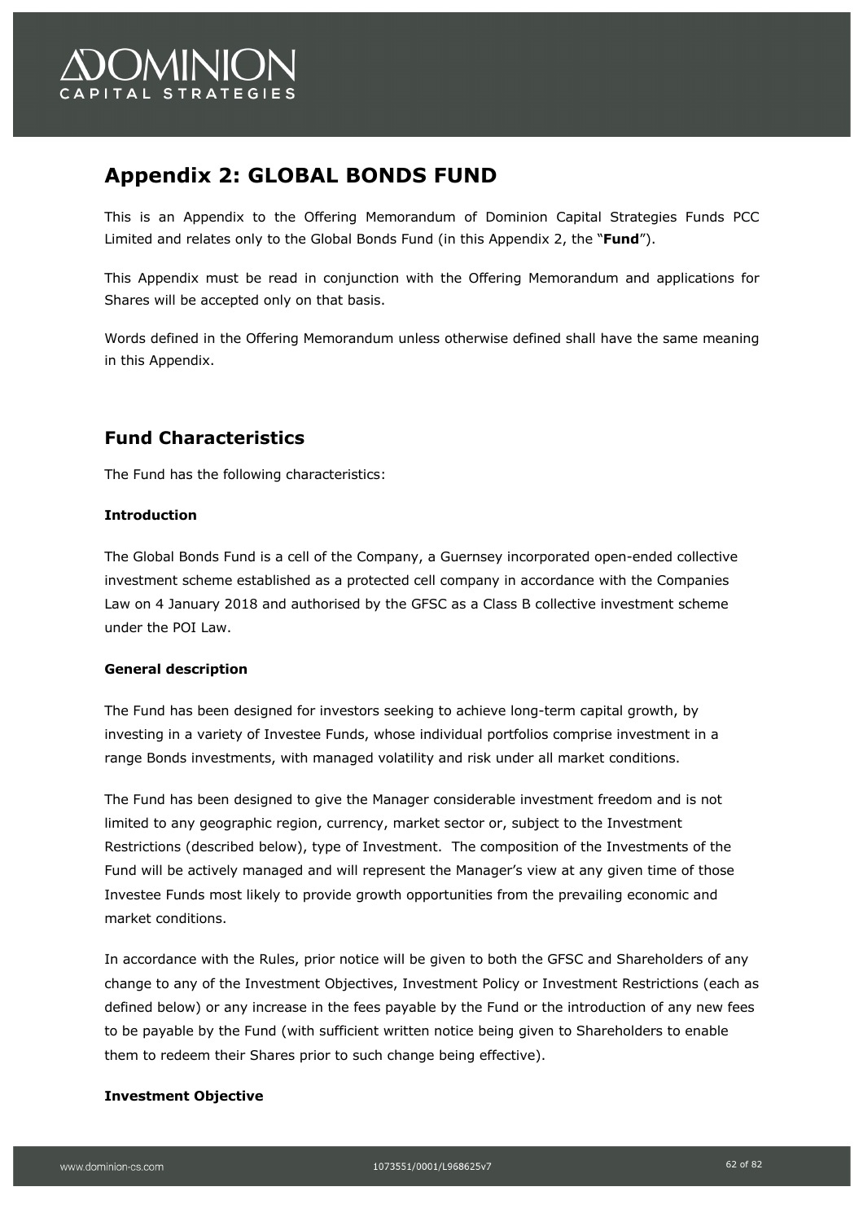# Appendix 2: GLOBAL BONDS FUND

This is an Appendix to the Offering Memorandum of Dominion Capital Strategies Funds PCC Limited and relates only to the Global Bonds Fund (in this Appendix 2, the "**Fund**").

This Appendix must be read in conjunction with the Offering Memorandum and applications for Shares will be accepted only on that basis.

Words defined in the Offering Memorandum unless otherwise defined shall have the same meaning in this Appendix.

## Fund Characteristics

The Fund has the following characteristics:

**Introduction**

The Global Bonds Fund is a cell of the Company, a Guernsey incorporated open-ended collective investment scheme established as a protected cell company in accordance with the Companies Law on 4 January 2018 and authorised by the GFSC as a Class B collective investment scheme under the POI Law.

**General description**

The Fund has been designed for investors seeking to achieve long-term capital growth, by investing in a variety of Investee Funds, whose individual portfolios comprise investment in a range Bonds investments, with managed volatility and risk under all market conditions.

The Fund has been designed to give the Manager considerable investment freedom and is not limited to any geographic region, currency, market sector or, subject to the Investment Restrictions (described below), type of Investment. The composition of the Investments of the Fund will be actively managed and will represent the Manager's view at any given time of those Investee Funds most likely to provide growth opportunities from the prevailing economic and market conditions.

In accordance with the Rules, prior notice will be given to both the GFSC and Shareholders of any change to any of the Investment Objectives, Investment Policy or Investment Restrictions (each as defined below) or any increase in the fees payable by the Fund or the introduction of any new fees to be payable by the Fund (with sufficient written notice being given to Shareholders to enable them to redeem their Shares prior to such change being effective).

**Investment Objective**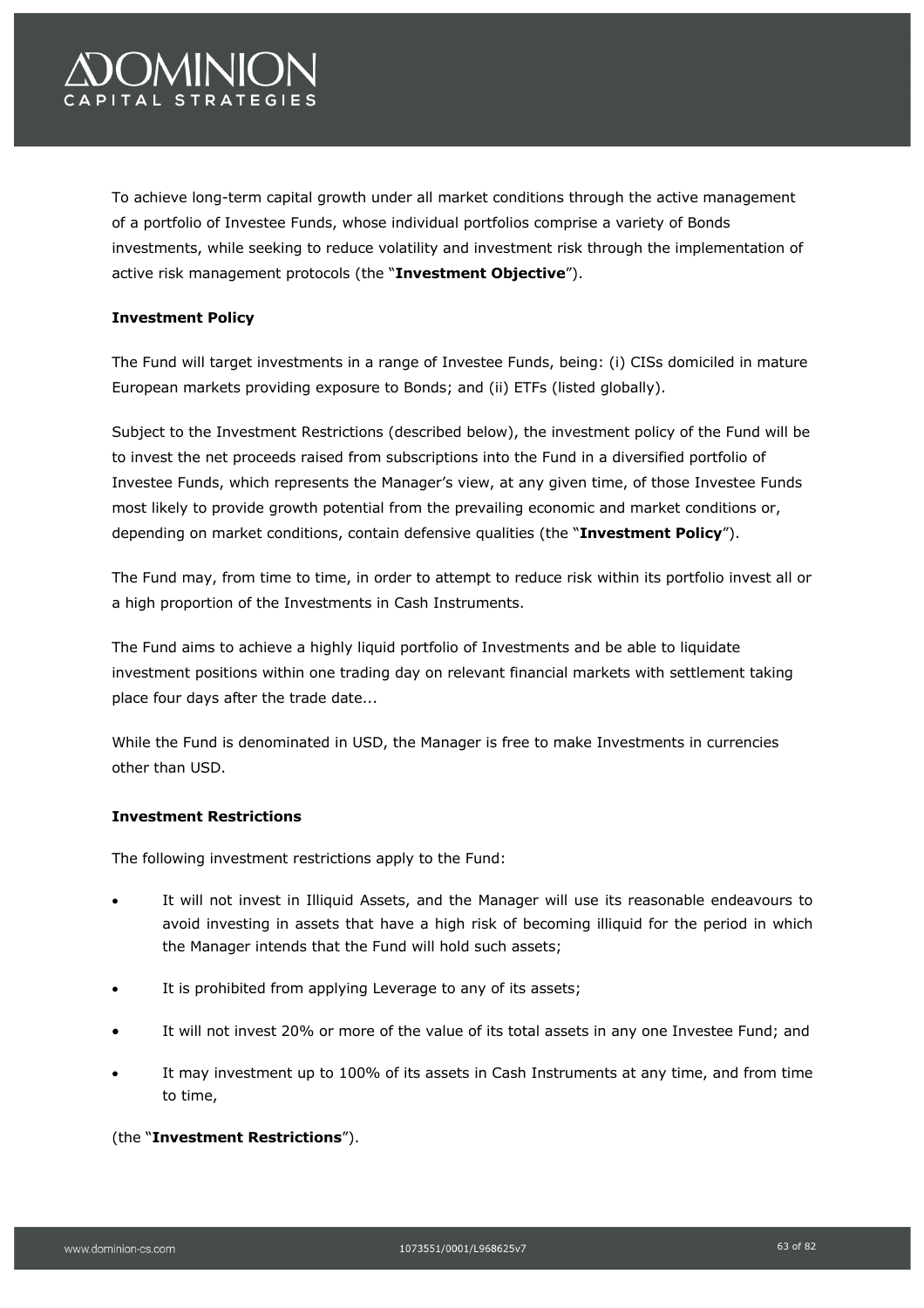To achieve long-term capital growth under all market conditions through the active management of a portfolio of Investee Funds, whose individual portfolios comprise a variety of Bonds investments, while seeking to reduce volatility and investment risk through the implementation of active risk management protocols (the "**Investment Objective**").

**Investment Policy**

The Fund will target investments in a range of Investee Funds, being: (i) CISs domiciled in mature European markets providing exposure to Bonds; and (ii) ETFs (listed globally).

Subject to the Investment Restrictions (described below), the investment policy of the Fund will be to invest the net proceeds raised from subscriptions into the Fund in a diversified portfolio of Investee Funds, which represents the Manager's view, at any given time, of those Investee Funds most likely to provide growth potential from the prevailing economic and market conditions or, depending on market conditions, contain defensive qualities (the "**Investment Policy**").

The Fund may, from time to time, in order to attempt to reduce risk within its portfolio invest all or a high proportion of the Investments in Cash Instruments.

The Fund aims to achieve a highly liquid portfolio of Investments and be able to liquidate investment positions within one trading day on relevant financial markets with settlement taking place four days after the trade date...

While the Fund is denominated in USD, the Manager is free to make Investments in currencies other than USD.

**Investment Restrictions**

The following investment restrictions apply to the Fund:

- It will not invest in Illiquid Assets, and the Manager will use its reasonable endeavours to avoid investing in assets that have a high risk of becoming illiquid for the period in which the Manager intends that the Fund will hold such assets;
- It is prohibited from applying Leverage to any of its assets;
- It will not invest 20% or more of the value of its total assets in any one Investee Fund; and
- It may investment up to 100% of its assets in Cash Instruments at any time, and from time to time,

(the "**Investment Restrictions**").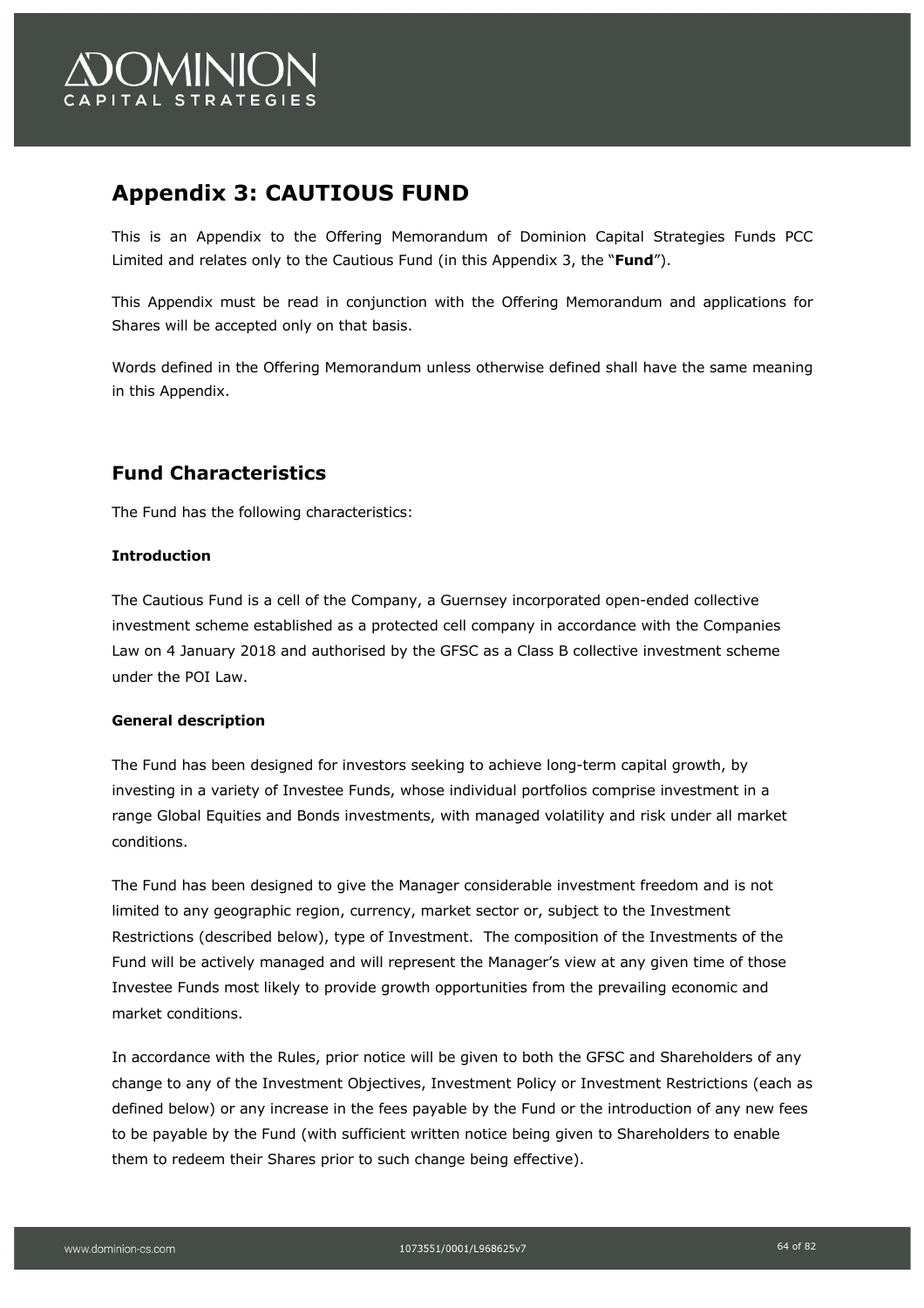# Appendix 3: CAUTIOUS FUND

This is an Appendix to the Offering Memorandum of Dominion Capital Strategies Funds PCC Limited and relates only to the Cautious Fund (in this Appendix 3, the "**Fund**").

This Appendix must be read in conjunction with the Offering Memorandum and applications for Shares will be accepted only on that basis.

Words defined in the Offering Memorandum unless otherwise defined shall have the same meaning in this Appendix.

## Fund Characteristics

The Fund has the following characteristics:

### Introduction

The Cautious Fund is a cell of the Company, a Guernsey incorporated open-ended collective investment scheme established as a protected cell company in accordance with the Companies Law on 4 January 2018 and authorised by the GFSC as a Class B collective investment scheme under the POI Law.

### General description

The Fund has been designed for investors seeking to achieve long-term capital growth, by investing in a variety of Investee Funds, whose individual portfolios comprise investment in a range Global Equities and Bonds investments, with managed volatility and risk under all market conditions.

The Fund has been designed to give the Manager considerable investment freedom and is not limited to any geographic region, currency, market sector or, subject to the Investment Restrictions (described below), type of Investment. The composition of the Investments of the Fund will be actively managed and will represent the Manager's view at any given time of those Investee Funds most likely to provide growth opportunities from the prevailing economic and market conditions.

In accordance with the Rules, prior notice will be given to both the GFSC and Shareholders of any change to any of the Investment Objectives, Investment Policy or Investment Restrictions (each as defined below) or any increase in the fees payable by the Fund or the introduction of any new fees to be payable by the Fund (with sufficient written notice being given to Shareholders to enable them to redeem their Shares prior to such change being effective).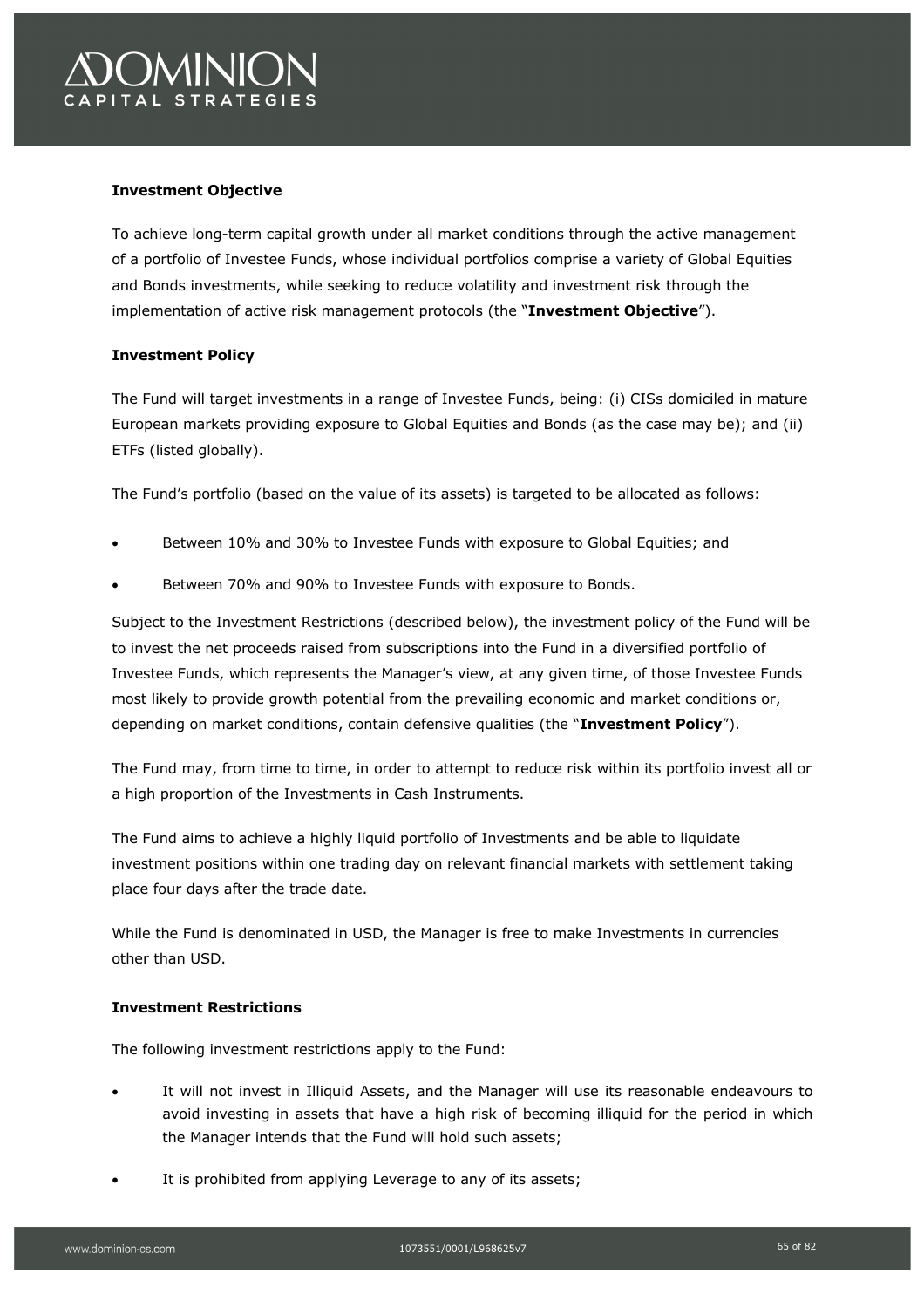**Investment Objective**

To achieve long-term capital growth under all market conditions through the active management of a portfolio of Investee Funds, whose individual portfolios comprise a variety of Global Equities and Bonds investments, while seeking to reduce volatility and investment risk through the implementation of active risk management protocols (the "**Investment Objective**").

**Investment Policy**

The Fund will target investments in a range of Investee Funds, being: (i) CISs domiciled in mature European markets providing exposure to Global Equities and Bonds (as the case may be); and (ii) ETFs (listed globally).

The Fund's portfolio (based on the value of its assets) is targeted to be allocated as follows:

- Between 10% and 30% to Investee Funds with exposure to Global Equities; and
- Between 70% and 90% to Investee Funds with exposure to Bonds.

Subject to the Investment Restrictions (described below), the investment policy of the Fund will be to invest the net proceeds raised from subscriptions into the Fund in a diversified portfolio of Investee Funds, which represents the Manager's view, at any given time, of those Investee Funds most likely to provide growth potential from the prevailing economic and market conditions or, depending on market conditions, contain defensive qualities (the "**Investment Policy**").

The Fund may, from time to time, in order to attempt to reduce risk within its portfolio invest all or a high proportion of the Investments in Cash Instruments.

The Fund aims to achieve a highly liquid portfolio of Investments and be able to liquidate investment positions within one trading day on relevant financial markets with settlement taking place four days after the trade date.

While the Fund is denominated in USD, the Manager is free to make Investments in currencies other than USD.

**Investment Restrictions**

The following investment restrictions apply to the Fund:

- It will not invest in Illiquid Assets, and the Manager will use its reasonable endeavours to avoid investing in assets that have a high risk of becoming illiquid for the period in which the Manager intends that the Fund will hold such assets;
- It is prohibited from applying Leverage to any of its assets;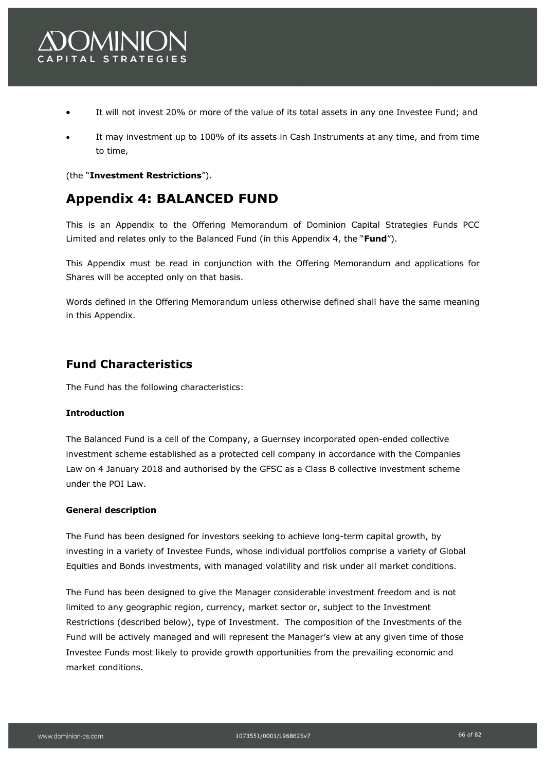- It will not invest 20% or more of the value of its total assets in any one Investee Fund; and
- It may investment up to 100% of its assets in Cash Instruments at any time, and from time to time,

(the "**Investment Restrictions**").

# Appendix 4: BALANCED FUND

This is an Appendix to the Offering Memorandum of Dominion Capital Strategies Funds PCC Limited and relates only to the Balanced Fund (in this Appendix 4, the "**Fund**").

This Appendix must be read in conjunction with the Offering Memorandum and applications for Shares will be accepted only on that basis.

Words defined in the Offering Memorandum unless otherwise defined shall have the same meaning in this Appendix.

## Fund Characteristics

The Fund has the following characteristics:

**Introduction**

The Balanced Fund is a cell of the Company, a Guernsey incorporated open-ended collective investment scheme established as a protected cell company in accordance with the Companies Law on 4 January 2018 and authorised by the GFSC as a Class B collective investment scheme under the POI Law.

**General description**

The Fund has been designed for investors seeking to achieve long-term capital growth, by investing in a variety of Investee Funds, whose individual portfolios comprise a variety of Global Equities and Bonds investments, with managed volatility and risk under all market conditions.

The Fund has been designed to give the Manager considerable investment freedom and is not limited to any geographic region, currency, market sector or, subject to the Investment Restrictions (described below), type of Investment. The composition of the Investments of the Fund will be actively managed and will represent the Manager's view at any given time of those Investee Funds most likely to provide growth opportunities from the prevailing economic and market conditions.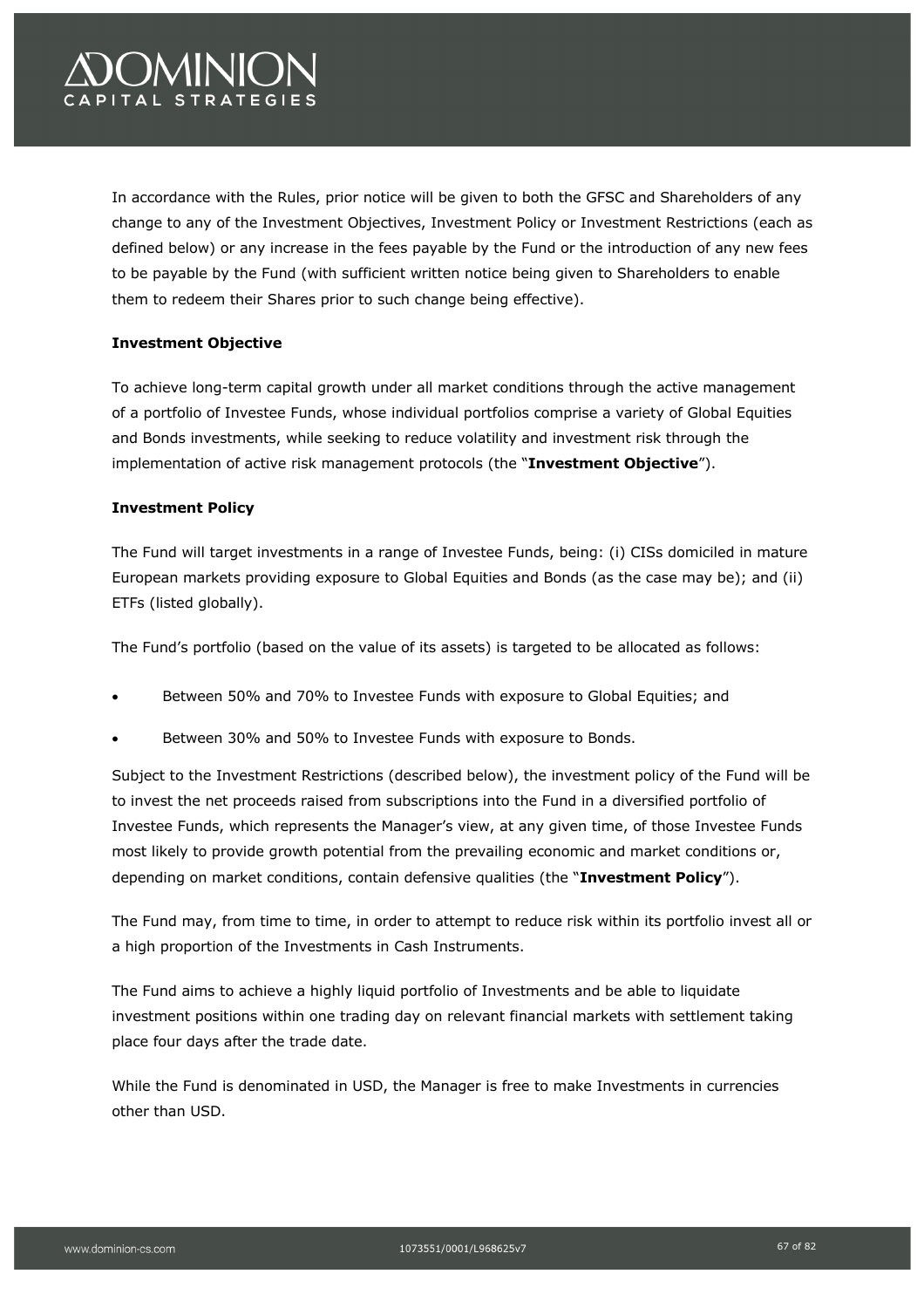In accordance with the Rules, prior notice will be given to both the GFSC and Shareholders of any change to any of the Investment Objectives, Investment Policy or Investment Restrictions (each as defined below) or any increase in the fees payable by the Fund or the introduction of any new fees to be payable by the Fund (with sufficient written notice being given to Shareholders to enable them to redeem their Shares prior to such change being effective).

**Investment Objective**

To achieve long-term capital growth under all market conditions through the active management of a portfolio of Investee Funds, whose individual portfolios comprise a variety of Global Equities and Bonds investments, while seeking to reduce volatility and investment risk through the implementation of active risk management protocols (the "**Investment Objective**").

**Investment Policy**

The Fund will target investments in a range of Investee Funds, being: (i) CISs domiciled in mature European markets providing exposure to Global Equities and Bonds (as the case may be); and (ii) ETFs (listed globally).

The Fund's portfolio (based on the value of its assets) is targeted to be allocated as follows:

- Between 50% and 70% to Investee Funds with exposure to Global Equities; and
- Between 30% and 50% to Investee Funds with exposure to Bonds.

Subject to the Investment Restrictions (described below), the investment policy of the Fund will be to invest the net proceeds raised from subscriptions into the Fund in a diversified portfolio of Investee Funds, which represents the Manager's view, at any given time, of those Investee Funds most likely to provide growth potential from the prevailing economic and market conditions or, depending on market conditions, contain defensive qualities (the "**Investment Policy**").

The Fund may, from time to time, in order to attempt to reduce risk within its portfolio invest all or a high proportion of the Investments in Cash Instruments.

The Fund aims to achieve a highly liquid portfolio of Investments and be able to liquidate investment positions within one trading day on relevant financial markets with settlement taking place four days after the trade date.

While the Fund is denominated in USD, the Manager is free to make Investments in currencies other than USD.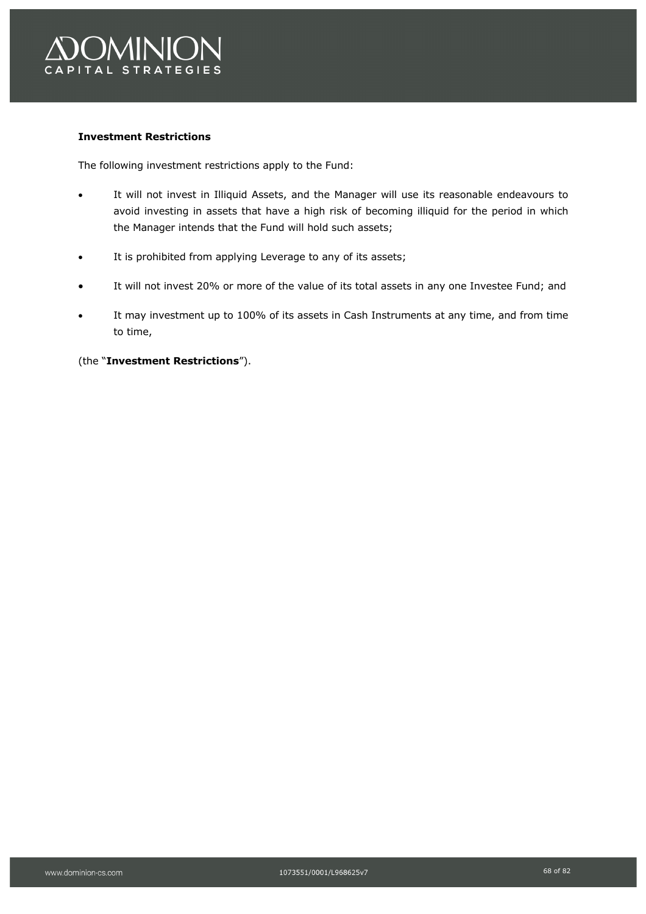**Investment Restrictions**

The following investment restrictions apply to the Fund:

- It will not invest in Illiquid Assets, and the Manager will use its reasonable endeavours to avoid investing in assets that have a high risk of becoming illiquid for the period in which the Manager intends that the Fund will hold such assets;
- It is prohibited from applying Leverage to any of its assets;
- It will not invest 20% or more of the value of its total assets in any one Investee Fund; and
- It may investment up to 100% of its assets in Cash Instruments at any time, and from time to time,

(the "**Investment Restrictions**").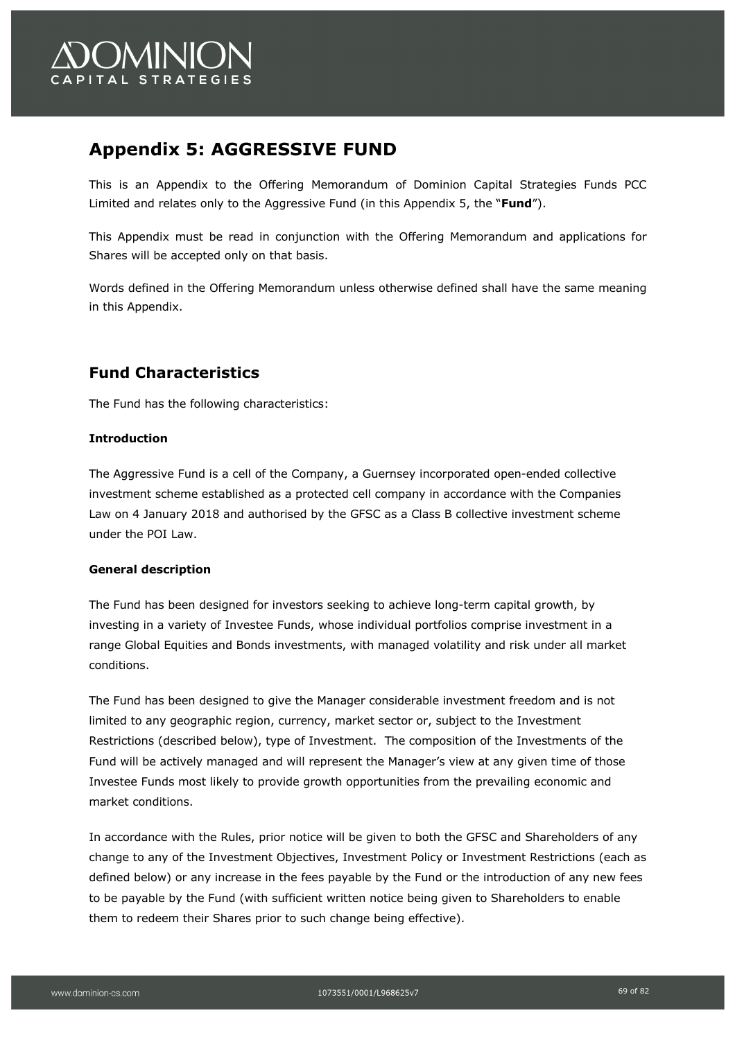# Appendix 5: AGGRESSIVE FUND

This is an Appendix to the Offering Memorandum of Dominion Capital Strategies Funds PCC Limited and relates only to the Aggressive Fund (in this Appendix 5, the "**Fund**").

This Appendix must be read in conjunction with the Offering Memorandum and applications for Shares will be accepted only on that basis.

Words defined in the Offering Memorandum unless otherwise defined shall have the same meaning in this Appendix.

## Fund Characteristics

The Fund has the following characteristics:

**Introduction**

The Aggressive Fund is a cell of the Company, a Guernsey incorporated open-ended collective investment scheme established as a protected cell company in accordance with the Companies Law on 4 January 2018 and authorised by the GFSC as a Class B collective investment scheme under the POI Law.

**General description**

The Fund has been designed for investors seeking to achieve long-term capital growth, by investing in a variety of Investee Funds, whose individual portfolios comprise investment in a range Global Equities and Bonds investments, with managed volatility and risk under all market conditions.

The Fund has been designed to give the Manager considerable investment freedom and is not limited to any geographic region, currency, market sector or, subject to the Investment Restrictions (described below), type of Investment. The composition of the Investments of the Fund will be actively managed and will represent the Manager's view at any given time of those Investee Funds most likely to provide growth opportunities from the prevailing economic and market conditions.

In accordance with the Rules, prior notice will be given to both the GFSC and Shareholders of any change to any of the Investment Objectives, Investment Policy or Investment Restrictions (each as defined below) or any increase in the fees payable by the Fund or the introduction of any new fees to be payable by the Fund (with sufficient written notice being given to Shareholders to enable them to redeem their Shares prior to such change being effective).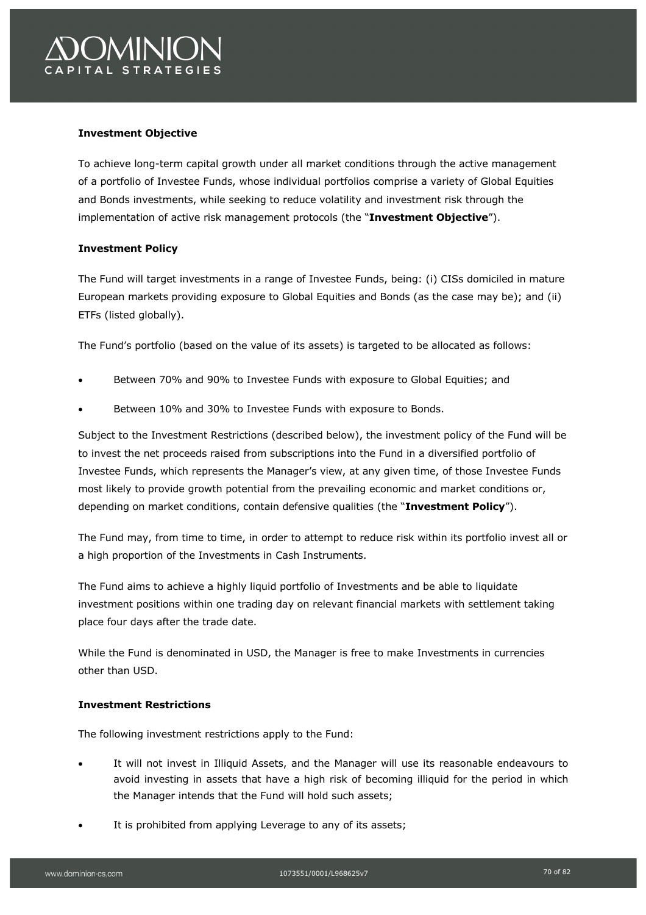**Investment Objective**

To achieve long-term capital growth under all market conditions through the active management of a portfolio of Investee Funds, whose individual portfolios comprise a variety of Global Equities and Bonds investments, while seeking to reduce volatility and investment risk through the implementation of active risk management protocols (the "**Investment Objective**").

**Investment Policy**

The Fund will target investments in a range of Investee Funds, being: (i) CISs domiciled in mature European markets providing exposure to Global Equities and Bonds (as the case may be); and (ii) ETFs (listed globally).

The Fund's portfolio (based on the value of its assets) is targeted to be allocated as follows:

- Between 70% and 90% to Investee Funds with exposure to Global Equities; and
- Between 10% and 30% to Investee Funds with exposure to Bonds.

Subject to the Investment Restrictions (described below), the investment policy of the Fund will be to invest the net proceeds raised from subscriptions into the Fund in a diversified portfolio of Investee Funds, which represents the Manager's view, at any given time, of those Investee Funds most likely to provide growth potential from the prevailing economic and market conditions or, depending on market conditions, contain defensive qualities (the "**Investment Policy**").

The Fund may, from time to time, in order to attempt to reduce risk within its portfolio invest all or a high proportion of the Investments in Cash Instruments.

The Fund aims to achieve a highly liquid portfolio of Investments and be able to liquidate investment positions within one trading day on relevant financial markets with settlement taking place four days after the trade date.

While the Fund is denominated in USD, the Manager is free to make Investments in currencies other than USD.

**Investment Restrictions**

The following investment restrictions apply to the Fund:

- It will not invest in Illiquid Assets, and the Manager will use its reasonable endeavours to avoid investing in assets that have a high risk of becoming illiquid for the period in which the Manager intends that the Fund will hold such assets;
- It is prohibited from applying Leverage to any of its assets;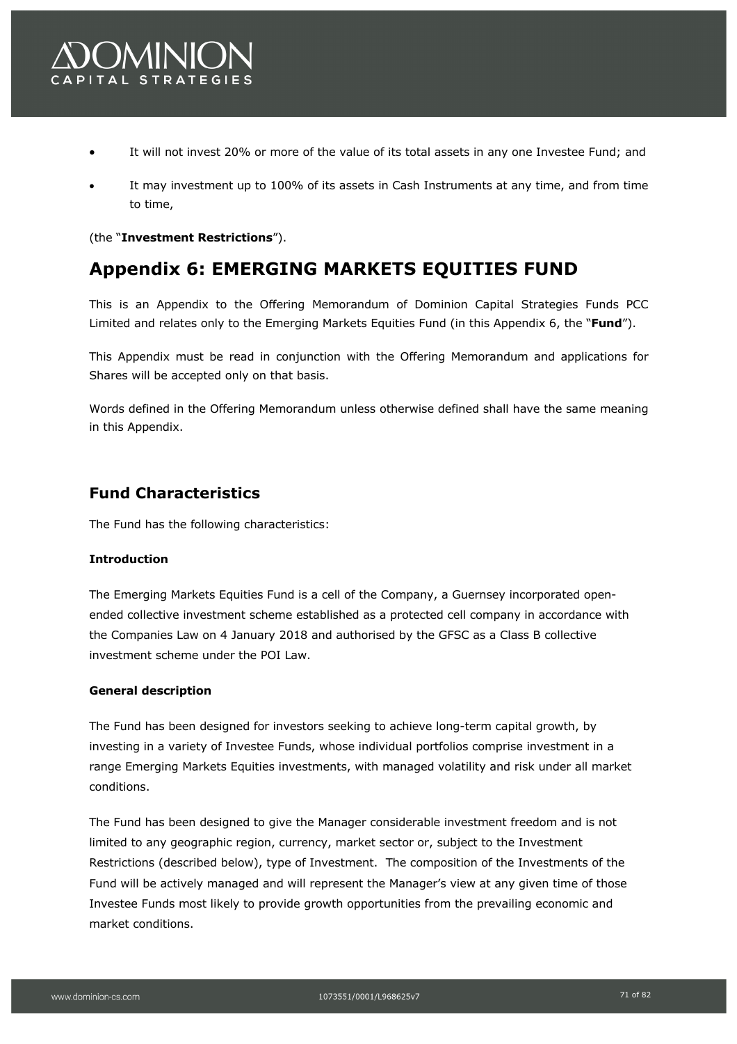- It will not invest 20% or more of the value of its total assets in any one Investee Fund; and
- It may investment up to 100% of its assets in Cash Instruments at any time, and from time to time,

(the "**Investment Restrictions**").

# Appendix 6: EMERGING MARKETS EQUITIES FUND

This is an Appendix to the Offering Memorandum of Dominion Capital Strategies Funds PCC Limited and relates only to the Emerging Markets Equities Fund (in this Appendix 6, the "**Fund**").

This Appendix must be read in conjunction with the Offering Memorandum and applications for Shares will be accepted only on that basis.

Words defined in the Offering Memorandum unless otherwise defined shall have the same meaning in this Appendix.

## Fund Characteristics

The Fund has the following characteristics:

**Introduction**

The Emerging Markets Equities Fund is a cell of the Company, a Guernsey incorporated open-ended collective investment scheme established as a protected cell company in accordance with the Companies Law on 4 January 2018 and authorised by the GFSC as a Class B collective investment scheme under the POI Law.

**General description**

The Fund has been designed for investors seeking to achieve long-term capital growth, by investing in a variety of Investee Funds, whose individual portfolios comprise investment in a range Emerging Markets Equities investments, with managed volatility and risk under all market conditions.

The Fund has been designed to give the Manager considerable investment freedom and is not limited to any geographic region, currency, market sector or, subject to the Investment Restrictions (described below), type of Investment. The composition of the Investments of the Fund will be actively managed and will represent the Manager's view at any given time of those Investee Funds most likely to provide growth opportunities from the prevailing economic and market conditions.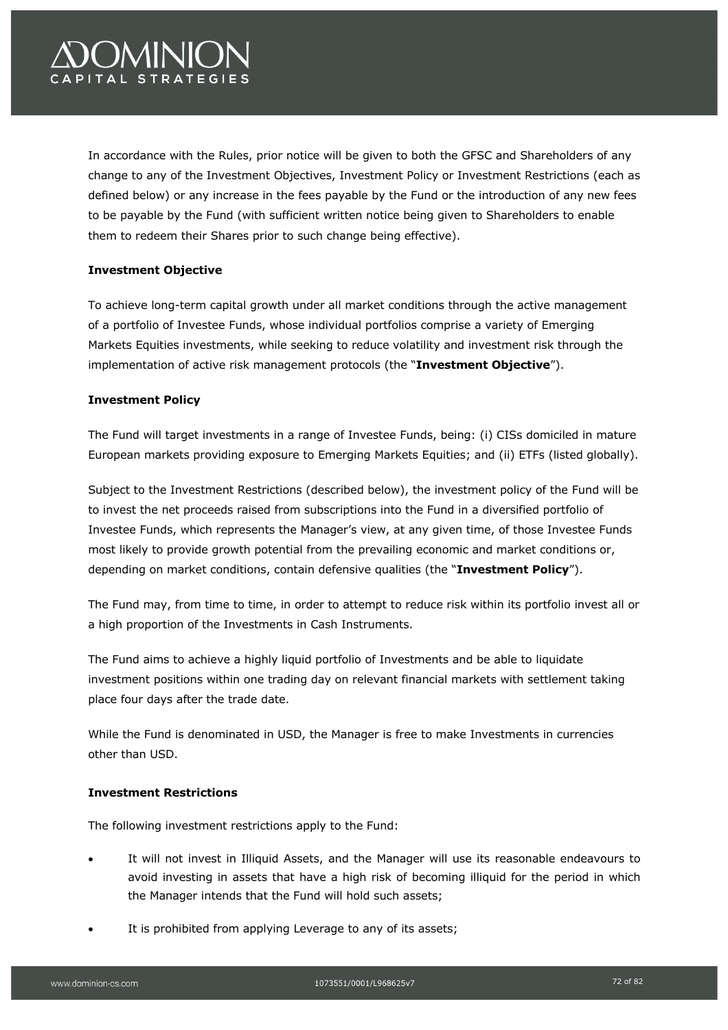In accordance with the Rules, prior notice will be given to both the GFSC and Shareholders of any change to any of the Investment Objectives, Investment Policy or Investment Restrictions (each as defined below) or any increase in the fees payable by the Fund or the introduction of any new fees to be payable by the Fund (with sufficient written notice being given to Shareholders to enable them to redeem their Shares prior to such change being effective).

**Investment Objective**

To achieve long-term capital growth under all market conditions through the active management of a portfolio of Investee Funds, whose individual portfolios comprise a variety of Emerging Markets Equities investments, while seeking to reduce volatility and investment risk through the implementation of active risk management protocols (the "**Investment Objective**").

**Investment Policy**

The Fund will target investments in a range of Investee Funds, being: (i) CISs domiciled in mature European markets providing exposure to Emerging Markets Equities; and (ii) ETFs (listed globally).

Subject to the Investment Restrictions (described below), the investment policy of the Fund will be to invest the net proceeds raised from subscriptions into the Fund in a diversified portfolio of Investee Funds, which represents the Manager's view, at any given time, of those Investee Funds most likely to provide growth potential from the prevailing economic and market conditions or, depending on market conditions, contain defensive qualities (the "**Investment Policy**").

The Fund may, from time to time, in order to attempt to reduce risk within its portfolio invest all or a high proportion of the Investments in Cash Instruments.

The Fund aims to achieve a highly liquid portfolio of Investments and be able to liquidate investment positions within one trading day on relevant financial markets with settlement taking place four days after the trade date.

While the Fund is denominated in USD, the Manager is free to make Investments in currencies other than USD.

**Investment Restrictions**

The following investment restrictions apply to the Fund:

- It will not invest in Illiquid Assets, and the Manager will use its reasonable endeavours to avoid investing in assets that have a high risk of becoming illiquid for the period in which the Manager intends that the Fund will hold such assets;
- It is prohibited from applying Leverage to any of its assets;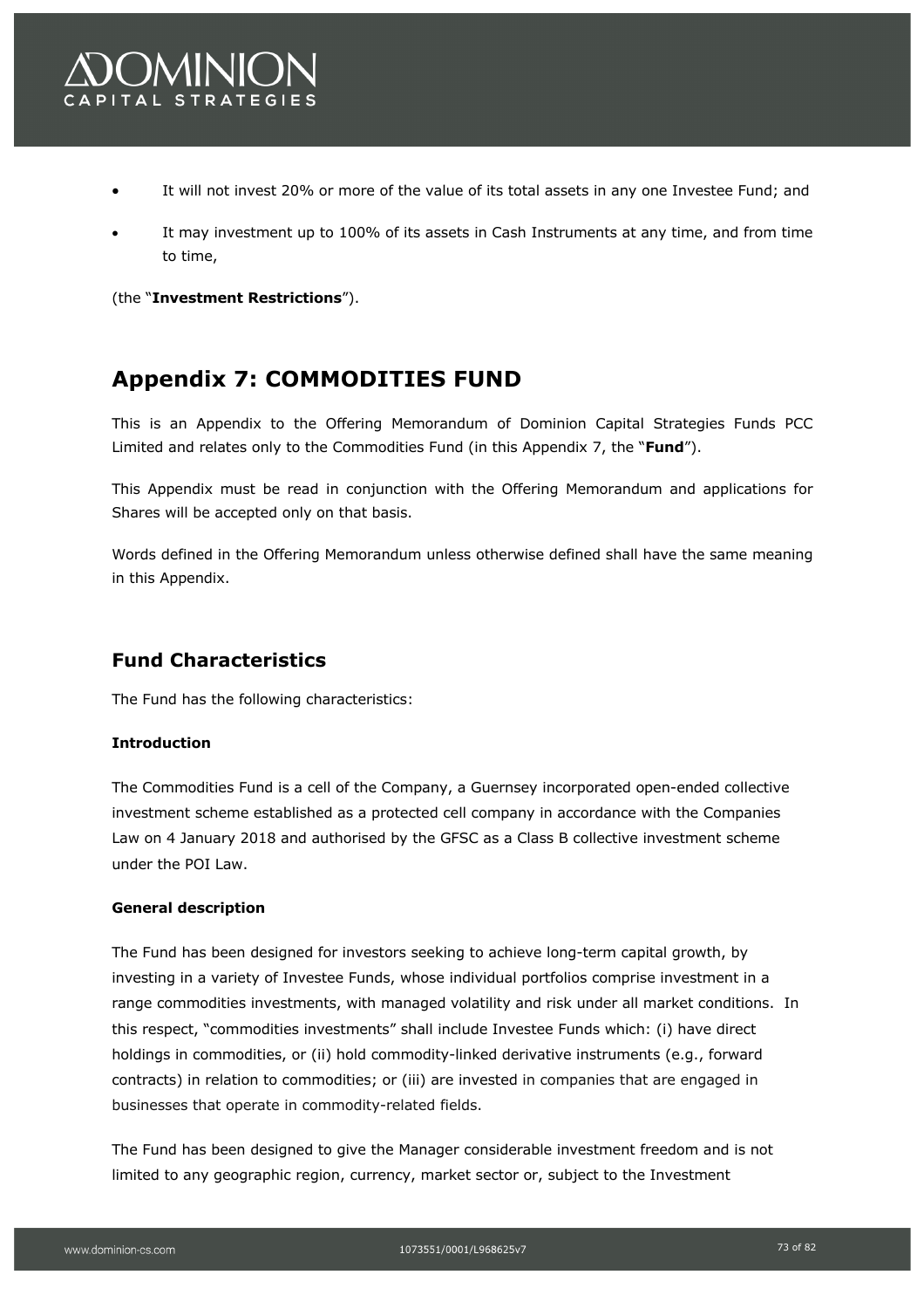- It will not invest 20% or more of the value of its total assets in any one Investee Fund; and
- It may investment up to 100% of its assets in Cash Instruments at any time, and from time to time,

(the "**Investment Restrictions**").

# Appendix 7: COMMODITIES FUND

This is an Appendix to the Offering Memorandum of Dominion Capital Strategies Funds PCC Limited and relates only to the Commodities Fund (in this Appendix 7, the "**Fund**").

This Appendix must be read in conjunction with the Offering Memorandum and applications for Shares will be accepted only on that basis.

Words defined in the Offering Memorandum unless otherwise defined shall have the same meaning in this Appendix.

## Fund Characteristics

The Fund has the following characteristics:

**Introduction**

The Commodities Fund is a cell of the Company, a Guernsey incorporated open-ended collective investment scheme established as a protected cell company in accordance with the Companies Law on 4 January 2018 and authorised by the GFSC as a Class B collective investment scheme under the POI Law.

**General description**

The Fund has been designed for investors seeking to achieve long-term capital growth, by investing in a variety of Investee Funds, whose individual portfolios comprise investment in a range commodities investments, with managed volatility and risk under all market conditions. In this respect, "commodities investments" shall include Investee Funds which: (i) have direct holdings in commodities, or (ii) hold commodity-linked derivative instruments (e.g., forward contracts) in relation to commodities; or (iii) are invested in companies that are engaged in businesses that operate in commodity-related fields.

The Fund has been designed to give the Manager considerable investment freedom and is not limited to any geographic region, currency, market sector or, subject to the Investment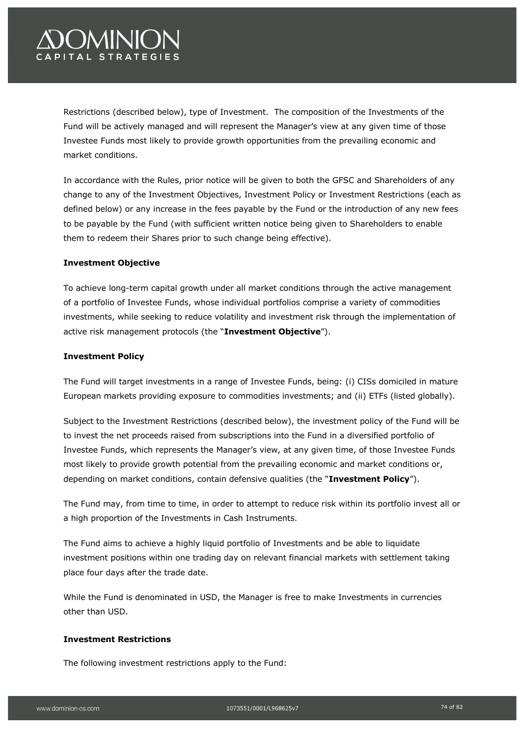Restrictions (described below), type of Investment. The composition of the Investments of the Fund will be actively managed and will represent the Manager's view at any given time of those Investee Funds most likely to provide growth opportunities from the prevailing economic and market conditions.

In accordance with the Rules, prior notice will be given to both the GFSC and Shareholders of any change to any of the Investment Objectives, Investment Policy or Investment Restrictions (each as defined below) or any increase in the fees payable by the Fund or the introduction of any new fees to be payable by the Fund (with sufficient written notice being given to Shareholders to enable them to redeem their Shares prior to such change being effective).

**Investment Objective**

To achieve long-term capital growth under all market conditions through the active management of a portfolio of Investee Funds, whose individual portfolios comprise a variety of commodities investments, while seeking to reduce volatility and investment risk through the implementation of active risk management protocols (the "**Investment Objective**").

**Investment Policy**

The Fund will target investments in a range of Investee Funds, being: (i) CISs domiciled in mature European markets providing exposure to commodities investments; and (ii) ETFs (listed globally).

Subject to the Investment Restrictions (described below), the investment policy of the Fund will be to invest the net proceeds raised from subscriptions into the Fund in a diversified portfolio of Investee Funds, which represents the Manager's view, at any given time, of those Investee Funds most likely to provide growth potential from the prevailing economic and market conditions or, depending on market conditions, contain defensive qualities (the "**Investment Policy**").

The Fund may, from time to time, in order to attempt to reduce risk within its portfolio invest all or a high proportion of the Investments in Cash Instruments.

The Fund aims to achieve a highly liquid portfolio of Investments and be able to liquidate investment positions within one trading day on relevant financial markets with settlement taking place four days after the trade date.

While the Fund is denominated in USD, the Manager is free to make Investments in currencies other than USD.

**Investment Restrictions**

The following investment restrictions apply to the Fund: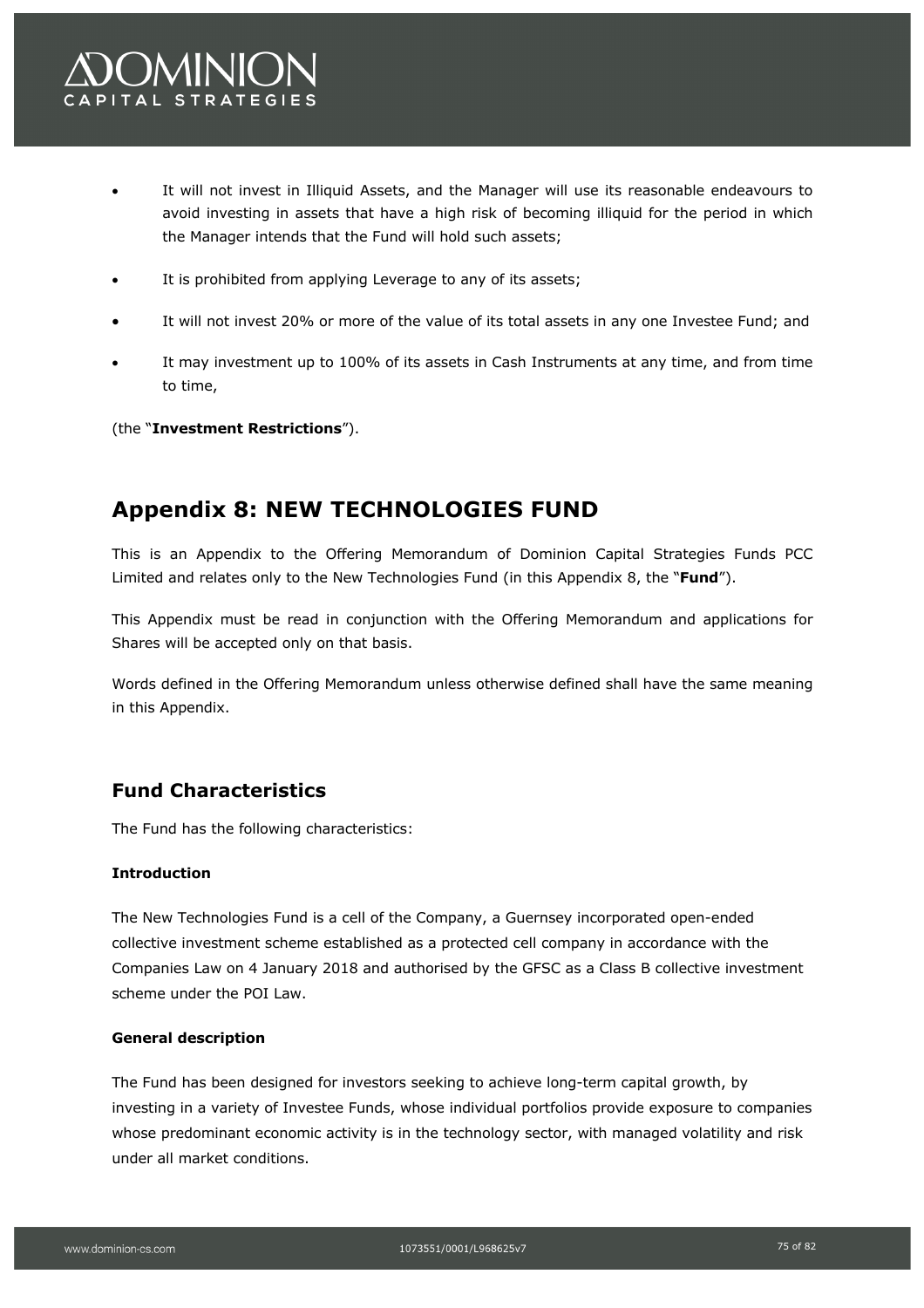- It will not invest in Illiquid Assets, and the Manager will use its reasonable endeavours to avoid investing in assets that have a high risk of becoming illiquid for the period in which the Manager intends that the Fund will hold such assets;
- It is prohibited from applying Leverage to any of its assets;
- It will not invest 20% or more of the value of its total assets in any one Investee Fund; and
- It may investment up to 100% of its assets in Cash Instruments at any time, and from time to time,

(the "**Investment Restrictions**").

## Appendix 8: NEW TECHNOLOGIES FUND

This is an Appendix to the Offering Memorandum of Dominion Capital Strategies Funds PCC Limited and relates only to the New Technologies Fund (in this Appendix 8, the "**Fund**").

This Appendix must be read in conjunction with the Offering Memorandum and applications for Shares will be accepted only on that basis.

Words defined in the Offering Memorandum unless otherwise defined shall have the same meaning in this Appendix.

### Fund Characteristics

The Fund has the following characteristics:

**Introduction**

The New Technologies Fund is a cell of the Company, a Guernsey incorporated open-ended collective investment scheme established as a protected cell company in accordance with the Companies Law on 4 January 2018 and authorised by the GFSC as a Class B collective investment scheme under the POI Law.

**General description**

The Fund has been designed for investors seeking to achieve long-term capital growth, by investing in a variety of Investee Funds, whose individual portfolios provide exposure to companies whose predominant economic activity is in the technology sector, with managed volatility and risk under all market conditions.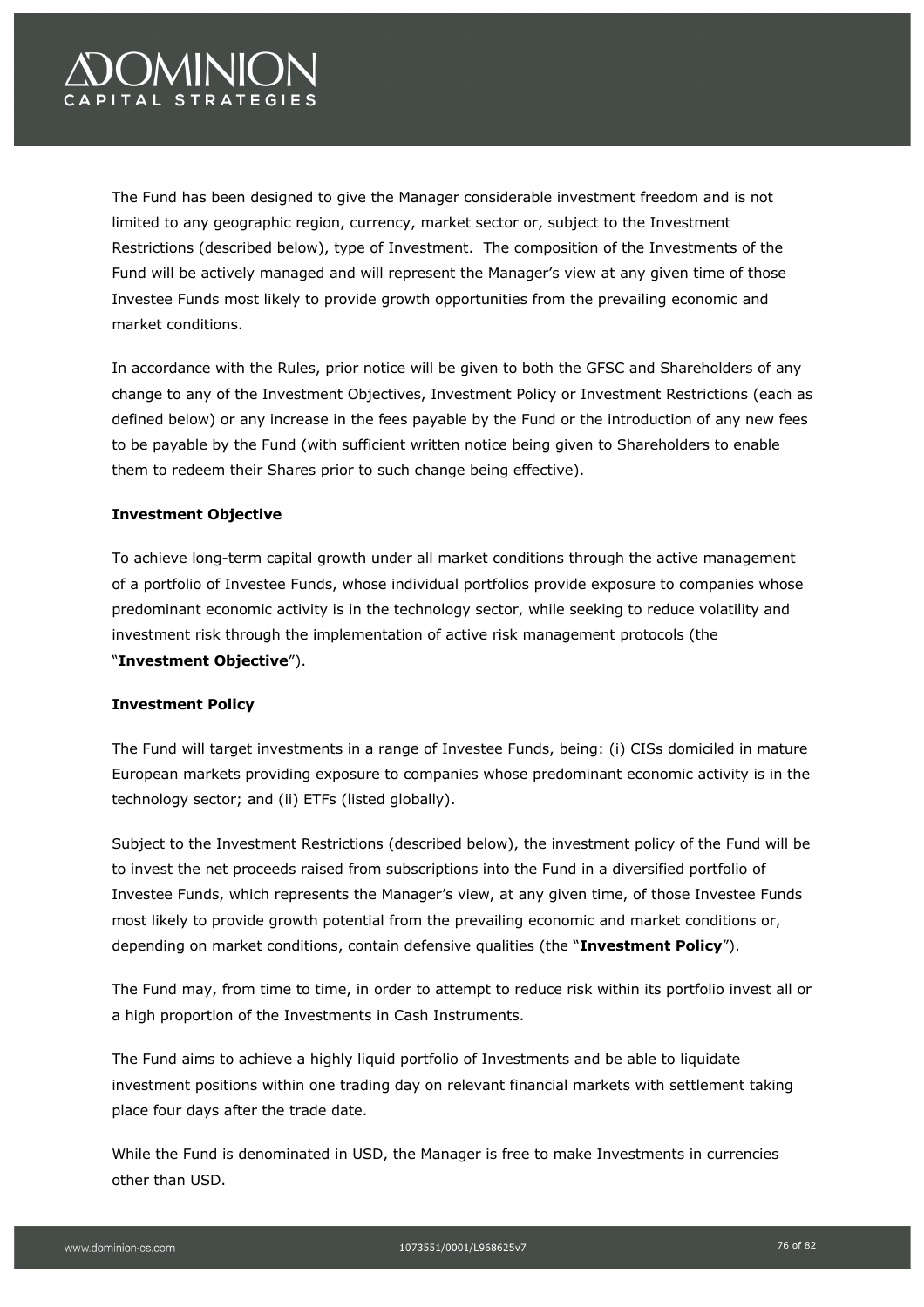The Fund has been designed to give the Manager considerable investment freedom and is not limited to any geographic region, currency, market sector or, subject to the Investment Restrictions (described below), type of Investment. The composition of the Investments of the Fund will be actively managed and will represent the Manager's view at any given time of those Investee Funds most likely to provide growth opportunities from the prevailing economic and market conditions.

In accordance with the Rules, prior notice will be given to both the GFSC and Shareholders of any change to any of the Investment Objectives, Investment Policy or Investment Restrictions (each as defined below) or any increase in the fees payable by the Fund or the introduction of any new fees to be payable by the Fund (with sufficient written notice being given to Shareholders to enable them to redeem their Shares prior to such change being effective).

**Investment Objective**

To achieve long-term capital growth under all market conditions through the active management of a portfolio of Investee Funds, whose individual portfolios provide exposure to companies whose predominant economic activity is in the technology sector, while seeking to reduce volatility and investment risk through the implementation of active risk management protocols (the "**Investment Objective**").

**Investment Policy**

The Fund will target investments in a range of Investee Funds, being: (i) CISs domiciled in mature European markets providing exposure to companies whose predominant economic activity is in the technology sector; and (ii) ETFs (listed globally).

Subject to the Investment Restrictions (described below), the investment policy of the Fund will be to invest the net proceeds raised from subscriptions into the Fund in a diversified portfolio of Investee Funds, which represents the Manager's view, at any given time, of those Investee Funds most likely to provide growth potential from the prevailing economic and market conditions or, depending on market conditions, contain defensive qualities (the "**Investment Policy**").

The Fund may, from time to time, in order to attempt to reduce risk within its portfolio invest all or a high proportion of the Investments in Cash Instruments.

The Fund aims to achieve a highly liquid portfolio of Investments and be able to liquidate investment positions within one trading day on relevant financial markets with settlement taking place four days after the trade date.

While the Fund is denominated in USD, the Manager is free to make Investments in currencies other than USD.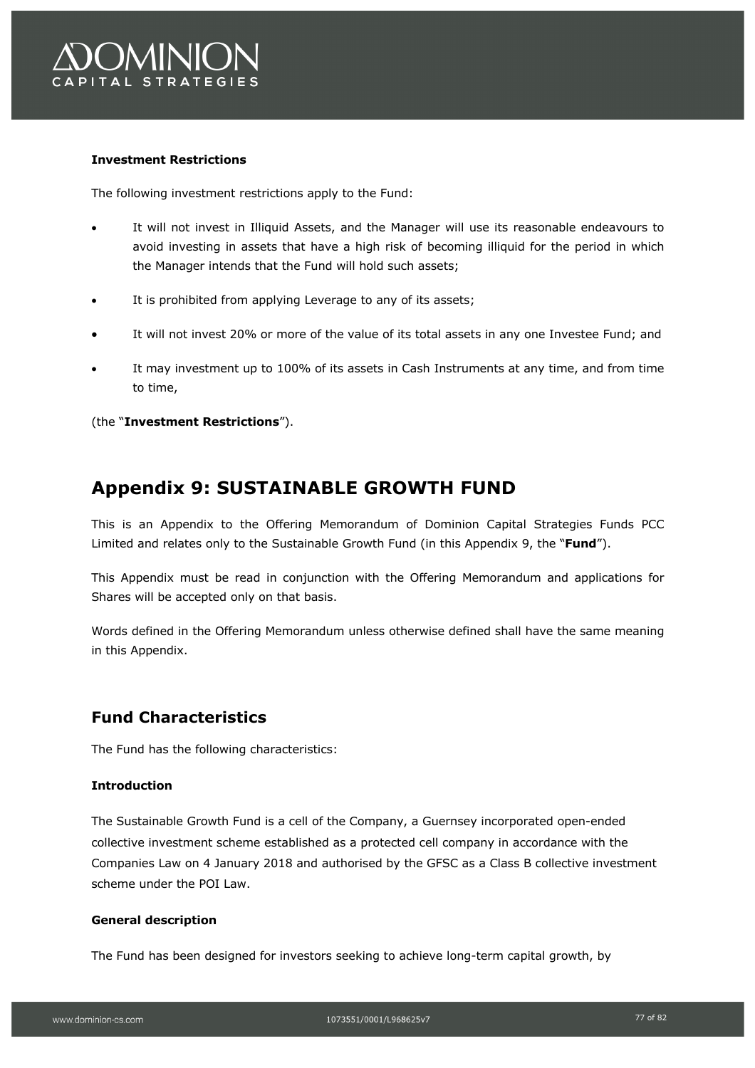**Investment Restrictions**

The following investment restrictions apply to the Fund:

- It will not invest in Illiquid Assets, and the Manager will use its reasonable endeavours to avoid investing in assets that have a high risk of becoming illiquid for the period in which the Manager intends that the Fund will hold such assets;
- It is prohibited from applying Leverage to any of its assets;
- It will not invest 20% or more of the value of its total assets in any one Investee Fund; and
- It may investment up to 100% of its assets in Cash Instruments at any time, and from time to time,

(the "**Investment Restrictions**").

# Appendix 9: SUSTAINABLE GROWTH FUND

This is an Appendix to the Offering Memorandum of Dominion Capital Strategies Funds PCC Limited and relates only to the Sustainable Growth Fund (in this Appendix 9, the "**Fund**").

This Appendix must be read in conjunction with the Offering Memorandum and applications for Shares will be accepted only on that basis.

Words defined in the Offering Memorandum unless otherwise defined shall have the same meaning in this Appendix.

## Fund Characteristics

The Fund has the following characteristics:

**Introduction**

The Sustainable Growth Fund is a cell of the Company, a Guernsey incorporated open-ended collective investment scheme established as a protected cell company in accordance with the Companies Law on 4 January 2018 and authorised by the GFSC as a Class B collective investment scheme under the POI Law.

**General description**

The Fund has been designed for investors seeking to achieve long-term capital growth, by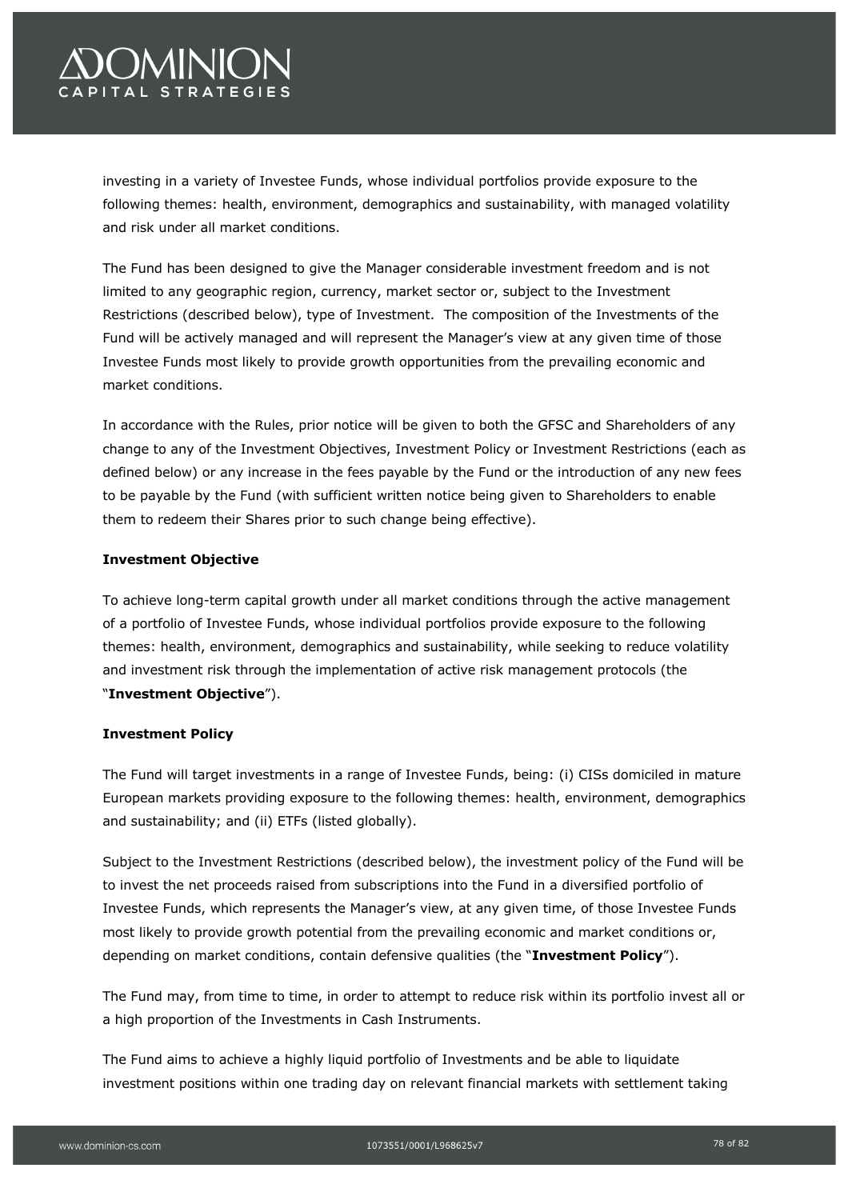investing in a variety of Investee Funds, whose individual portfolios provide exposure to the following themes: health, environment, demographics and sustainability, with managed volatility and risk under all market conditions.

The Fund has been designed to give the Manager considerable investment freedom and is not limited to any geographic region, currency, market sector or, subject to the Investment Restrictions (described below), type of Investment. The composition of the Investments of the Fund will be actively managed and will represent the Manager's view at any given time of those Investee Funds most likely to provide growth opportunities from the prevailing economic and market conditions.

In accordance with the Rules, prior notice will be given to both the GFSC and Shareholders of any change to any of the Investment Objectives, Investment Policy or Investment Restrictions (each as defined below) or any increase in the fees payable by the Fund or the introduction of any new fees to be payable by the Fund (with sufficient written notice being given to Shareholders to enable them to redeem their Shares prior to such change being effective).

**Investment Objective**

To achieve long-term capital growth under all market conditions through the active management of a portfolio of Investee Funds, whose individual portfolios provide exposure to the following themes: health, environment, demographics and sustainability, while seeking to reduce volatility and investment risk through the implementation of active risk management protocols (the "**Investment Objective**").

**Investment Policy**

The Fund will target investments in a range of Investee Funds, being: (i) CISs domiciled in mature European markets providing exposure to the following themes: health, environment, demographics and sustainability; and (ii) ETFs (listed globally).

Subject to the Investment Restrictions (described below), the investment policy of the Fund will be to invest the net proceeds raised from subscriptions into the Fund in a diversified portfolio of Investee Funds, which represents the Manager's view, at any given time, of those Investee Funds most likely to provide growth potential from the prevailing economic and market conditions or, depending on market conditions, contain defensive qualities (the "**Investment Policy**").

The Fund may, from time to time, in order to attempt to reduce risk within its portfolio invest all or a high proportion of the Investments in Cash Instruments.

The Fund aims to achieve a highly liquid portfolio of Investments and be able to liquidate investment positions within one trading day on relevant financial markets with settlement taking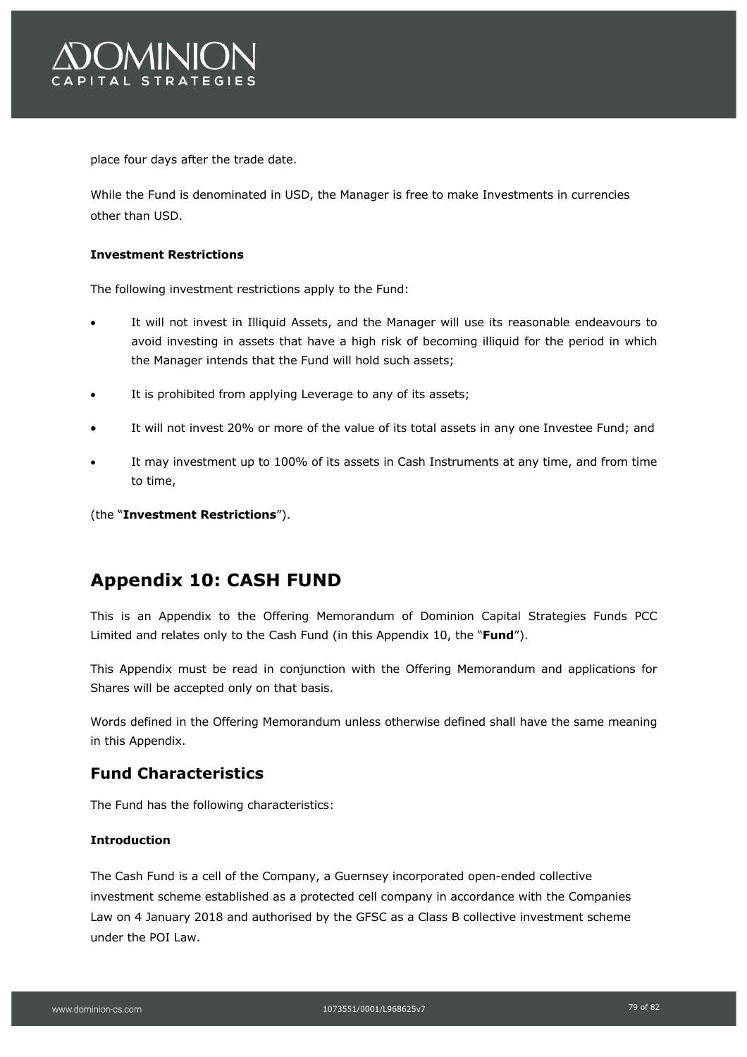place four days after the trade date.

While the Fund is denominated in USD, the Manager is free to make Investments in currencies other than USD.

**Investment Restrictions**

The following investment restrictions apply to the Fund:

- It will not invest in Illiquid Assets, and the Manager will use its reasonable endeavours to avoid investing in assets that have a high risk of becoming illiquid for the period in which the Manager intends that the Fund will hold such assets;
- It is prohibited from applying Leverage to any of its assets;
- It will not invest 20% or more of the value of its total assets in any one Investee Fund; and
- It may investment up to 100% of its assets in Cash Instruments at any time, and from time to time,

(the "**Investment Restrictions**").

# Appendix 10: CASH FUND

This is an Appendix to the Offering Memorandum of Dominion Capital Strategies Funds PCC Limited and relates only to the Cash Fund (in this Appendix 10, the "**Fund**").

This Appendix must be read in conjunction with the Offering Memorandum and applications for Shares will be accepted only on that basis.

Words defined in the Offering Memorandum unless otherwise defined shall have the same meaning in this Appendix.

## Fund Characteristics

The Fund has the following characteristics:

**Introduction**

The Cash Fund is a cell of the Company, a Guernsey incorporated open-ended collective investment scheme established as a protected cell company in accordance with the Companies Law on 4 January 2018 and authorised by the GFSC as a Class B collective investment scheme under the POI Law.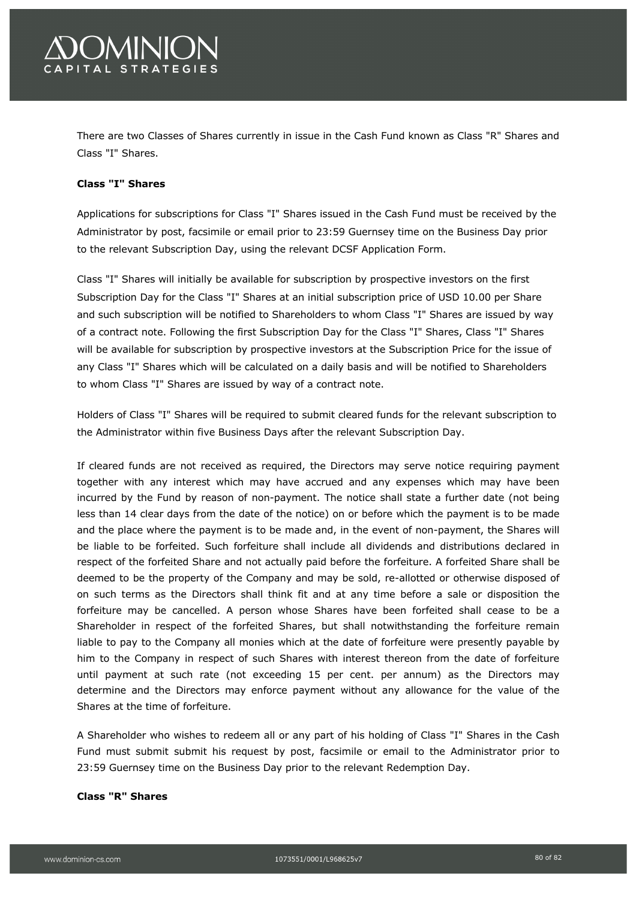There are two Classes of Shares currently in issue in the Cash Fund known as Class "R" Shares and Class "I" Shares.

**Class "I" Shares**

Applications for subscriptions for Class "I" Shares issued in the Cash Fund must be received by the Administrator by post, facsimile or email prior to 23:59 Guernsey time on the Business Day prior to the relevant Subscription Day, using the relevant DCSF Application Form.

Class "I" Shares will initially be available for subscription by prospective investors on the first Subscription Day for the Class "I" Shares at an initial subscription price of USD 10.00 per Share and such subscription will be notified to Shareholders to whom Class "I" Shares are issued by way of a contract note. Following the first Subscription Day for the Class "I" Shares, Class "I" Shares will be available for subscription by prospective investors at the Subscription Price for the issue of any Class "I" Shares which will be calculated on a daily basis and will be notified to Shareholders to whom Class "I" Shares are issued by way of a contract note.

Holders of Class "I" Shares will be required to submit cleared funds for the relevant subscription to the Administrator within five Business Days after the relevant Subscription Day.

If cleared funds are not received as required, the Directors may serve notice requiring payment together with any interest which may have accrued and any expenses which may have been incurred by the Fund by reason of non-payment. The notice shall state a further date (not being less than 14 clear days from the date of the notice) on or before which the payment is to be made and the place where the payment is to be made and, in the event of non-payment, the Shares will be liable to be forfeited. Such forfeiture shall include all dividends and distributions declared in respect of the forfeited Share and not actually paid before the forfeiture. A forfeited Share shall be deemed to be the property of the Company and may be sold, re-allotted or otherwise disposed of on such terms as the Directors shall think fit and at any time before a sale or disposition the forfeiture may be cancelled. A person whose Shares have been forfeited shall cease to be a Shareholder in respect of the forfeited Shares, but shall notwithstanding the forfeiture remain liable to pay to the Company all monies which at the date of forfeiture were presently payable by him to the Company in respect of such Shares with interest thereon from the date of forfeiture until payment at such rate (not exceeding 15 per cent. per annum) as the Directors may determine and the Directors may enforce payment without any allowance for the value of the Shares at the time of forfeiture.

A Shareholder who wishes to redeem all or any part of his holding of Class "I" Shares in the Cash Fund must submit submit his request by post, facsimile or email to the Administrator prior to 23:59 Guernsey time on the Business Day prior to the relevant Redemption Day.

**Class "R" Shares**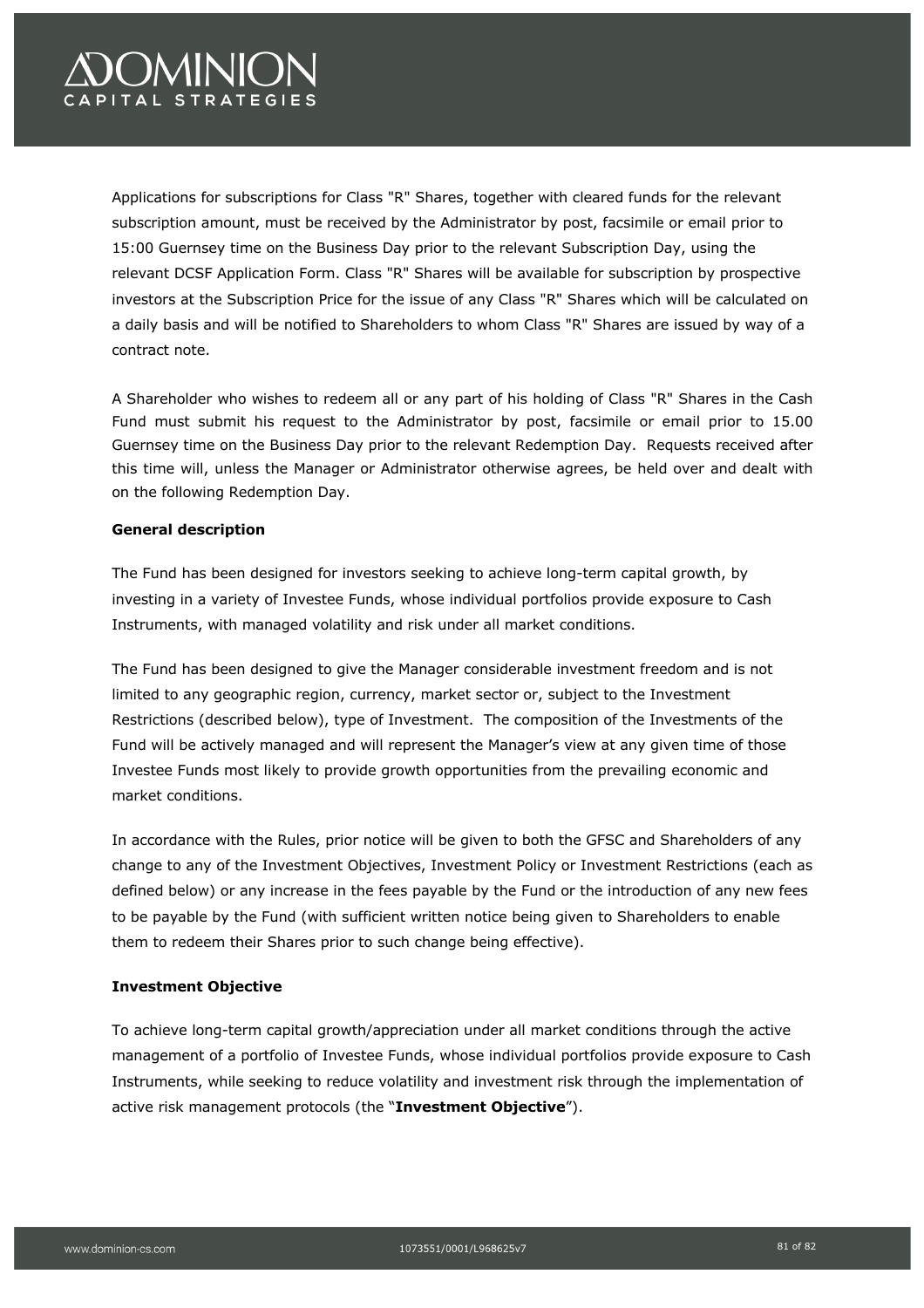Applications for subscriptions for Class "R" Shares, together with cleared funds for the relevant subscription amount, must be received by the Administrator by post, facsimile or email prior to 15:00 Guernsey time on the Business Day prior to the relevant Subscription Day, using the relevant DCSF Application Form. Class "R" Shares will be available for subscription by prospective investors at the Subscription Price for the issue of any Class "R" Shares which will be calculated on a daily basis and will be notified to Shareholders to whom Class "R" Shares are issued by way of a contract note.

A Shareholder who wishes to redeem all or any part of his holding of Class "R" Shares in the Cash Fund must submit his request to the Administrator by post, facsimile or email prior to 15.00 Guernsey time on the Business Day prior to the relevant Redemption Day. Requests received after this time will, unless the Manager or Administrator otherwise agrees, be held over and dealt with on the following Redemption Day.

**General description**

The Fund has been designed for investors seeking to achieve long-term capital growth, by investing in a variety of Investee Funds, whose individual portfolios provide exposure to Cash Instruments, with managed volatility and risk under all market conditions.

The Fund has been designed to give the Manager considerable investment freedom and is not limited to any geographic region, currency, market sector or, subject to the Investment Restrictions (described below), type of Investment. The composition of the Investments of the Fund will be actively managed and will represent the Manager's view at any given time of those Investee Funds most likely to provide growth opportunities from the prevailing economic and market conditions.

In accordance with the Rules, prior notice will be given to both the GFSC and Shareholders of any change to any of the Investment Objectives, Investment Policy or Investment Restrictions (each as defined below) or any increase in the fees payable by the Fund or the introduction of any new fees to be payable by the Fund (with sufficient written notice being given to Shareholders to enable them to redeem their Shares prior to such change being effective).

**Investment Objective**

To achieve long-term capital growth/appreciation under all market conditions through the active management of a portfolio of Investee Funds, whose individual portfolios provide exposure to Cash Instruments, while seeking to reduce volatility and investment risk through the implementation of active risk management protocols (the "**Investment Objective**").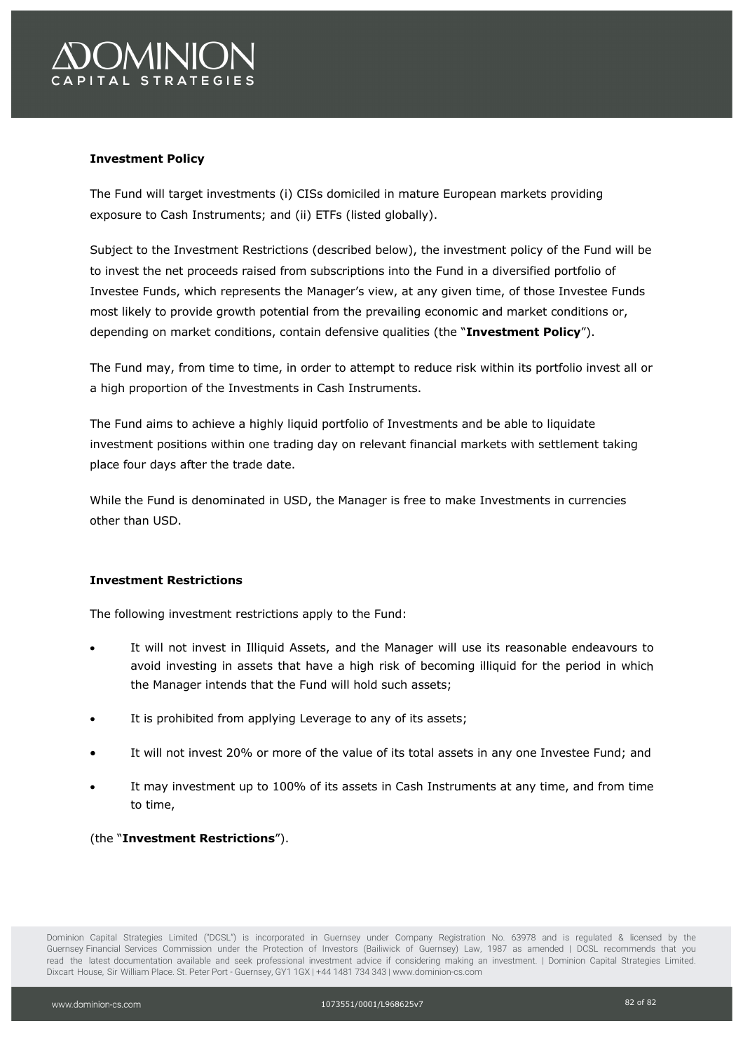**Investment Policy**

The Fund will target investments (i) CISs domiciled in mature European markets providing exposure to Cash Instruments; and (ii) ETFs (listed globally).

Subject to the Investment Restrictions (described below), the investment policy of the Fund will be to invest the net proceeds raised from subscriptions into the Fund in a diversified portfolio of Investee Funds, which represents the Manager's view, at any given time, of those Investee Funds most likely to provide growth potential from the prevailing economic and market conditions or, depending on market conditions, contain defensive qualities (the "**Investment Policy**").

The Fund may, from time to time, in order to attempt to reduce risk within its portfolio invest all or a high proportion of the Investments in Cash Instruments.

The Fund aims to achieve a highly liquid portfolio of Investments and be able to liquidate investment positions within one trading day on relevant financial markets with settlement taking place four days after the trade date.

While the Fund is denominated in USD, the Manager is free to make Investments in currencies other than USD.

**Investment Restrictions**

The following investment restrictions apply to the Fund:

- It will not invest in Illiquid Assets, and the Manager will use its reasonable endeavours to avoid investing in assets that have a high risk of becoming illiquid for the period in which the Manager intends that the Fund will hold such assets;
- It is prohibited from applying Leverage to any of its assets;
- It will not invest 20% or more of the value of its total assets in any one Investee Fund; and
- It may investment up to 100% of its assets in Cash Instruments at any time, and from time to time,

(the "**Investment Restrictions**").